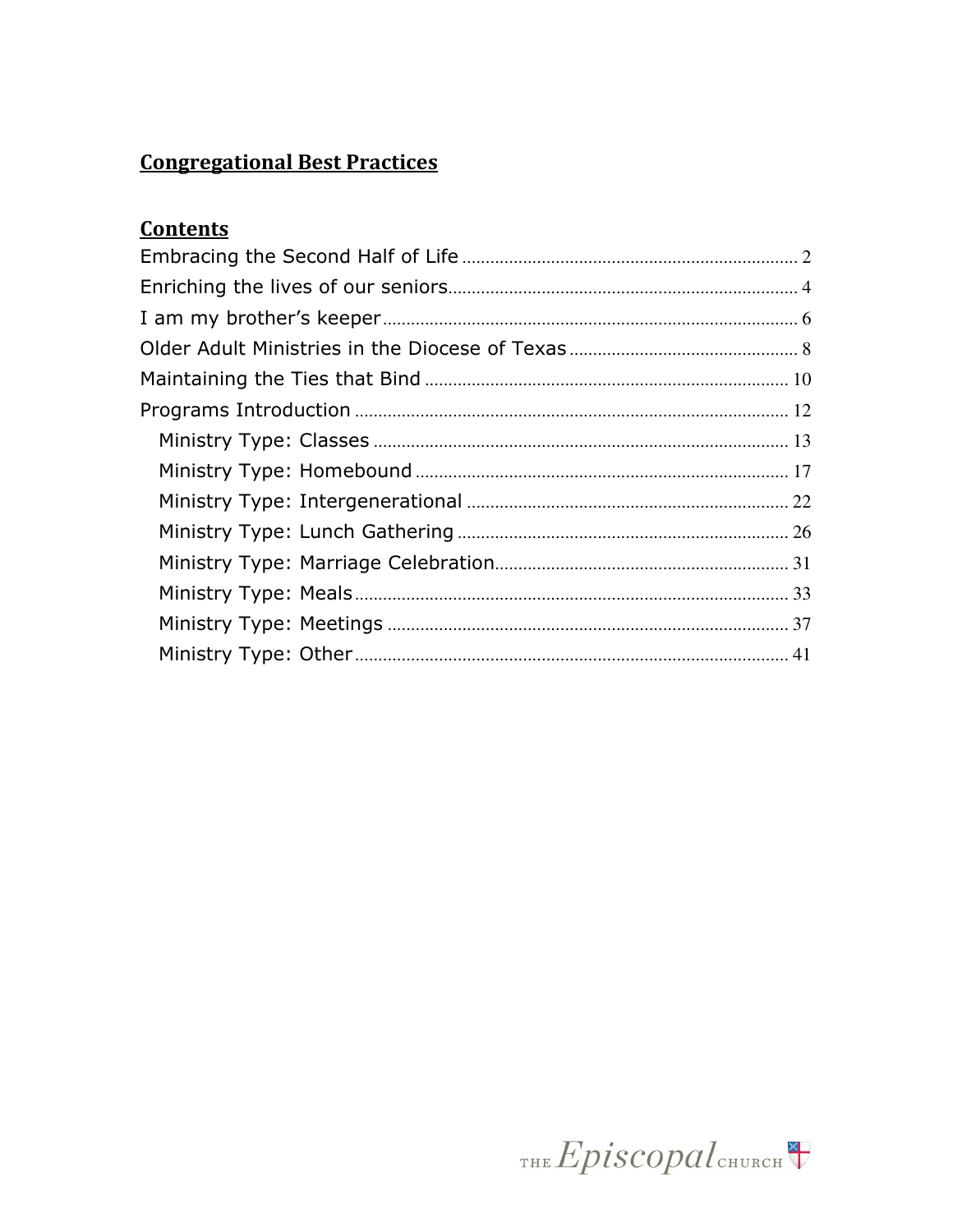## Congregational Best Practices

## Contents

Embracing the Second Half of Life ........ 2

Enriching the lives of our seniors ........ 4

I am my brother's keeper ........ 6

Older Adult Ministries in the Diocese of Texas ........ 8

Maintaining the Ties that Bind ........ 10

Programs Introduction ........ 12

- Ministry Type: Classes ........ 13
- Ministry Type: Homebound ........ 17
- Ministry Type: Intergenerational ........ 22
- Ministry Type: Lunch Gathering ........ 26
- Ministry Type: Marriage Celebration ........ 31
- Ministry Type: Meals ........ 33
- Ministry Type: Meetings ........ 37
- Ministry Type: Other ........ 41

THE Episcopal CHURCH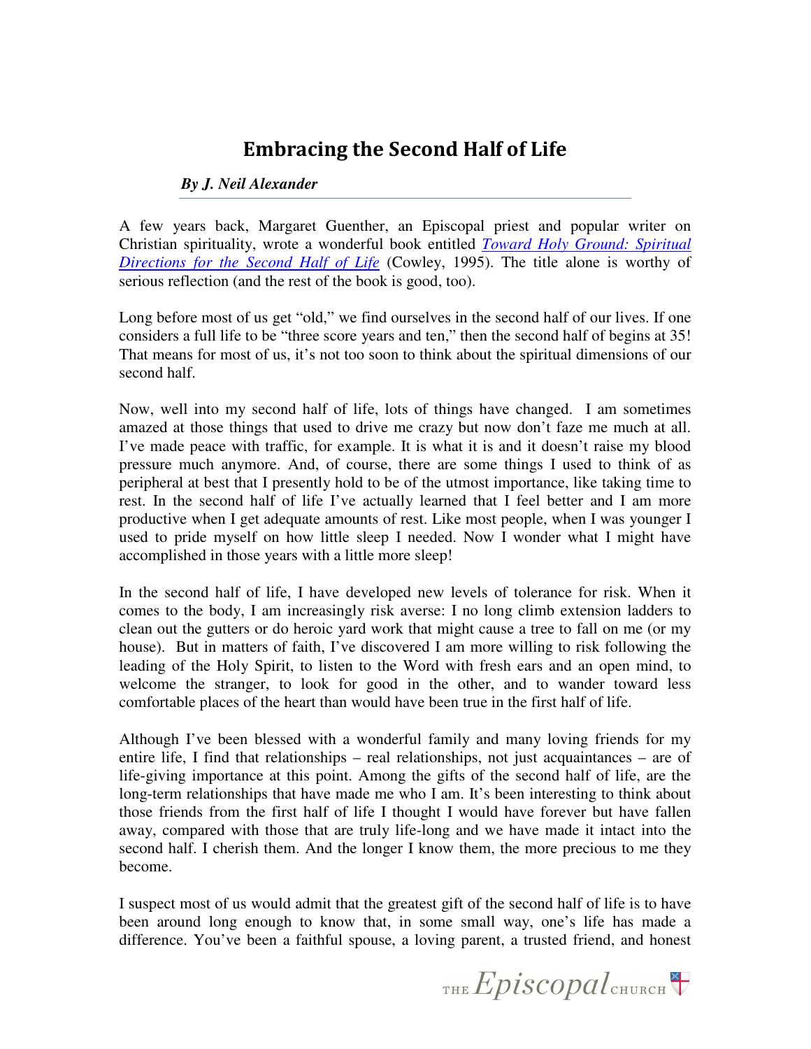# Embracing the Second Half of Life

***By J. Neil Alexander***

A few years back, Margaret Guenther, an Episcopal priest and popular writer on Christian spirituality, wrote a wonderful book entitled *Toward Holy Ground: Spiritual Directions for the Second Half of Life* (Cowley, 1995). The title alone is worthy of serious reflection (and the rest of the book is good, too).

Long before most of us get "old," we find ourselves in the second half of our lives. If one considers a full life to be "three score years and ten," then the second half of begins at 35! That means for most of us, it's not too soon to think about the spiritual dimensions of our second half.

Now, well into my second half of life, lots of things have changed. I am sometimes amazed at those things that used to drive me crazy but now don't faze me much at all. I've made peace with traffic, for example. It is what it is and it doesn't raise my blood pressure much anymore. And, of course, there are some things I used to think of as peripheral at best that I presently hold to be of the utmost importance, like taking time to rest. In the second half of life I've actually learned that I feel better and I am more productive when I get adequate amounts of rest. Like most people, when I was younger I used to pride myself on how little sleep I needed. Now I wonder what I might have accomplished in those years with a little more sleep!

In the second half of life, I have developed new levels of tolerance for risk. When it comes to the body, I am increasingly risk averse: I no long climb extension ladders to clean out the gutters or do heroic yard work that might cause a tree to fall on me (or my house). But in matters of faith, I've discovered I am more willing to risk following the leading of the Holy Spirit, to listen to the Word with fresh ears and an open mind, to welcome the stranger, to look for good in the other, and to wander toward less comfortable places of the heart than would have been true in the first half of life.

Although I've been blessed with a wonderful family and many loving friends for my entire life, I find that relationships – real relationships, not just acquaintances – are of life-giving importance at this point. Among the gifts of the second half of life, are the long-term relationships that have made me who I am. It's been interesting to think about those friends from the first half of life I thought I would have forever but have fallen away, compared with those that are truly life-long and we have made it intact into the second half. I cherish them. And the longer I know them, the more precious to me they become.

I suspect most of us would admit that the greatest gift of the second half of life is to have been around long enough to know that, in some small way, one's life has made a difference. You've been a faithful spouse, a loving parent, a trusted friend, and honest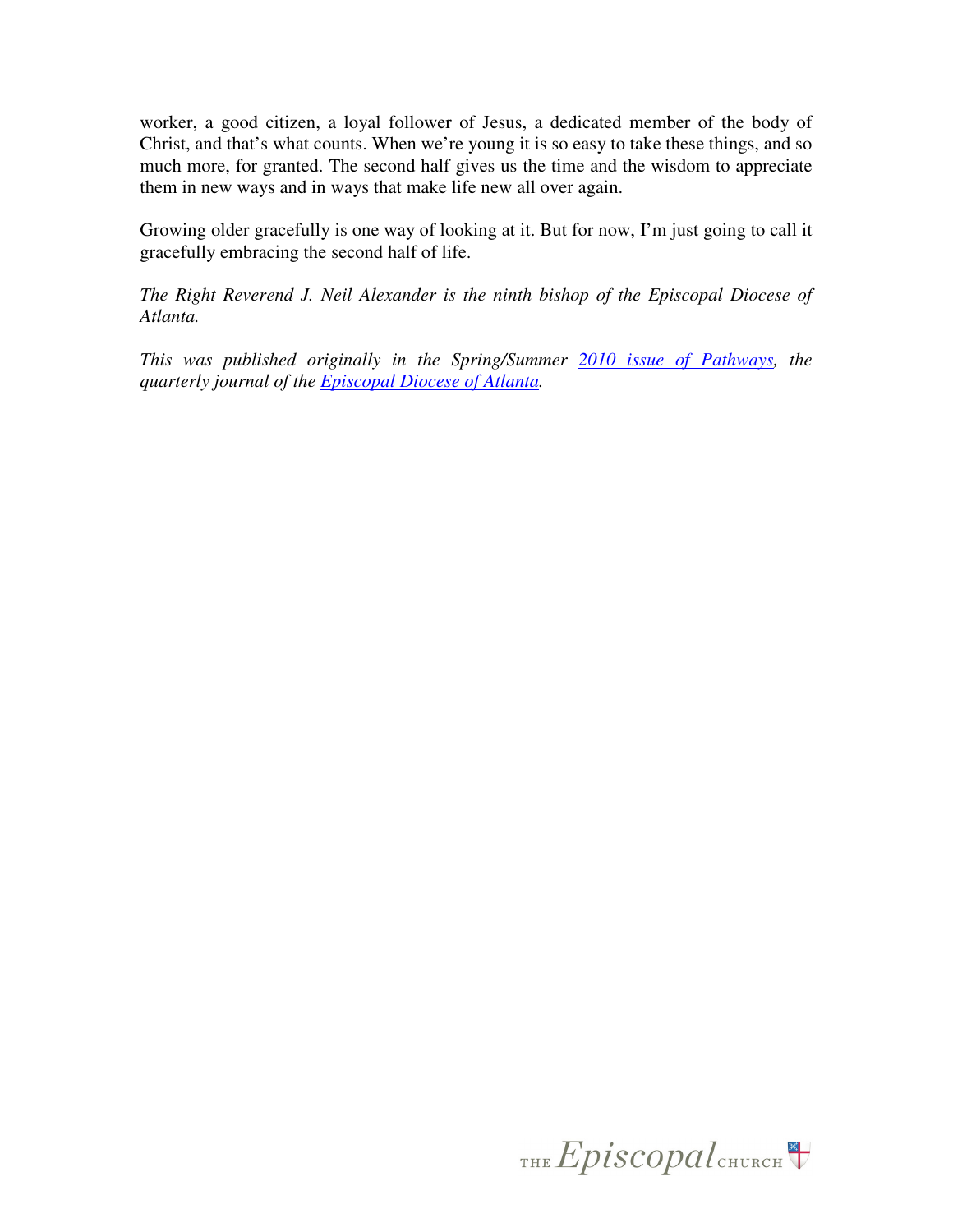worker, a good citizen, a loyal follower of Jesus, a dedicated member of the body of Christ, and that's what counts. When we're young it is so easy to take these things, and so much more, for granted. The second half gives us the time and the wisdom to appreciate them in new ways and in ways that make life new all over again.

Growing older gracefully is one way of looking at it. But for now, I'm just going to call it gracefully embracing the second half of life.

*The Right Reverend J. Neil Alexander is the ninth bishop of the Episcopal Diocese of Atlanta.*

*This was published originally in the Spring/Summer 2010 issue of Pathways, the quarterly journal of the Episcopal Diocese of Atlanta.*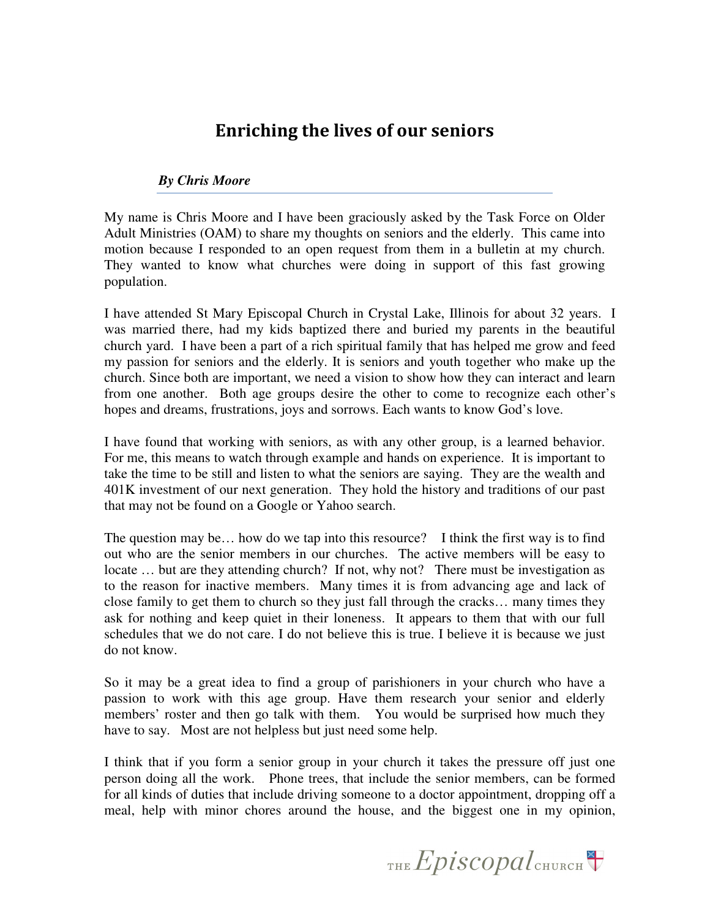# Enriching the lives of our seniors

***By Chris Moore***

My name is Chris Moore and I have been graciously asked by the Task Force on Older Adult Ministries (OAM) to share my thoughts on seniors and the elderly. This came into motion because I responded to an open request from them in a bulletin at my church. They wanted to know what churches were doing in support of this fast growing population.

I have attended St Mary Episcopal Church in Crystal Lake, Illinois for about 32 years. I was married there, had my kids baptized there and buried my parents in the beautiful church yard. I have been a part of a rich spiritual family that has helped me grow and feed my passion for seniors and the elderly. It is seniors and youth together who make up the church. Since both are important, we need a vision to show how they can interact and learn from one another. Both age groups desire the other to come to recognize each other's hopes and dreams, frustrations, joys and sorrows. Each wants to know God's love.

I have found that working with seniors, as with any other group, is a learned behavior. For me, this means to watch through example and hands on experience. It is important to take the time to be still and listen to what the seniors are saying. They are the wealth and 401K investment of our next generation. They hold the history and traditions of our past that may not be found on a Google or Yahoo search.

The question may be… how do we tap into this resource? I think the first way is to find out who are the senior members in our churches. The active members will be easy to locate … but are they attending church? If not, why not? There must be investigation as to the reason for inactive members. Many times it is from advancing age and lack of close family to get them to church so they just fall through the cracks… many times they ask for nothing and keep quiet in their loneness. It appears to them that with our full schedules that we do not care. I do not believe this is true. I believe it is because we just do not know.

So it may be a great idea to find a group of parishioners in your church who have a passion to work with this age group. Have them research your senior and elderly members' roster and then go talk with them. You would be surprised how much they have to say. Most are not helpless but just need some help.

I think that if you form a senior group in your church it takes the pressure off just one person doing all the work. Phone trees, that include the senior members, can be formed for all kinds of duties that include driving someone to a doctor appointment, dropping off a meal, help with minor chores around the house, and the biggest one in my opinion,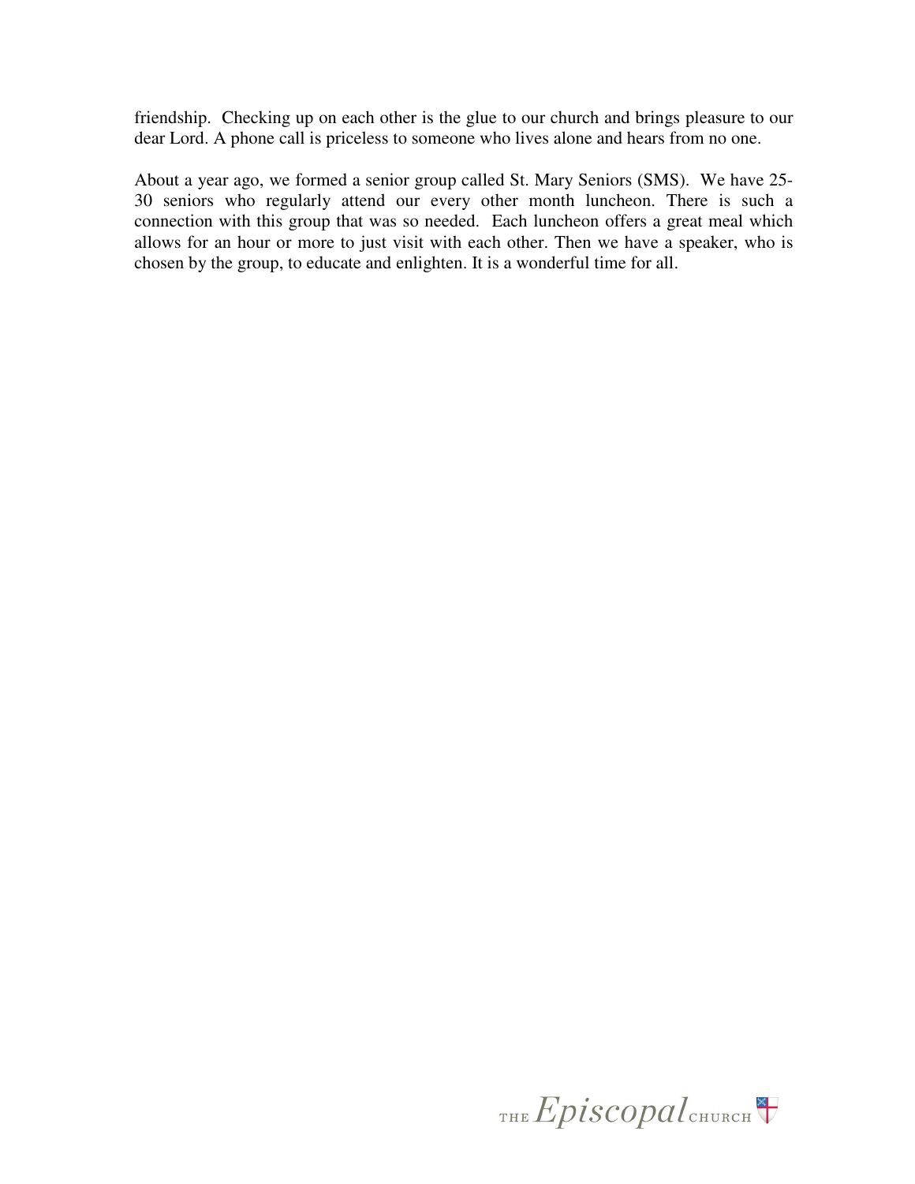friendship. Checking up on each other is the glue to our church and brings pleasure to our dear Lord. A phone call is priceless to someone who lives alone and hears from no one.

About a year ago, we formed a senior group called St. Mary Seniors (SMS). We have 25-30 seniors who regularly attend our every other month luncheon. There is such a connection with this group that was so needed. Each luncheon offers a great meal which allows for an hour or more to just visit with each other. Then we have a speaker, who is chosen by the group, to educate and enlighten. It is a wonderful time for all.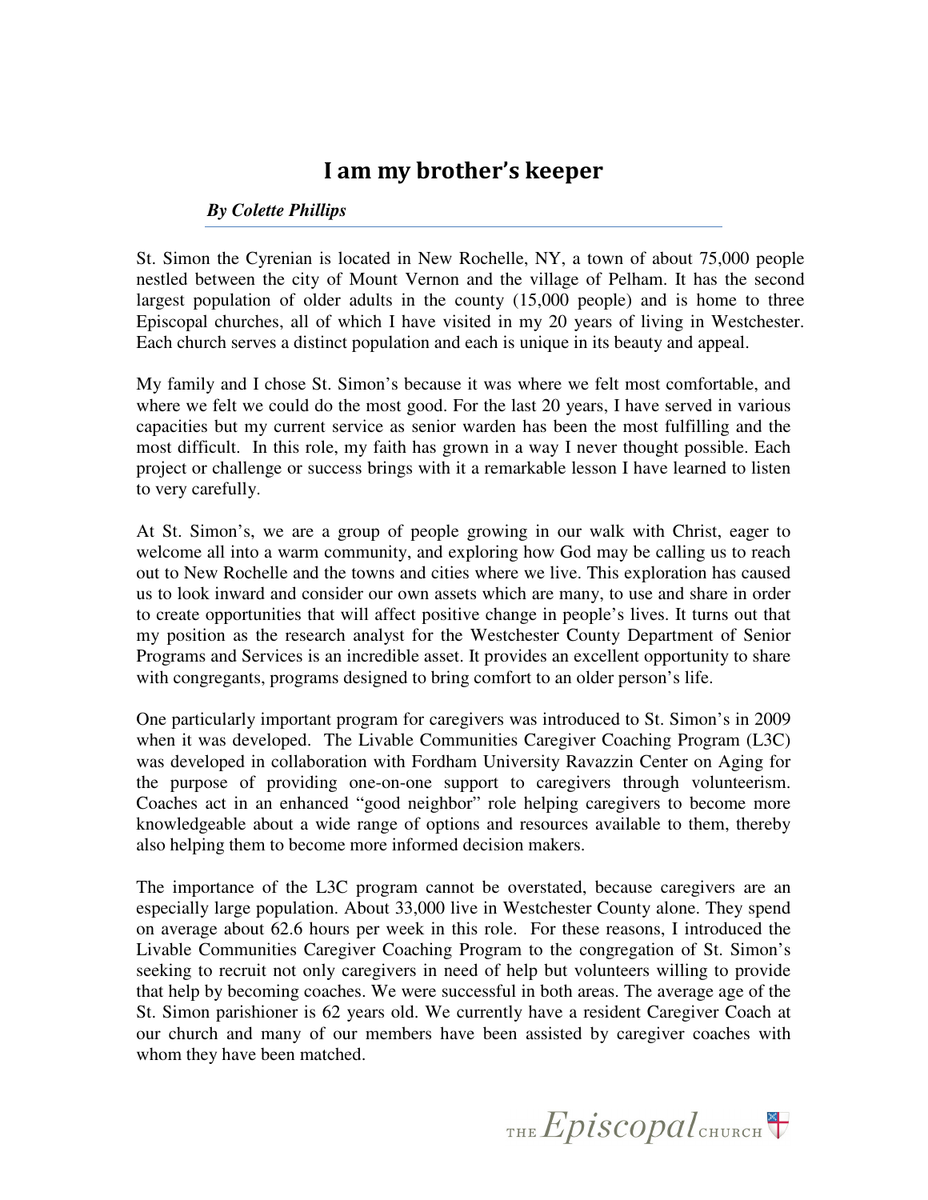# I am my brother's keeper

***By Colette Phillips***

St. Simon the Cyrenian is located in New Rochelle, NY, a town of about 75,000 people nestled between the city of Mount Vernon and the village of Pelham. It has the second largest population of older adults in the county (15,000 people) and is home to three Episcopal churches, all of which I have visited in my 20 years of living in Westchester. Each church serves a distinct population and each is unique in its beauty and appeal.

My family and I chose St. Simon's because it was where we felt most comfortable, and where we felt we could do the most good. For the last 20 years, I have served in various capacities but my current service as senior warden has been the most fulfilling and the most difficult. In this role, my faith has grown in a way I never thought possible. Each project or challenge or success brings with it a remarkable lesson I have learned to listen to very carefully.

At St. Simon's, we are a group of people growing in our walk with Christ, eager to welcome all into a warm community, and exploring how God may be calling us to reach out to New Rochelle and the towns and cities where we live. This exploration has caused us to look inward and consider our own assets which are many, to use and share in order to create opportunities that will affect positive change in people's lives. It turns out that my position as the research analyst for the Westchester County Department of Senior Programs and Services is an incredible asset. It provides an excellent opportunity to share with congregants, programs designed to bring comfort to an older person's life.

One particularly important program for caregivers was introduced to St. Simon's in 2009 when it was developed. The Livable Communities Caregiver Coaching Program (L3C) was developed in collaboration with Fordham University Ravazzin Center on Aging for the purpose of providing one-on-one support to caregivers through volunteerism. Coaches act in an enhanced "good neighbor" role helping caregivers to become more knowledgeable about a wide range of options and resources available to them, thereby also helping them to become more informed decision makers.

The importance of the L3C program cannot be overstated, because caregivers are an especially large population. About 33,000 live in Westchester County alone. They spend on average about 62.6 hours per week in this role. For these reasons, I introduced the Livable Communities Caregiver Coaching Program to the congregation of St. Simon's seeking to recruit not only caregivers in need of help but volunteers willing to provide that help by becoming coaches. We were successful in both areas. The average age of the St. Simon parishioner is 62 years old. We currently have a resident Caregiver Coach at our church and many of our members have been assisted by caregiver coaches with whom they have been matched.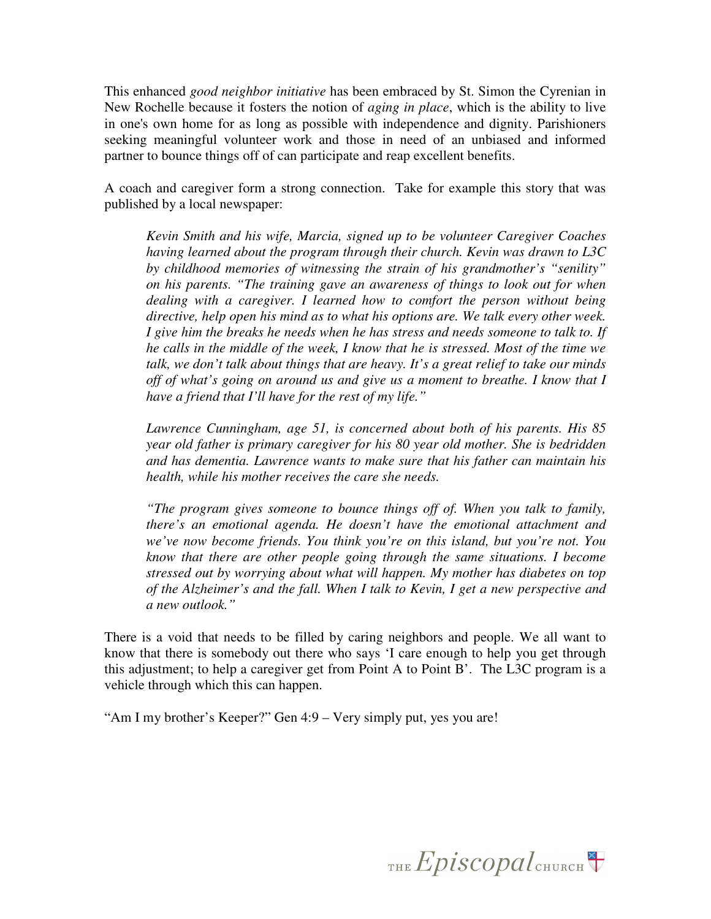This enhanced *good neighbor initiative* has been embraced by St. Simon the Cyrenian in New Rochelle because it fosters the notion of *aging in place*, which is the ability to live in one's own home for as long as possible with independence and dignity. Parishioners seeking meaningful volunteer work and those in need of an unbiased and informed partner to bounce things off of can participate and reap excellent benefits.

A coach and caregiver form a strong connection. Take for example this story that was published by a local newspaper:

> *Kevin Smith and his wife, Marcia, signed up to be volunteer Caregiver Coaches having learned about the program through their church. Kevin was drawn to L3C by childhood memories of witnessing the strain of his grandmother's "senility" on his parents. "The training gave an awareness of things to look out for when dealing with a caregiver. I learned how to comfort the person without being directive, help open his mind as to what his options are. We talk every other week. I give him the breaks he needs when he has stress and needs someone to talk to. If he calls in the middle of the week, I know that he is stressed. Most of the time we talk, we don't talk about things that are heavy. It's a great relief to take our minds off of what's going on around us and give us a moment to breathe. I know that I have a friend that I'll have for the rest of my life."*
>
> *Lawrence Cunningham, age 51, is concerned about both of his parents. His 85 year old father is primary caregiver for his 80 year old mother. She is bedridden and has dementia. Lawrence wants to make sure that his father can maintain his health, while his mother receives the care she needs.*
>
> *"The program gives someone to bounce things off of. When you talk to family, there's an emotional agenda. He doesn't have the emotional attachment and we've now become friends. You think you're on this island, but you're not. You know that there are other people going through the same situations. I become stressed out by worrying about what will happen. My mother has diabetes on top of the Alzheimer's and the fall. When I talk to Kevin, I get a new perspective and a new outlook."*

There is a void that needs to be filled by caring neighbors and people. We all want to know that there is somebody out there who says 'I care enough to help you get through this adjustment; to help a caregiver get from Point A to Point B'. The L3C program is a vehicle through which this can happen.

"Am I my brother's Keeper?" Gen 4:9 – Very simply put, yes you are!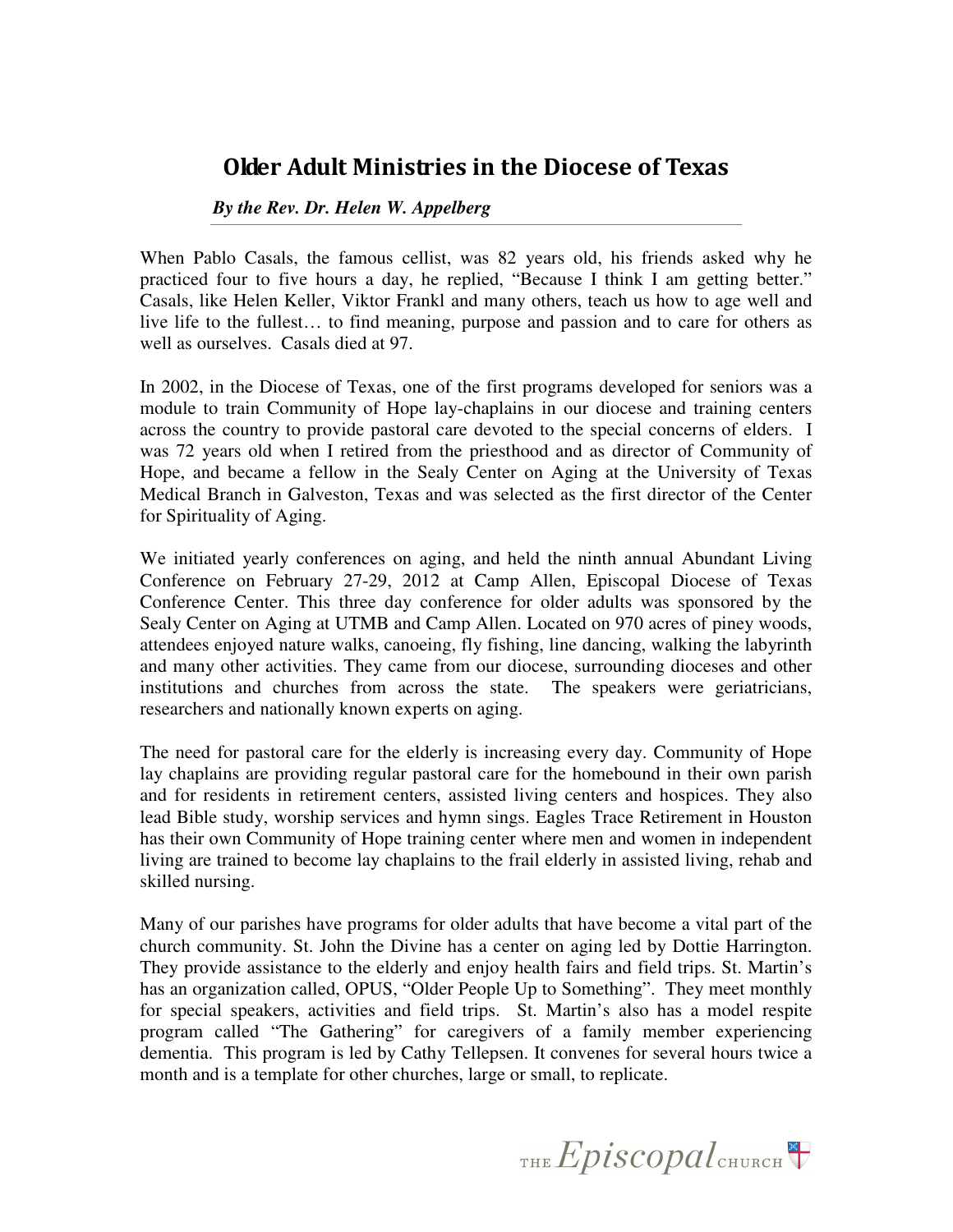## Older Adult Ministries in the Diocese of Texas

***By the Rev. Dr. Helen W. Appelberg***

When Pablo Casals, the famous cellist, was 82 years old, his friends asked why he practiced four to five hours a day, he replied, "Because I think I am getting better." Casals, like Helen Keller, Viktor Frankl and many others, teach us how to age well and live life to the fullest… to find meaning, purpose and passion and to care for others as well as ourselves. Casals died at 97.

In 2002, in the Diocese of Texas, one of the first programs developed for seniors was a module to train Community of Hope lay-chaplains in our diocese and training centers across the country to provide pastoral care devoted to the special concerns of elders. I was 72 years old when I retired from the priesthood and as director of Community of Hope, and became a fellow in the Sealy Center on Aging at the University of Texas Medical Branch in Galveston, Texas and was selected as the first director of the Center for Spirituality of Aging.

We initiated yearly conferences on aging, and held the ninth annual Abundant Living Conference on February 27-29, 2012 at Camp Allen, Episcopal Diocese of Texas Conference Center. This three day conference for older adults was sponsored by the Sealy Center on Aging at UTMB and Camp Allen. Located on 970 acres of piney woods, attendees enjoyed nature walks, canoeing, fly fishing, line dancing, walking the labyrinth and many other activities. They came from our diocese, surrounding dioceses and other institutions and churches from across the state. The speakers were geriatricians, researchers and nationally known experts on aging.

The need for pastoral care for the elderly is increasing every day. Community of Hope lay chaplains are providing regular pastoral care for the homebound in their own parish and for residents in retirement centers, assisted living centers and hospices. They also lead Bible study, worship services and hymn sings. Eagles Trace Retirement in Houston has their own Community of Hope training center where men and women in independent living are trained to become lay chaplains to the frail elderly in assisted living, rehab and skilled nursing.

Many of our parishes have programs for older adults that have become a vital part of the church community. St. John the Divine has a center on aging led by Dottie Harrington. They provide assistance to the elderly and enjoy health fairs and field trips. St. Martin's has an organization called, OPUS, "Older People Up to Something". They meet monthly for special speakers, activities and field trips. St. Martin's also has a model respite program called "The Gathering" for caregivers of a family member experiencing dementia. This program is led by Cathy Tellepsen. It convenes for several hours twice a month and is a template for other churches, large or small, to replicate.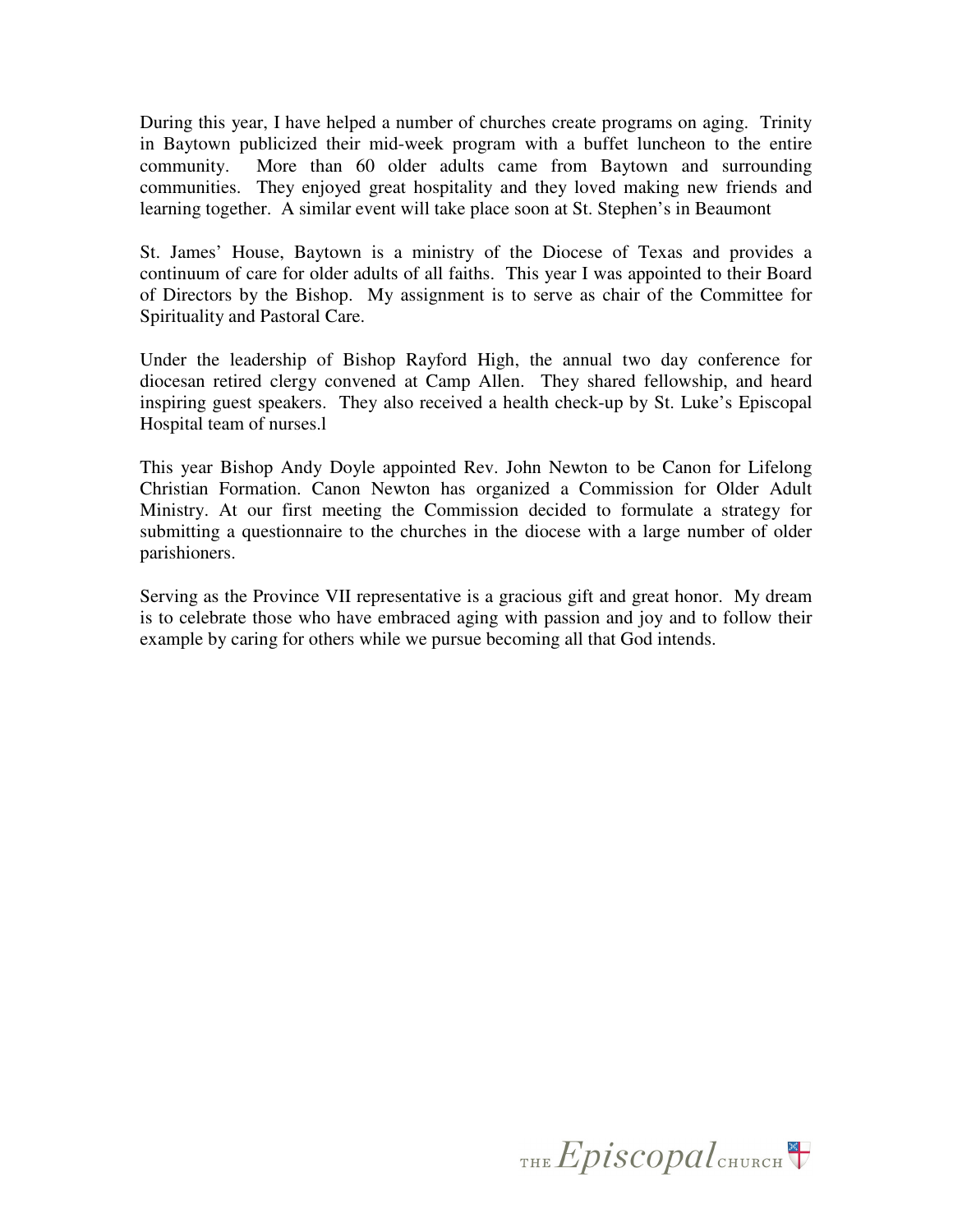During this year, I have helped a number of churches create programs on aging. Trinity in Baytown publicized their mid-week program with a buffet luncheon to the entire community. More than 60 older adults came from Baytown and surrounding communities. They enjoyed great hospitality and they loved making new friends and learning together. A similar event will take place soon at St. Stephen's in Beaumont

St. James' House, Baytown is a ministry of the Diocese of Texas and provides a continuum of care for older adults of all faiths. This year I was appointed to their Board of Directors by the Bishop. My assignment is to serve as chair of the Committee for Spirituality and Pastoral Care.

Under the leadership of Bishop Rayford High, the annual two day conference for diocesan retired clergy convened at Camp Allen. They shared fellowship, and heard inspiring guest speakers. They also received a health check-up by St. Luke's Episcopal Hospital team of nurses.l

This year Bishop Andy Doyle appointed Rev. John Newton to be Canon for Lifelong Christian Formation. Canon Newton has organized a Commission for Older Adult Ministry. At our first meeting the Commission decided to formulate a strategy for submitting a questionnaire to the churches in the diocese with a large number of older parishioners.

Serving as the Province VII representative is a gracious gift and great honor. My dream is to celebrate those who have embraced aging with passion and joy and to follow their example by caring for others while we pursue becoming all that God intends.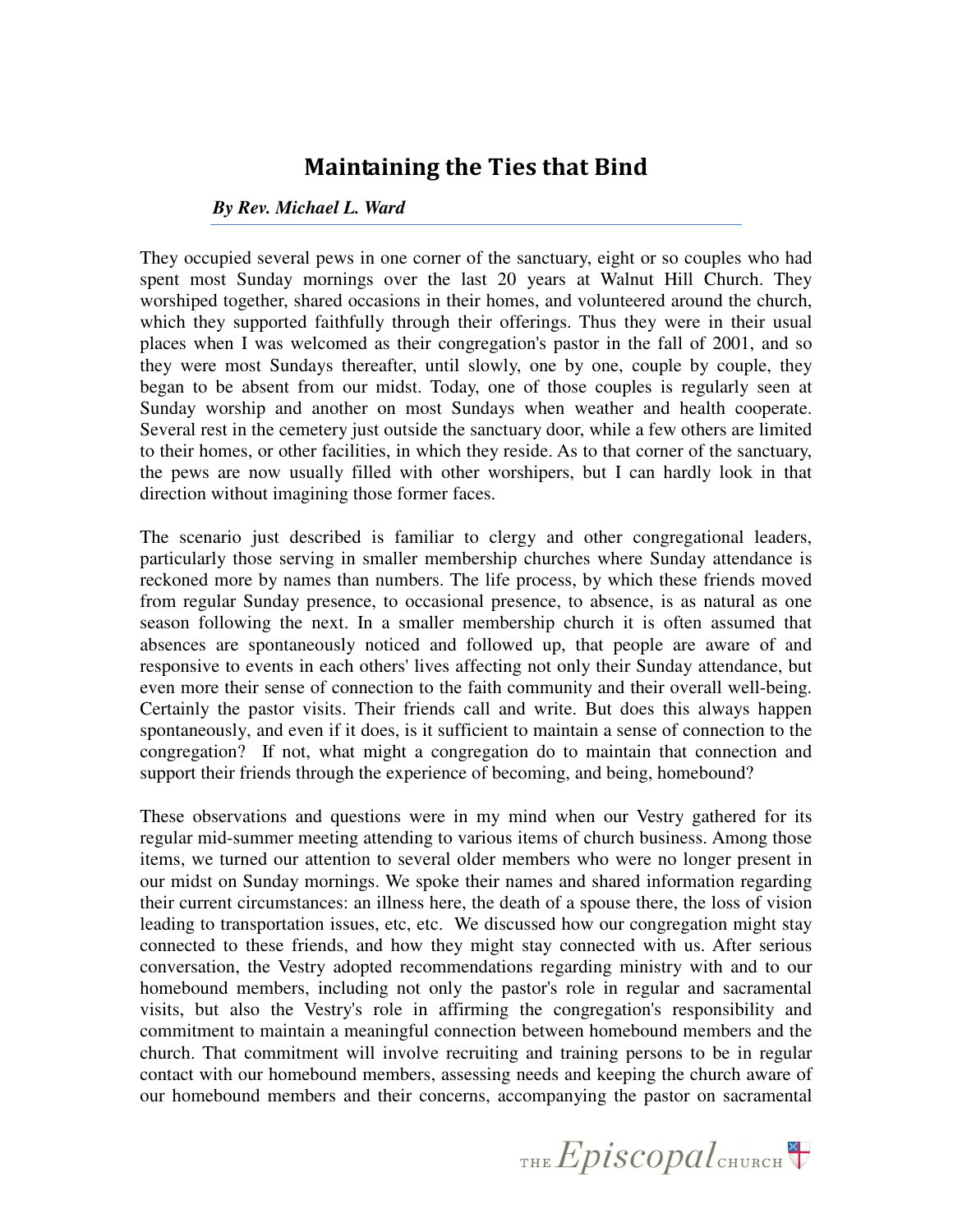## Maintaining the Ties that Bind

***By Rev. Michael L. Ward***

They occupied several pews in one corner of the sanctuary, eight or so couples who had spent most Sunday mornings over the last 20 years at Walnut Hill Church. They worshiped together, shared occasions in their homes, and volunteered around the church, which they supported faithfully through their offerings. Thus they were in their usual places when I was welcomed as their congregation's pastor in the fall of 2001, and so they were most Sundays thereafter, until slowly, one by one, couple by couple, they began to be absent from our midst. Today, one of those couples is regularly seen at Sunday worship and another on most Sundays when weather and health cooperate. Several rest in the cemetery just outside the sanctuary door, while a few others are limited to their homes, or other facilities, in which they reside. As to that corner of the sanctuary, the pews are now usually filled with other worshipers, but I can hardly look in that direction without imagining those former faces.

The scenario just described is familiar to clergy and other congregational leaders, particularly those serving in smaller membership churches where Sunday attendance is reckoned more by names than numbers. The life process, by which these friends moved from regular Sunday presence, to occasional presence, to absence, is as natural as one season following the next. In a smaller membership church it is often assumed that absences are spontaneously noticed and followed up, that people are aware of and responsive to events in each others' lives affecting not only their Sunday attendance, but even more their sense of connection to the faith community and their overall well-being. Certainly the pastor visits. Their friends call and write. But does this always happen spontaneously, and even if it does, is it sufficient to maintain a sense of connection to the congregation? If not, what might a congregation do to maintain that connection and support their friends through the experience of becoming, and being, homebound?

These observations and questions were in my mind when our Vestry gathered for its regular mid-summer meeting attending to various items of church business. Among those items, we turned our attention to several older members who were no longer present in our midst on Sunday mornings. We spoke their names and shared information regarding their current circumstances: an illness here, the death of a spouse there, the loss of vision leading to transportation issues, etc, etc. We discussed how our congregation might stay connected to these friends, and how they might stay connected with us. After serious conversation, the Vestry adopted recommendations regarding ministry with and to our homebound members, including not only the pastor's role in regular and sacramental visits, but also the Vestry's role in affirming the congregation's responsibility and commitment to maintain a meaningful connection between homebound members and the church. That commitment will involve recruiting and training persons to be in regular contact with our homebound members, assessing needs and keeping the church aware of our homebound members and their concerns, accompanying the pastor on sacramental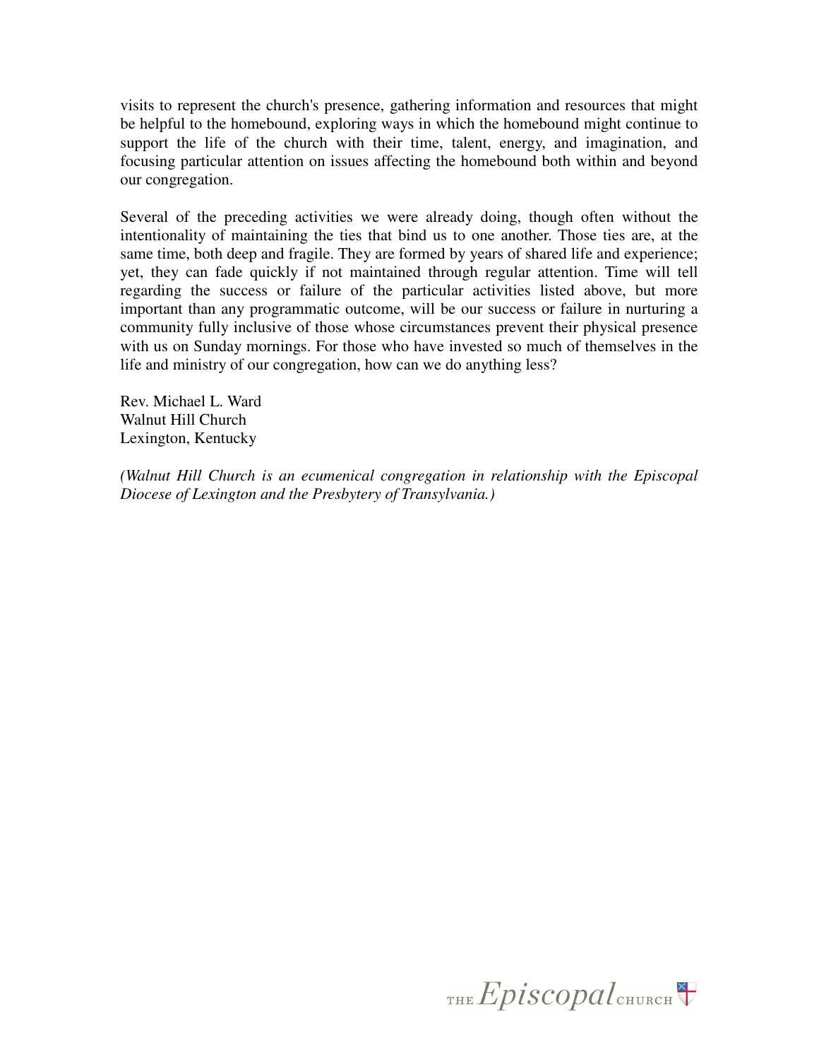visits to represent the church's presence, gathering information and resources that might be helpful to the homebound, exploring ways in which the homebound might continue to support the life of the church with their time, talent, energy, and imagination, and focusing particular attention on issues affecting the homebound both within and beyond our congregation.

Several of the preceding activities we were already doing, though often without the intentionality of maintaining the ties that bind us to one another. Those ties are, at the same time, both deep and fragile. They are formed by years of shared life and experience; yet, they can fade quickly if not maintained through regular attention. Time will tell regarding the success or failure of the particular activities listed above, but more important than any programmatic outcome, will be our success or failure in nurturing a community fully inclusive of those whose circumstances prevent their physical presence with us on Sunday mornings. For those who have invested so much of themselves in the life and ministry of our congregation, how can we do anything less?

Rev. Michael L. Ward  
Walnut Hill Church  
Lexington, Kentucky

*(Walnut Hill Church is an ecumenical congregation in relationship with the Episcopal Diocese of Lexington and the Presbytery of Transylvania.)*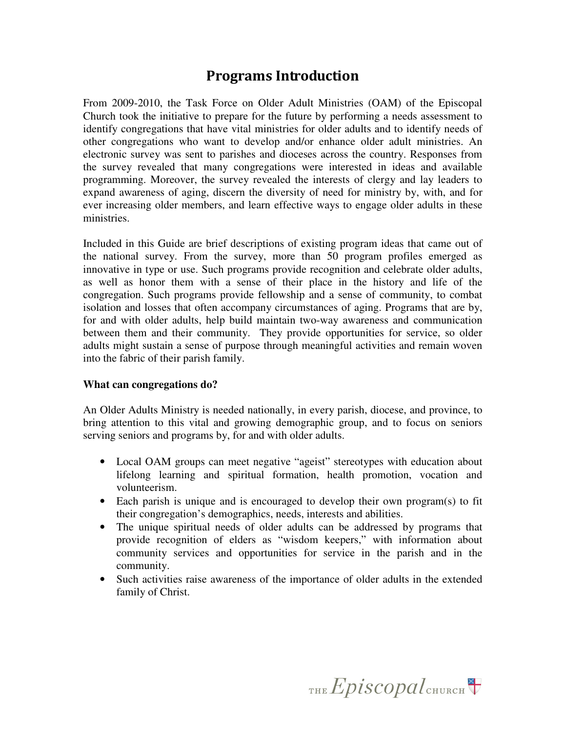# Programs Introduction

From 2009-2010, the Task Force on Older Adult Ministries (OAM) of the Episcopal Church took the initiative to prepare for the future by performing a needs assessment to identify congregations that have vital ministries for older adults and to identify needs of other congregations who want to develop and/or enhance older adult ministries. An electronic survey was sent to parishes and dioceses across the country. Responses from the survey revealed that many congregations were interested in ideas and available programming. Moreover, the survey revealed the interests of clergy and lay leaders to expand awareness of aging, discern the diversity of need for ministry by, with, and for ever increasing older members, and learn effective ways to engage older adults in these ministries.

Included in this Guide are brief descriptions of existing program ideas that came out of the national survey. From the survey, more than 50 program profiles emerged as innovative in type or use. Such programs provide recognition and celebrate older adults, as well as honor them with a sense of their place in the history and life of the congregation. Such programs provide fellowship and a sense of community, to combat isolation and losses that often accompany circumstances of aging. Programs that are by, for and with older adults, help build maintain two-way awareness and communication between them and their community. They provide opportunities for service, so older adults might sustain a sense of purpose through meaningful activities and remain woven into the fabric of their parish family.

**What can congregations do?**

An Older Adults Ministry is needed nationally, in every parish, diocese, and province, to bring attention to this vital and growing demographic group, and to focus on seniors serving seniors and programs by, for and with older adults.

- Local OAM groups can meet negative "ageist" stereotypes with education about lifelong learning and spiritual formation, health promotion, vocation and volunteerism.
- Each parish is unique and is encouraged to develop their own program(s) to fit their congregation's demographics, needs, interests and abilities.
- The unique spiritual needs of older adults can be addressed by programs that provide recognition of elders as "wisdom keepers," with information about community services and opportunities for service in the parish and in the community.
- Such activities raise awareness of the importance of older adults in the extended family of Christ.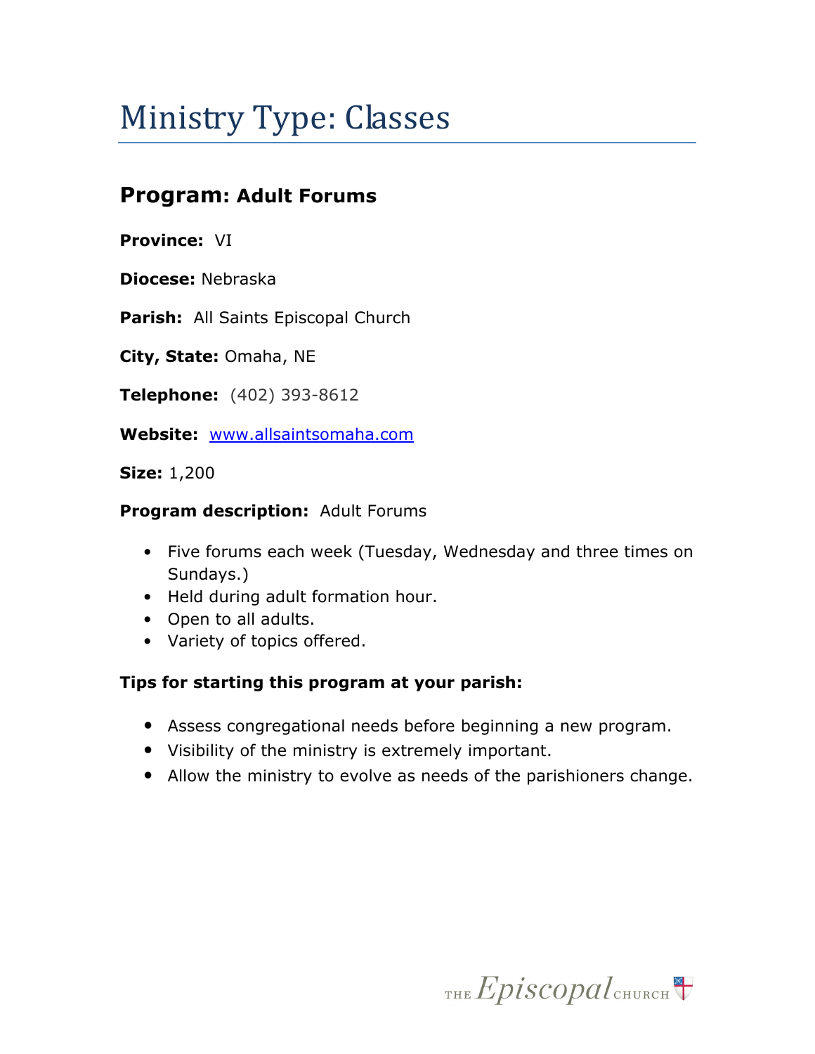# Ministry Type: Classes

## Program: Adult Forums

**Province:** VI

**Diocese:** Nebraska

**Parish:** All Saints Episcopal Church

**City, State:** Omaha, NE

**Telephone:** (402) 393-8612

**Website:** www.allsaintsomaha.com

**Size:** 1,200

**Program description:** Adult Forums

- Five forums each week (Tuesday, Wednesday and three times on Sundays.)
- Held during adult formation hour.
- Open to all adults.
- Variety of topics offered.

**Tips for starting this program at your parish:**

- Assess congregational needs before beginning a new program.
- Visibility of the ministry is extremely important.
- Allow the ministry to evolve as needs of the parishioners change.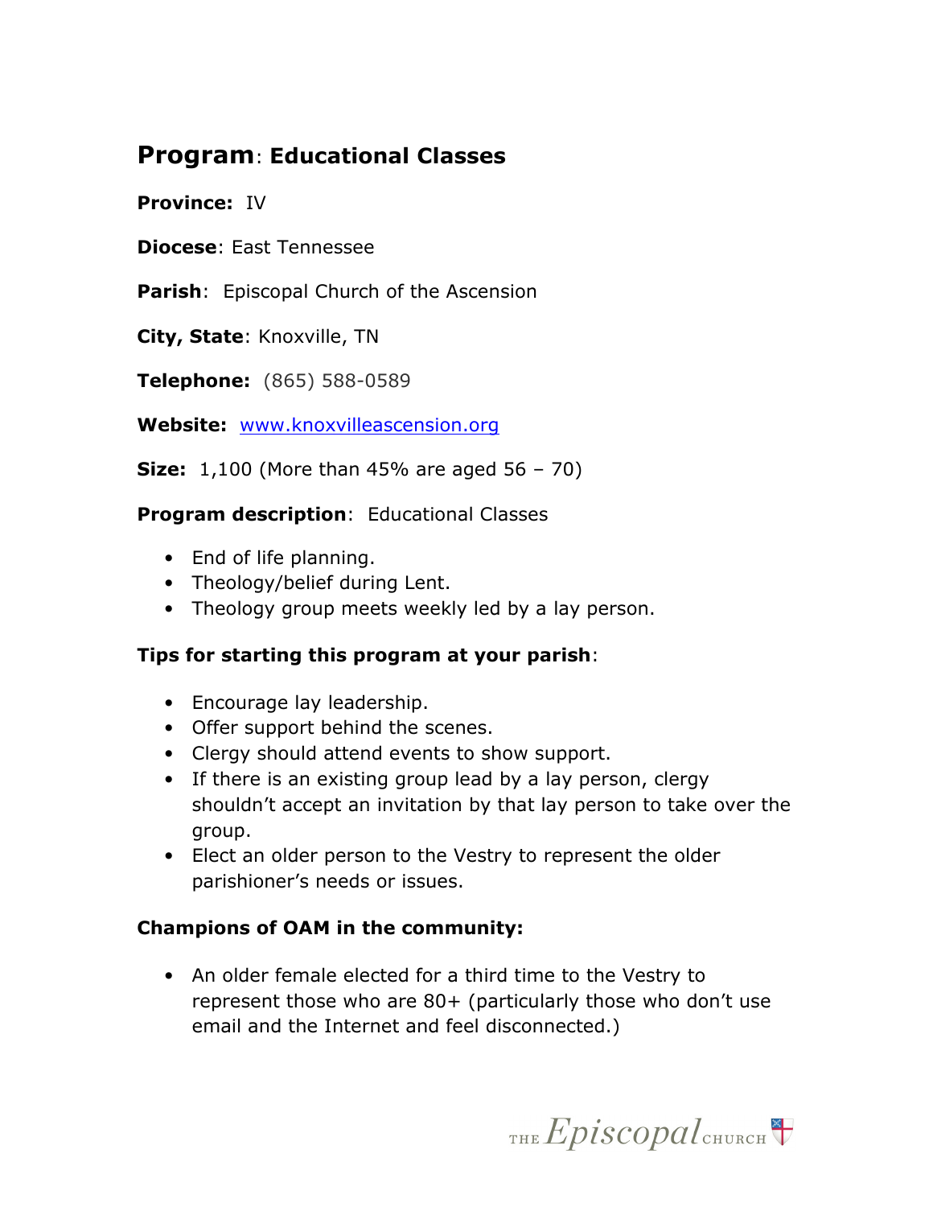## **Program**: Educational Classes

**Province:** IV

**Diocese**: East Tennessee

**Parish**: Episcopal Church of the Ascension

**City, State**: Knoxville, TN

**Telephone:** (865) 588-0589

**Website:** www.knoxvilleascension.org

**Size:** 1,100 (More than 45% are aged 56 – 70)

**Program description**: Educational Classes

- End of life planning.
- Theology/belief during Lent.
- Theology group meets weekly led by a lay person.

**Tips for starting this program at your parish**:

- Encourage lay leadership.
- Offer support behind the scenes.
- Clergy should attend events to show support.
- If there is an existing group lead by a lay person, clergy shouldn't accept an invitation by that lay person to take over the group.
- Elect an older person to the Vestry to represent the older parishioner's needs or issues.

**Champions of OAM in the community:**

- An older female elected for a third time to the Vestry to represent those who are 80+ (particularly those who don't use email and the Internet and feel disconnected.)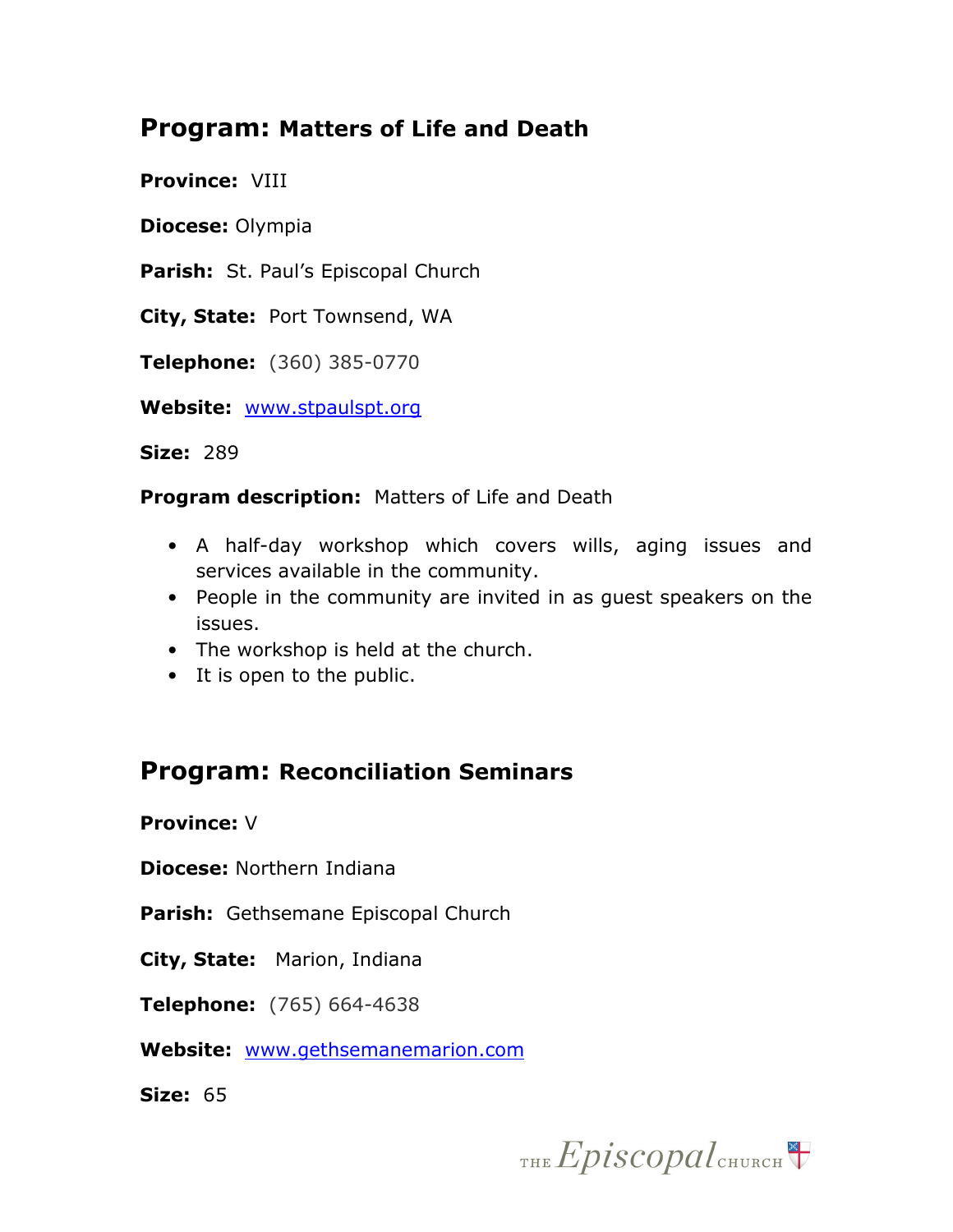## Program: Matters of Life and Death

**Province:** VIII

**Diocese:** Olympia

**Parish:** St. Paul's Episcopal Church

**City, State:** Port Townsend, WA

**Telephone:** (360) 385-0770

**Website:** www.stpaulspt.org

**Size:** 289

**Program description:** Matters of Life and Death

- A half-day workshop which covers wills, aging issues and services available in the community.
- People in the community are invited in as guest speakers on the issues.
- The workshop is held at the church.
- It is open to the public.

## Program: Reconciliation Seminars

**Province:** V

**Diocese:** Northern Indiana

**Parish:** Gethsemane Episcopal Church

**City, State:** Marion, Indiana

**Telephone:** (765) 664-4638

**Website:** www.gethsemanemarion.com

**Size:** 65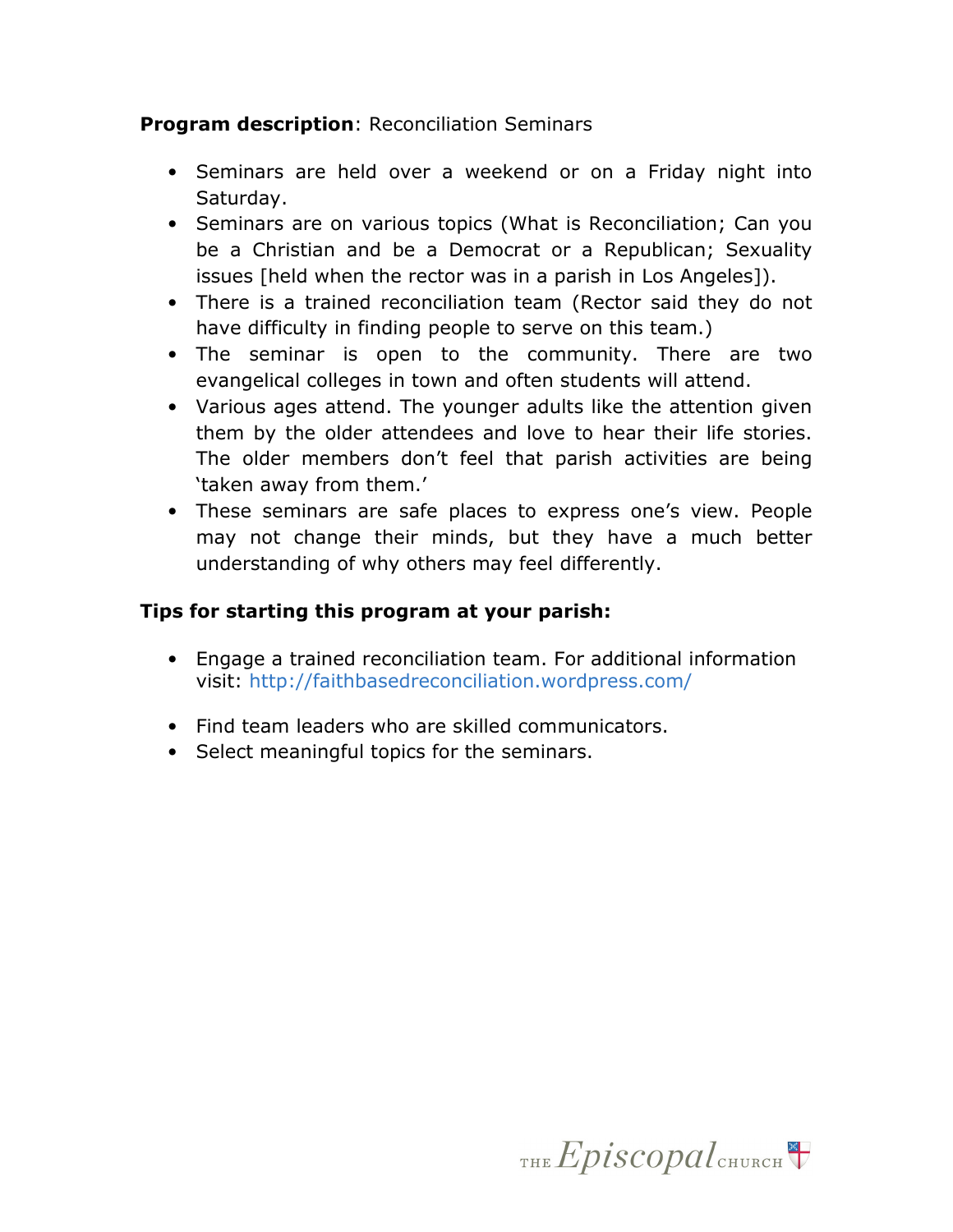**Program description**: Reconciliation Seminars

- Seminars are held over a weekend or on a Friday night into Saturday.
- Seminars are on various topics (What is Reconciliation; Can you be a Christian and be a Democrat or a Republican; Sexuality issues [held when the rector was in a parish in Los Angeles]).
- There is a trained reconciliation team (Rector said they do not have difficulty in finding people to serve on this team.)
- The seminar is open to the community. There are two evangelical colleges in town and often students will attend.
- Various ages attend. The younger adults like the attention given them by the older attendees and love to hear their life stories. The older members don't feel that parish activities are being 'taken away from them.'
- These seminars are safe places to express one's view. People may not change their minds, but they have a much better understanding of why others may feel differently.

**Tips for starting this program at your parish:**

- Engage a trained reconciliation team. For additional information visit: http://faithbasedreconciliation.wordpress.com/
- Find team leaders who are skilled communicators.
- Select meaningful topics for the seminars.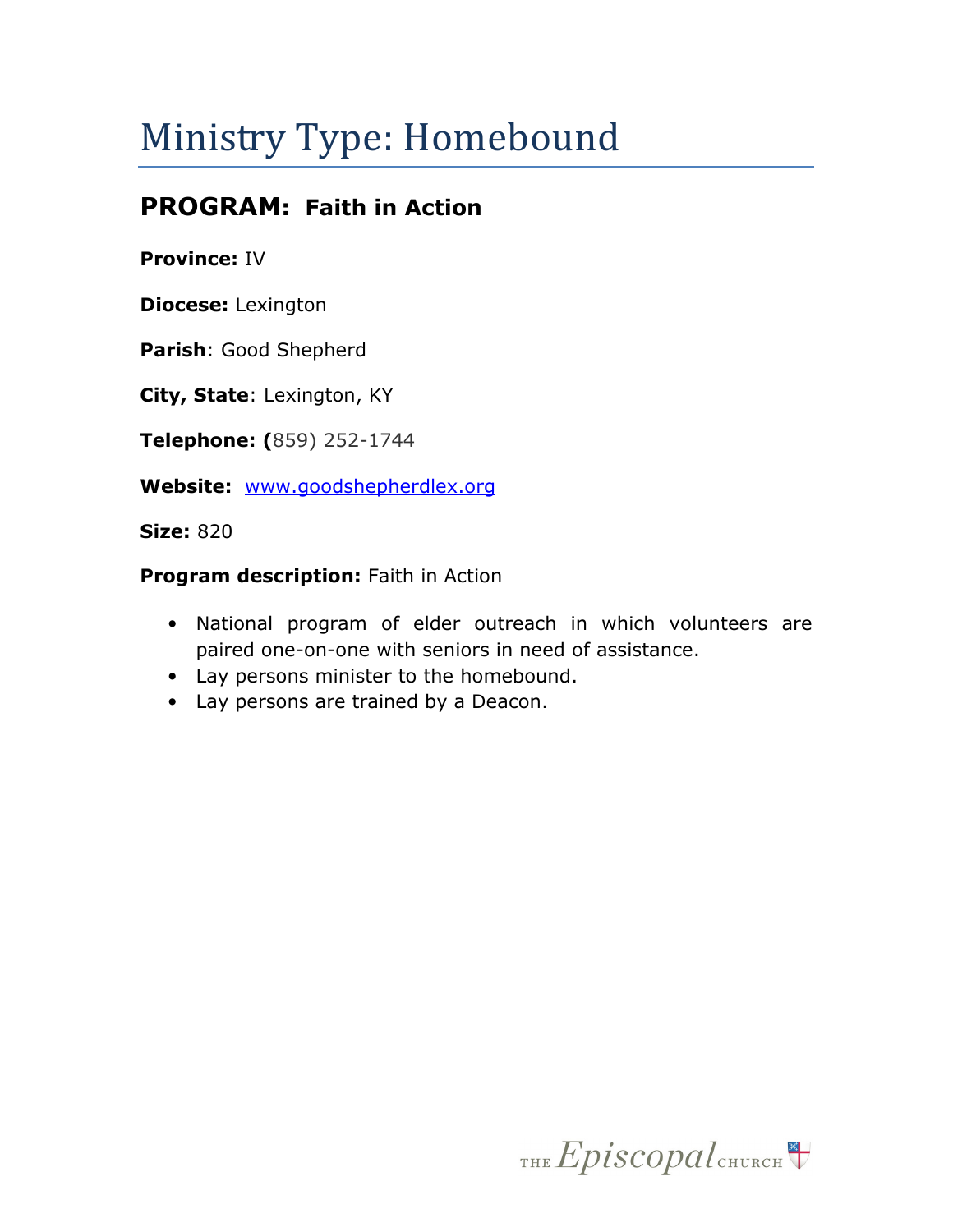# Ministry Type: Homebound

## PROGRAM: Faith in Action

**Province:** IV

**Diocese:** Lexington

**Parish**: Good Shepherd

**City, State**: Lexington, KY

**Telephone: (**859) 252-1744

**Website:** www.goodshepherdlex.org

**Size:** 820

**Program description:** Faith in Action

- National program of elder outreach in which volunteers are paired one-on-one with seniors in need of assistance.
- Lay persons minister to the homebound.
- Lay persons are trained by a Deacon.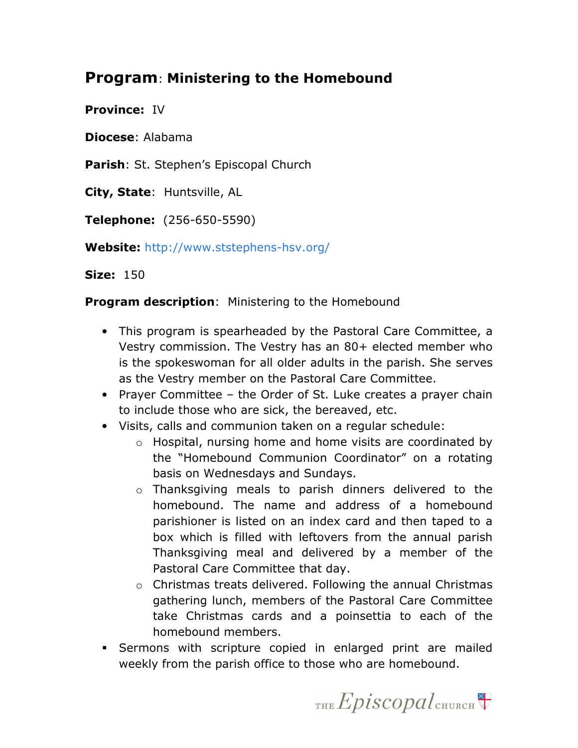## **Program**: Ministering to the Homebound

**Province:** IV

**Diocese**: Alabama

**Parish**: St. Stephen's Episcopal Church

**City, State**: Huntsville, AL

**Telephone:** (256-650-5590)

**Website:** http://www.ststephens-hsv.org/

**Size:** 150

**Program description**: Ministering to the Homebound

- This program is spearheaded by the Pastoral Care Committee, a Vestry commission. The Vestry has an 80+ elected member who is the spokeswoman for all older adults in the parish. She serves as the Vestry member on the Pastoral Care Committee.
- Prayer Committee – the Order of St. Luke creates a prayer chain to include those who are sick, the bereaved, etc.
- Visits, calls and communion taken on a regular schedule:
    - Hospital, nursing home and home visits are coordinated by the "Homebound Communion Coordinator" on a rotating basis on Wednesdays and Sundays.
    - Thanksgiving meals to parish dinners delivered to the homebound. The name and address of a homebound parishioner is listed on an index card and then taped to a box which is filled with leftovers from the annual parish Thanksgiving meal and delivered by a member of the Pastoral Care Committee that day.
    - Christmas treats delivered. Following the annual Christmas gathering lunch, members of the Pastoral Care Committee take Christmas cards and a poinsettia to each of the homebound members.
- Sermons with scripture copied in enlarged print are mailed weekly from the parish office to those who are homebound.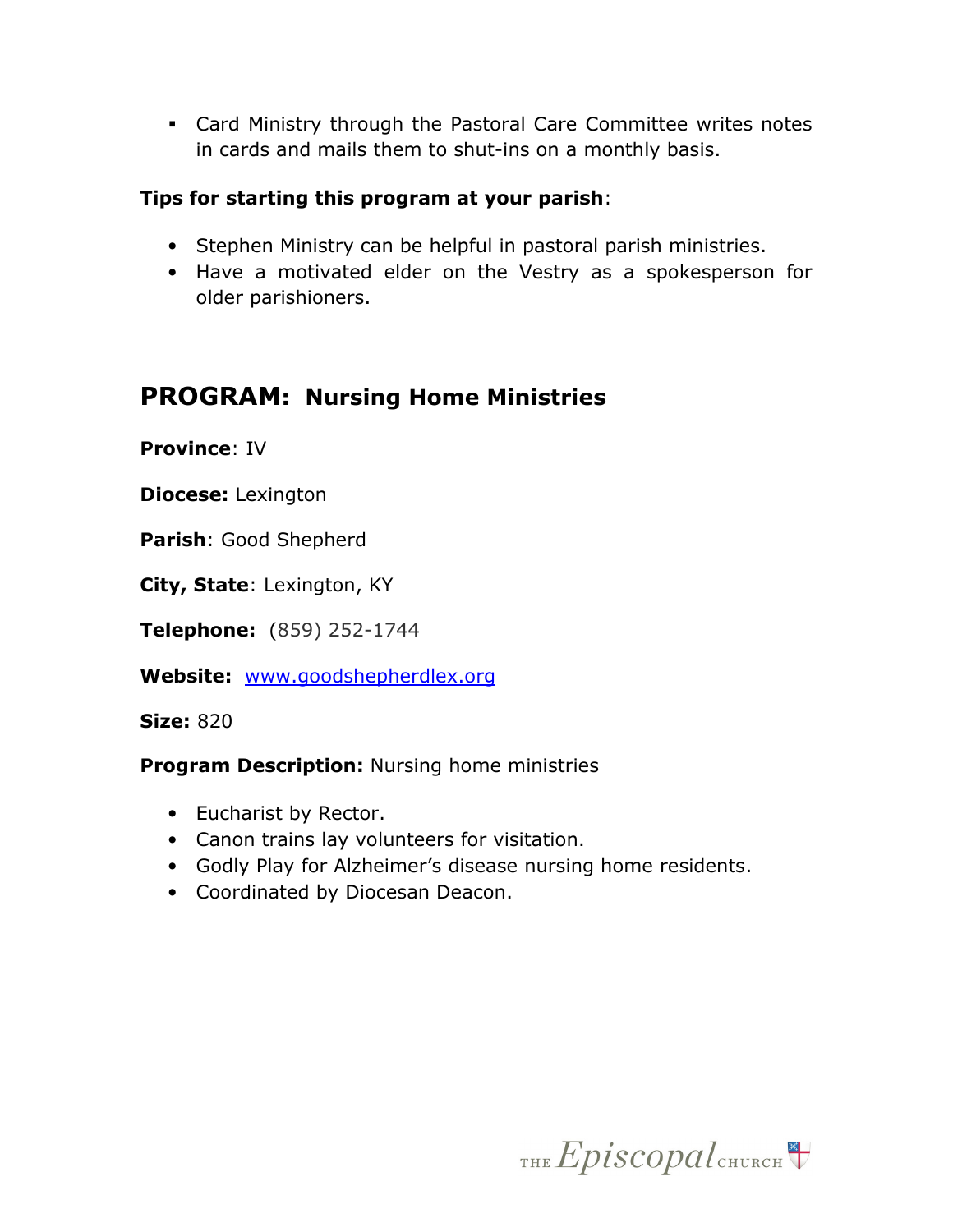- Card Ministry through the Pastoral Care Committee writes notes in cards and mails them to shut-ins on a monthly basis.

**Tips for starting this program at your parish**:

- Stephen Ministry can be helpful in pastoral parish ministries.
- Have a motivated elder on the Vestry as a spokesperson for older parishioners.

## PROGRAM: Nursing Home Ministries

**Province**: IV

**Diocese:** Lexington

**Parish**: Good Shepherd

**City, State**: Lexington, KY

**Telephone:** (859) 252-1744

**Website:** www.goodshepherdlex.org

**Size:** 820

**Program Description:** Nursing home ministries

- Eucharist by Rector.
- Canon trains lay volunteers for visitation.
- Godly Play for Alzheimer's disease nursing home residents.
- Coordinated by Diocesan Deacon.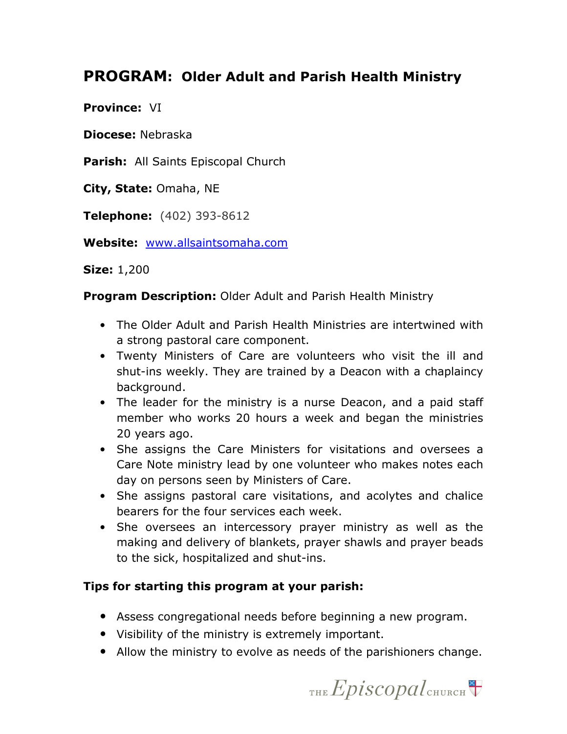## PROGRAM: Older Adult and Parish Health Ministry

**Province:** VI

**Diocese:** Nebraska

**Parish:** All Saints Episcopal Church

**City, State:** Omaha, NE

**Telephone:** (402) 393-8612

**Website:** www.allsaintsomaha.com

**Size:** 1,200

**Program Description:** Older Adult and Parish Health Ministry

- The Older Adult and Parish Health Ministries are intertwined with a strong pastoral care component.
- Twenty Ministers of Care are volunteers who visit the ill and shut-ins weekly. They are trained by a Deacon with a chaplaincy background.
- The leader for the ministry is a nurse Deacon, and a paid staff member who works 20 hours a week and began the ministries 20 years ago.
- She assigns the Care Ministers for visitations and oversees a Care Note ministry lead by one volunteer who makes notes each day on persons seen by Ministers of Care.
- She assigns pastoral care visitations, and acolytes and chalice bearers for the four services each week.
- She oversees an intercessory prayer ministry as well as the making and delivery of blankets, prayer shawls and prayer beads to the sick, hospitalized and shut-ins.

**Tips for starting this program at your parish:**

- Assess congregational needs before beginning a new program.
- Visibility of the ministry is extremely important.
- Allow the ministry to evolve as needs of the parishioners change.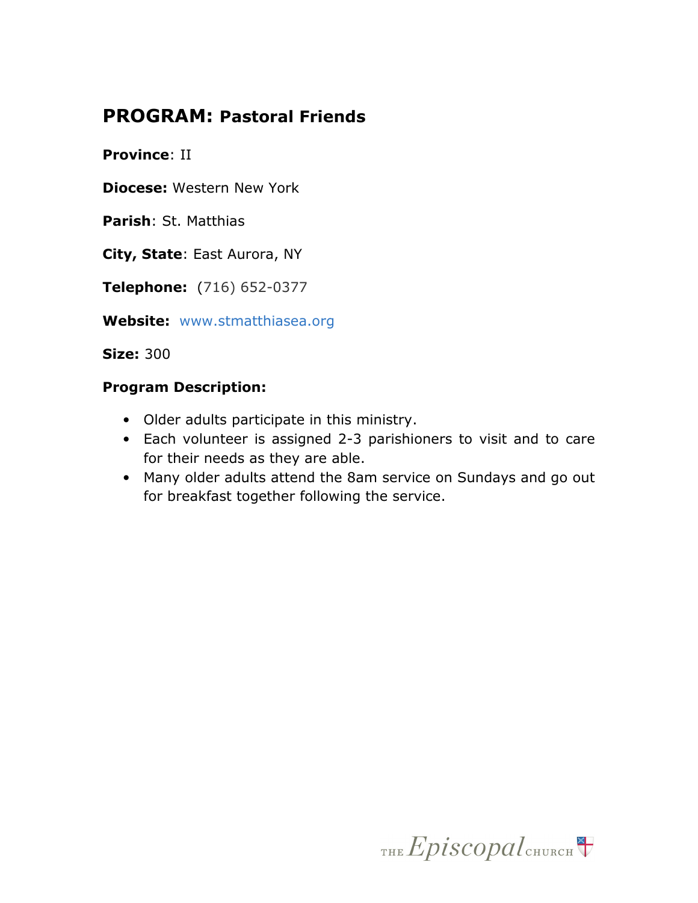## PROGRAM: Pastoral Friends

**Province**: II

**Diocese:** Western New York

**Parish**: St. Matthias

**City, State**: East Aurora, NY

**Telephone:** (716) 652-0377

**Website:** www.stmatthiasea.org

**Size:** 300

**Program Description:**

- Older adults participate in this ministry.
- Each volunteer is assigned 2-3 parishioners to visit and to care for their needs as they are able.
- Many older adults attend the 8am service on Sundays and go out for breakfast together following the service.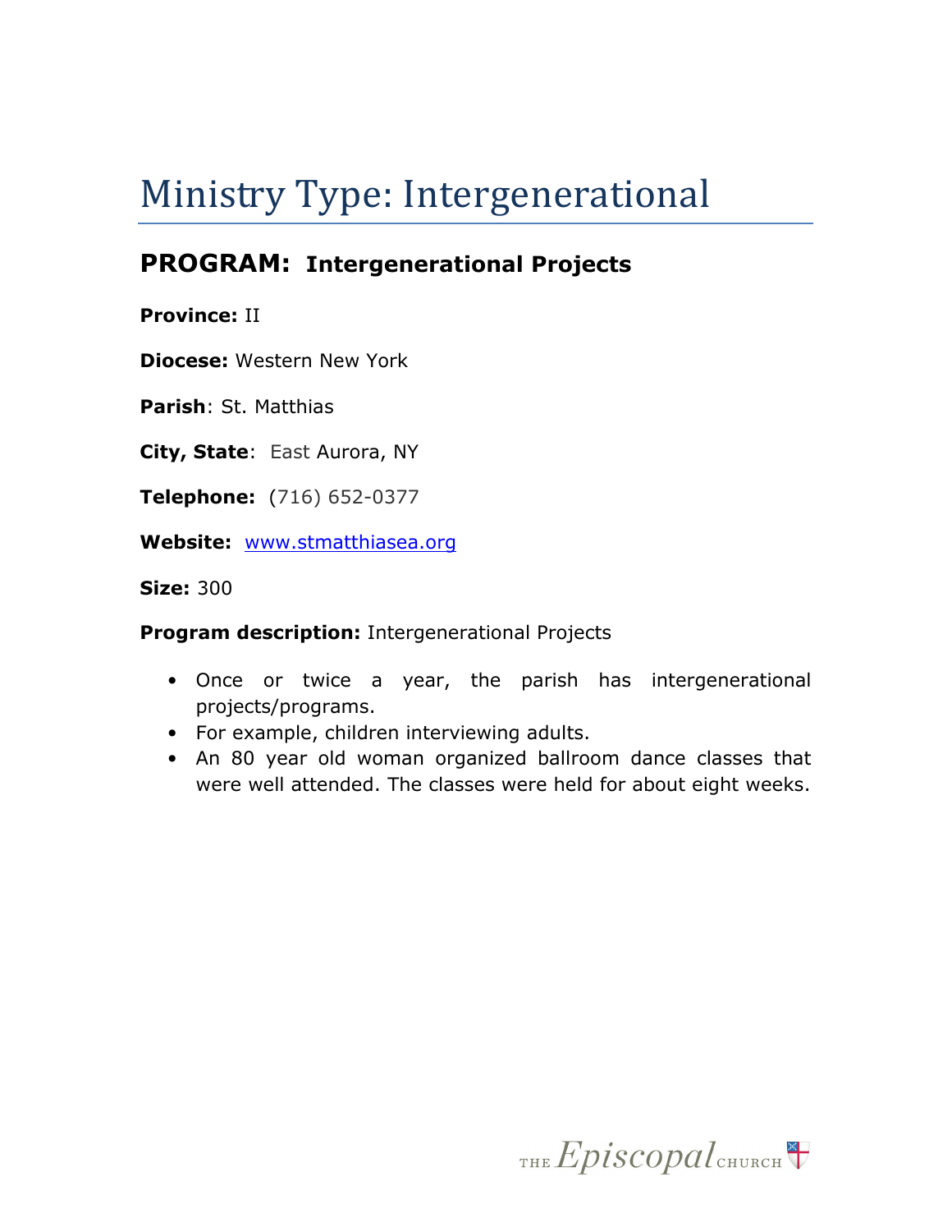# Ministry Type: Intergenerational

## PROGRAM: Intergenerational Projects

**Province:** II

**Diocese:** Western New York

**Parish**: St. Matthias

**City, State**: East Aurora, NY

**Telephone:** (716) 652-0377

**Website:** www.stmatthiasea.org

**Size:** 300

**Program description:** Intergenerational Projects

- Once or twice a year, the parish has intergenerational projects/programs.
- For example, children interviewing adults.
- An 80 year old woman organized ballroom dance classes that were well attended. The classes were held for about eight weeks.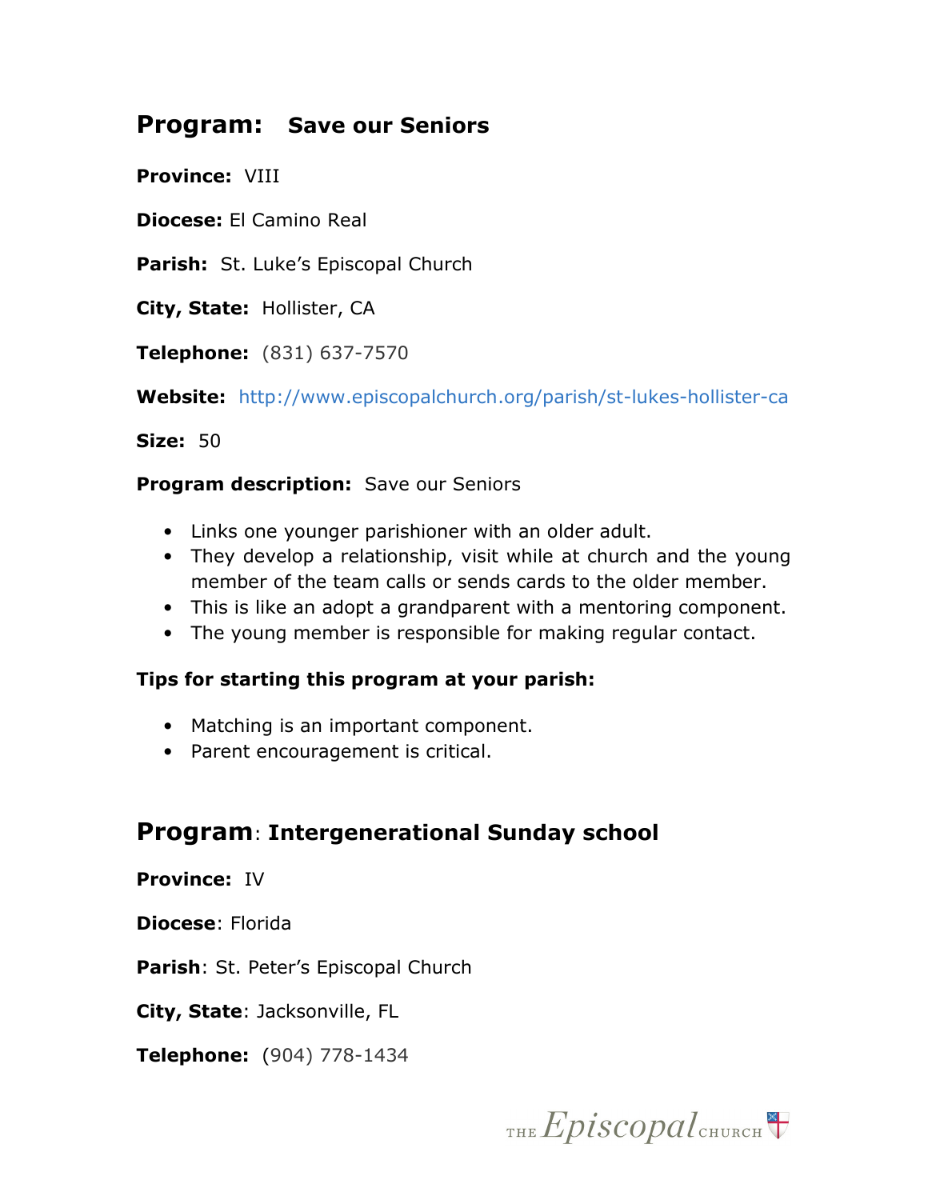## Program: Save our Seniors

**Province:** VIII

**Diocese:** El Camino Real

**Parish:** St. Luke's Episcopal Church

**City, State:** Hollister, CA

**Telephone:** (831) 637-7570

**Website:** http://www.episcopalchurch.org/parish/st-lukes-hollister-ca

**Size:** 50

**Program description:** Save our Seniors

- Links one younger parishioner with an older adult.
- They develop a relationship, visit while at church and the young member of the team calls or sends cards to the older member.
- This is like an adopt a grandparent with a mentoring component.
- The young member is responsible for making regular contact.

**Tips for starting this program at your parish:**

- Matching is an important component.
- Parent encouragement is critical.

## Program: Intergenerational Sunday school

**Province:** IV

**Diocese**: Florida

**Parish**: St. Peter's Episcopal Church

**City, State**: Jacksonville, FL

**Telephone:** (904) 778-1434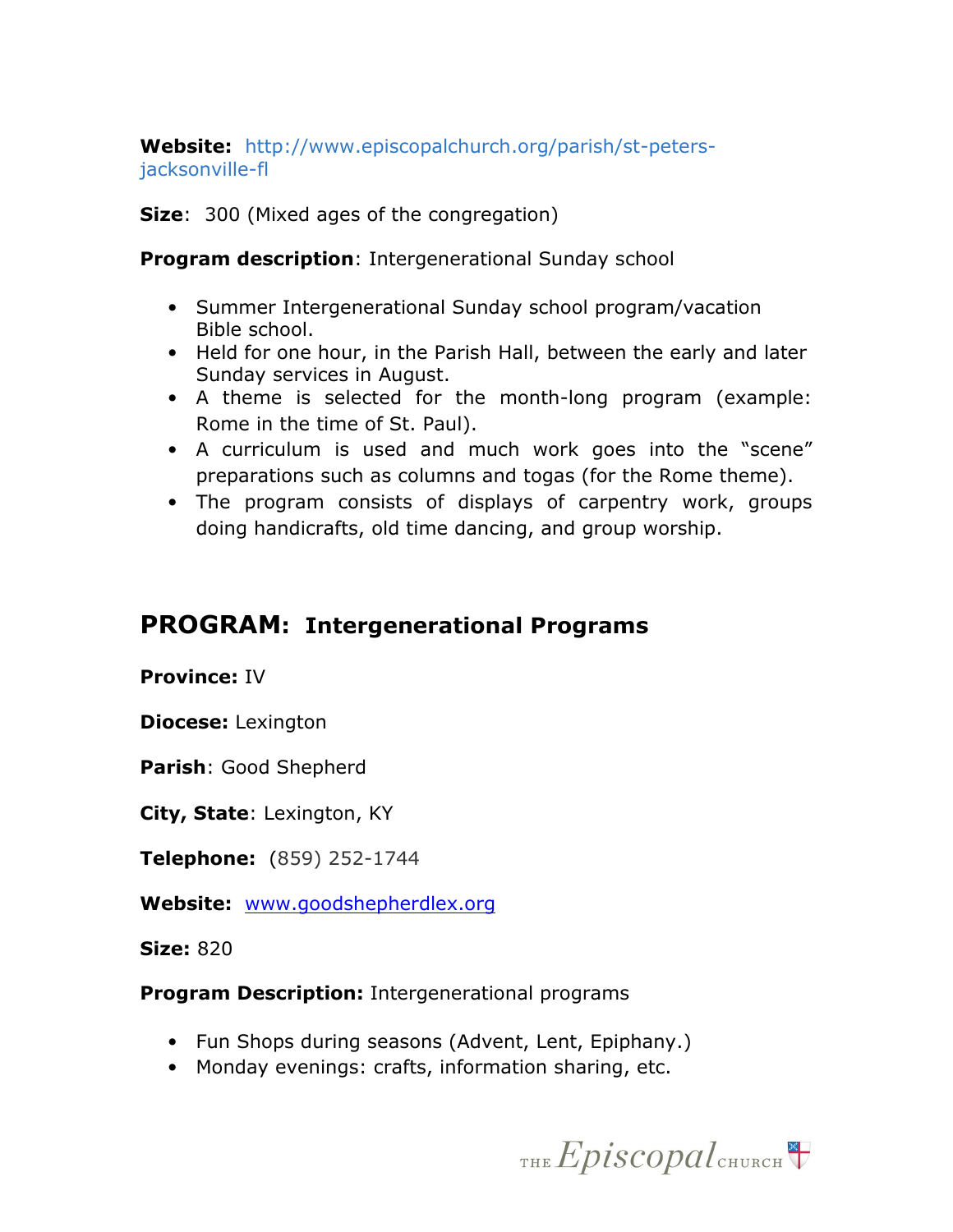**Website:** http://www.episcopalchurch.org/parish/st-peters-jacksonville-fl

**Size**: 300 (Mixed ages of the congregation)

**Program description**: Intergenerational Sunday school

- Summer Intergenerational Sunday school program/vacation Bible school.
- Held for one hour, in the Parish Hall, between the early and later Sunday services in August.
- A theme is selected for the month-long program (example: Rome in the time of St. Paul).
- A curriculum is used and much work goes into the "scene" preparations such as columns and togas (for the Rome theme).
- The program consists of displays of carpentry work, groups doing handicrafts, old time dancing, and group worship.

## PROGRAM: Intergenerational Programs

**Province:** IV

**Diocese:** Lexington

**Parish**: Good Shepherd

**City, State**: Lexington, KY

**Telephone:** (859) 252-1744

**Website:** www.goodshepherdlex.org

**Size:** 820

**Program Description:** Intergenerational programs

- Fun Shops during seasons (Advent, Lent, Epiphany.)
- Monday evenings: crafts, information sharing, etc.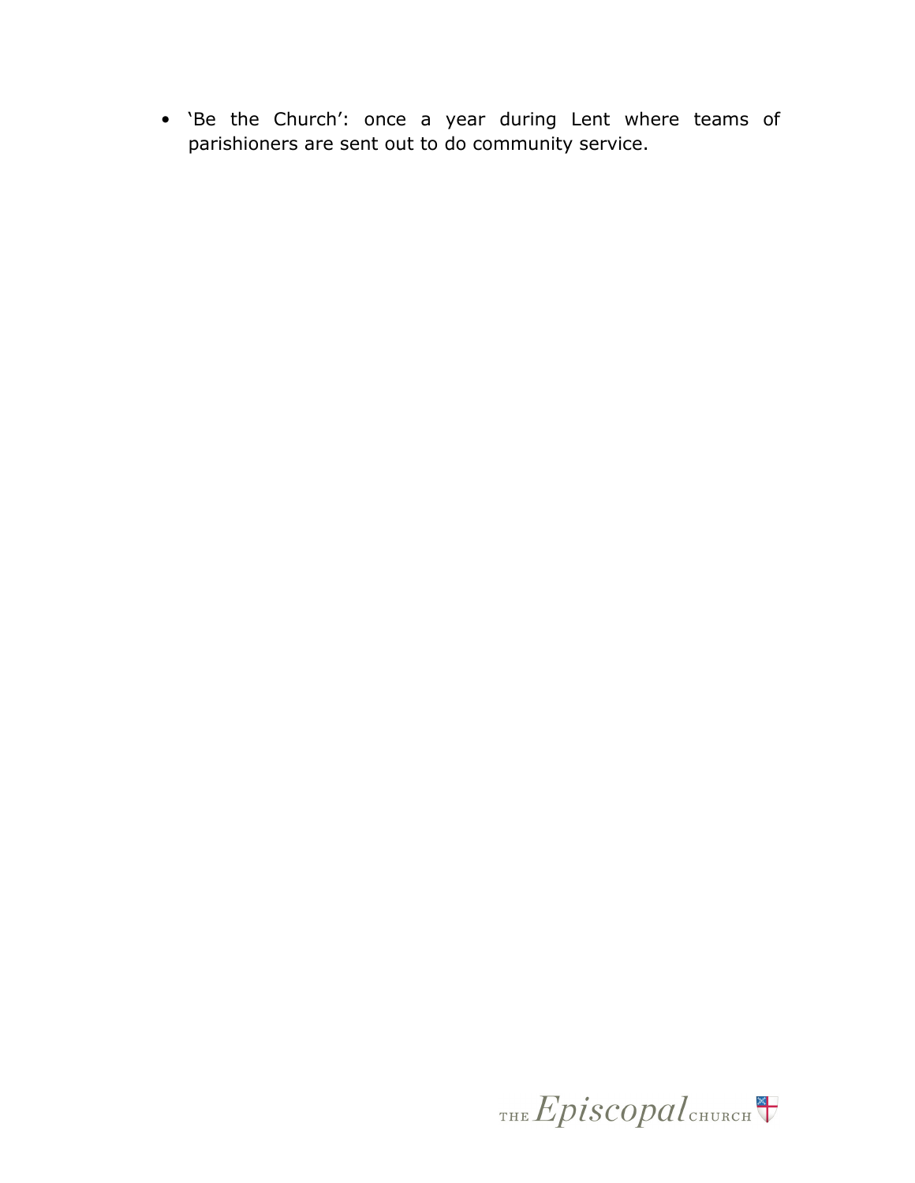- 'Be the Church': once a year during Lent where teams of parishioners are sent out to do community service.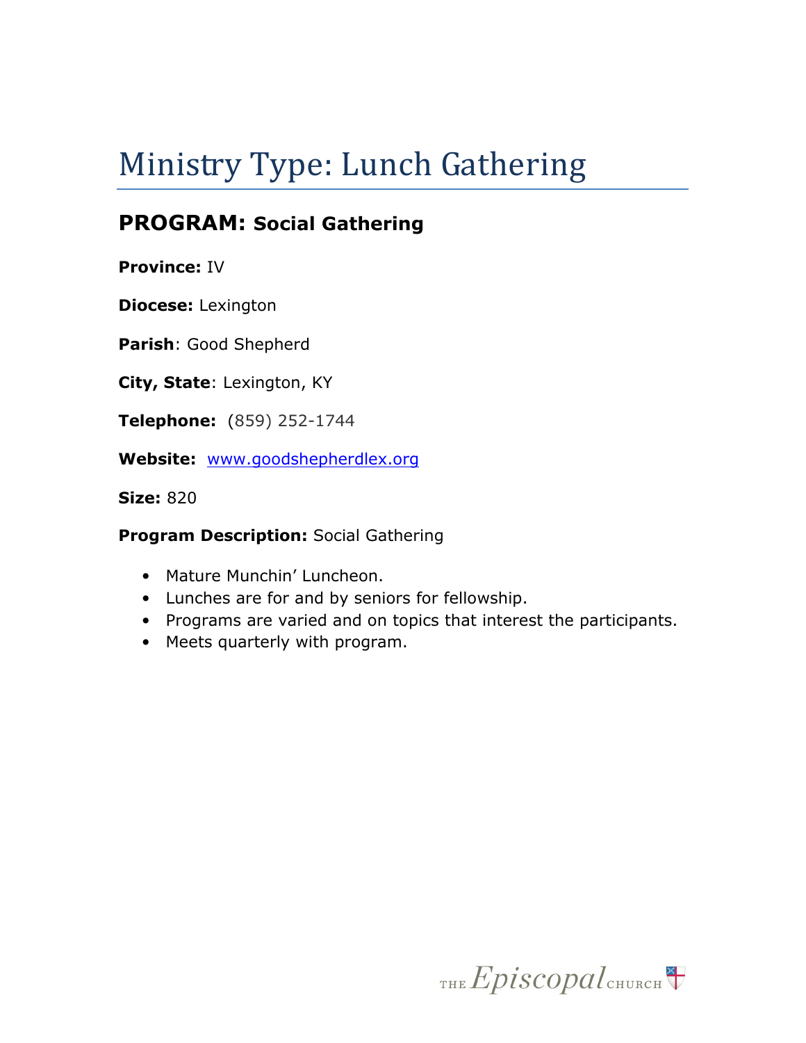# Ministry Type: Lunch Gathering

## PROGRAM: Social Gathering

**Province:** IV

**Diocese:** Lexington

**Parish**: Good Shepherd

**City, State**: Lexington, KY

**Telephone:** (859) 252-1744

**Website:** www.goodshepherdlex.org

**Size:** 820

**Program Description:** Social Gathering

- Mature Munchin' Luncheon.
- Lunches are for and by seniors for fellowship.
- Programs are varied and on topics that interest the participants.
- Meets quarterly with program.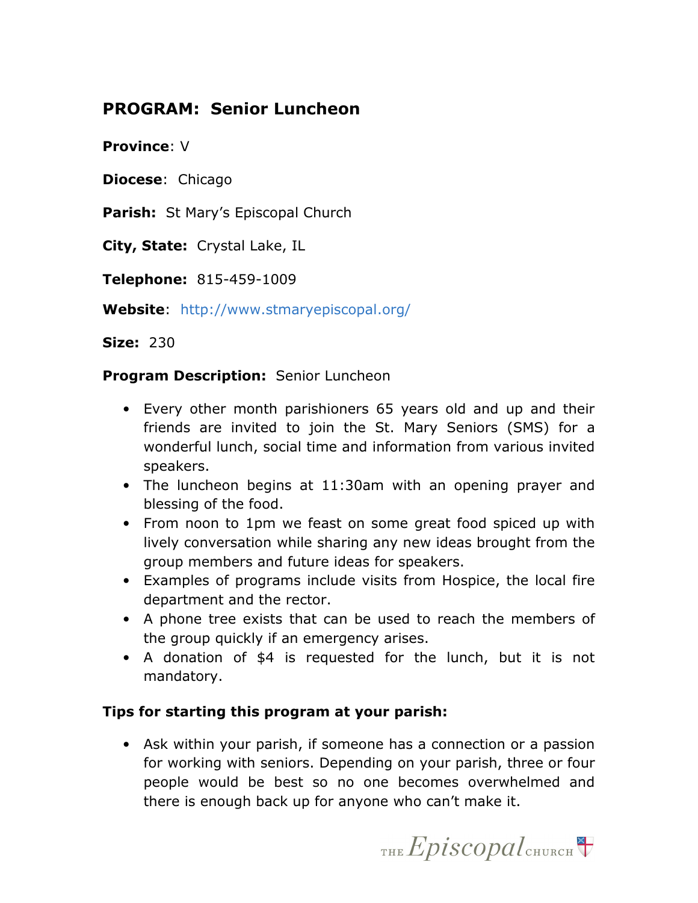## PROGRAM: Senior Luncheon

**Province**: V

**Diocese**: Chicago

**Parish:** St Mary's Episcopal Church

**City, State:** Crystal Lake, IL

**Telephone:** 815-459-1009

**Website**: http://www.stmaryepiscopal.org/

**Size:** 230

**Program Description:** Senior Luncheon

- Every other month parishioners 65 years old and up and their friends are invited to join the St. Mary Seniors (SMS) for a wonderful lunch, social time and information from various invited speakers.
- The luncheon begins at 11:30am with an opening prayer and blessing of the food.
- From noon to 1pm we feast on some great food spiced up with lively conversation while sharing any new ideas brought from the group members and future ideas for speakers.
- Examples of programs include visits from Hospice, the local fire department and the rector.
- A phone tree exists that can be used to reach the members of the group quickly if an emergency arises.
- A donation of $4 is requested for the lunch, but it is not mandatory.

**Tips for starting this program at your parish:**

- Ask within your parish, if someone has a connection or a passion for working with seniors. Depending on your parish, three or four people would be best so no one becomes overwhelmed and there is enough back up for anyone who can't make it.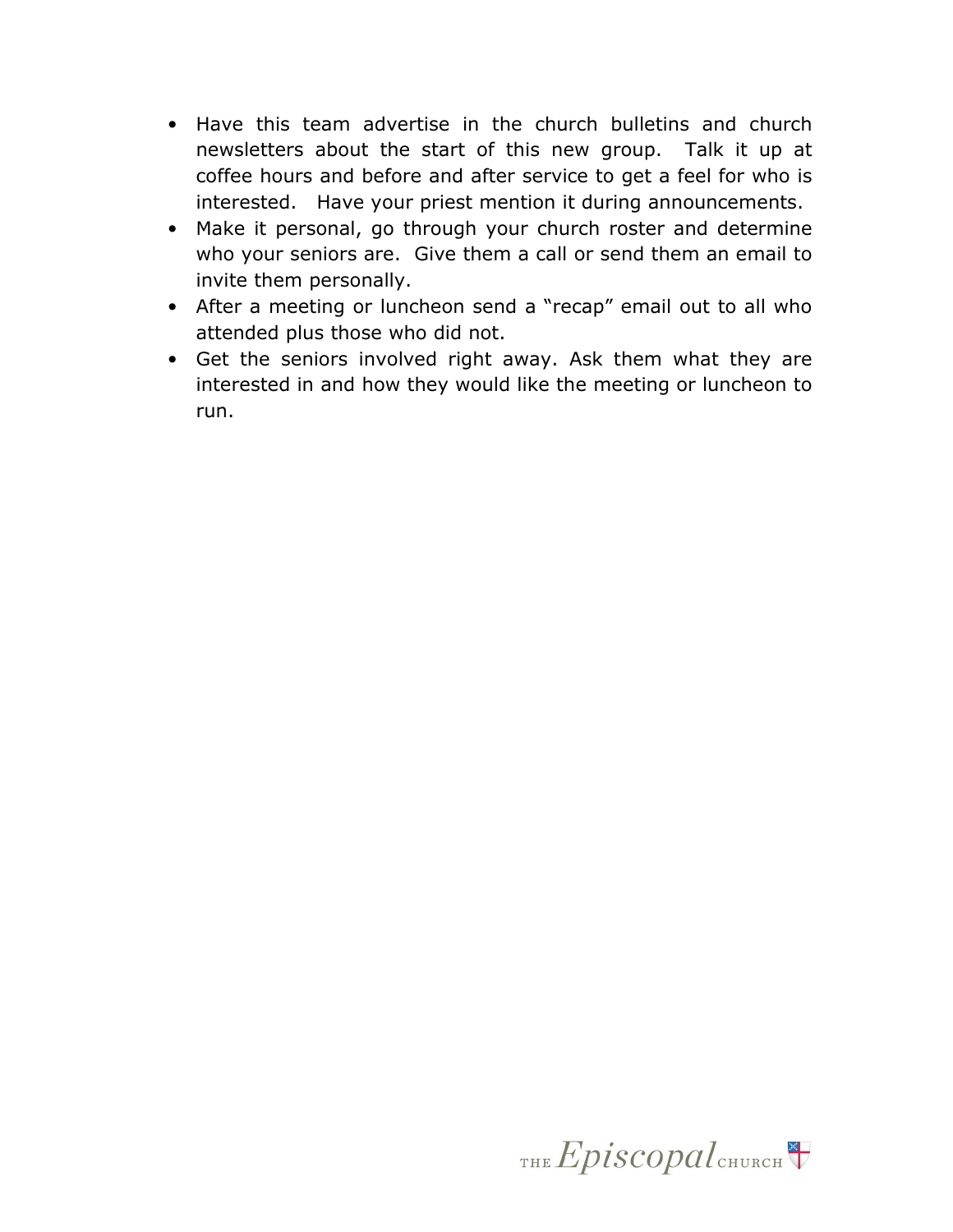- Have this team advertise in the church bulletins and church newsletters about the start of this new group. Talk it up at coffee hours and before and after service to get a feel for who is interested. Have your priest mention it during announcements.
- Make it personal, go through your church roster and determine who your seniors are. Give them a call or send them an email to invite them personally.
- After a meeting or luncheon send a "recap" email out to all who attended plus those who did not.
- Get the seniors involved right away. Ask them what they are interested in and how they would like the meeting or luncheon to run.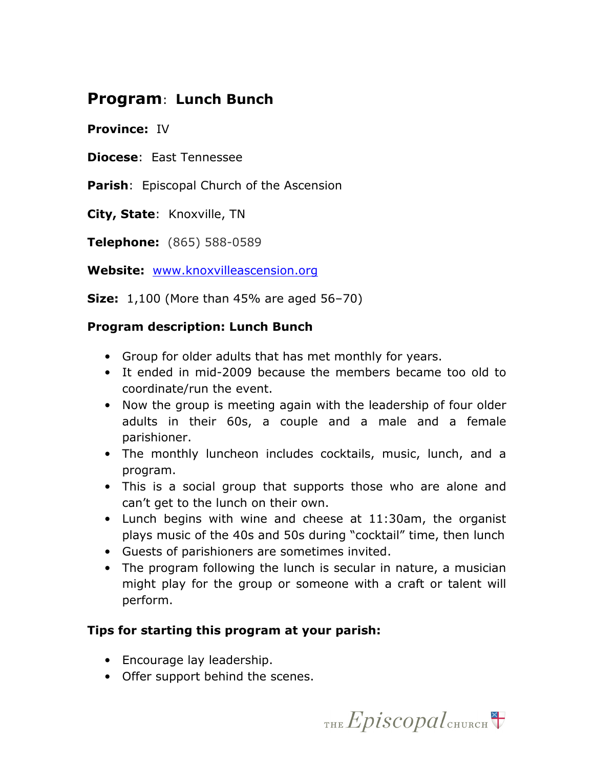## Program: Lunch Bunch

**Province:** IV

**Diocese**: East Tennessee

**Parish**: Episcopal Church of the Ascension

**City, State**: Knoxville, TN

**Telephone:** (865) 588-0589

**Website:** www.knoxvilleascension.org

**Size:** 1,100 (More than 45% are aged 56–70)

### Program description: Lunch Bunch

- Group for older adults that has met monthly for years.
- It ended in mid-2009 because the members became too old to coordinate/run the event.
- Now the group is meeting again with the leadership of four older adults in their 60s, a couple and a male and a female parishioner.
- The monthly luncheon includes cocktails, music, lunch, and a program.
- This is a social group that supports those who are alone and can't get to the lunch on their own.
- Lunch begins with wine and cheese at 11:30am, the organist plays music of the 40s and 50s during "cocktail" time, then lunch
- Guests of parishioners are sometimes invited.
- The program following the lunch is secular in nature, a musician might play for the group or someone with a craft or talent will perform.

### Tips for starting this program at your parish:

- Encourage lay leadership.
- Offer support behind the scenes.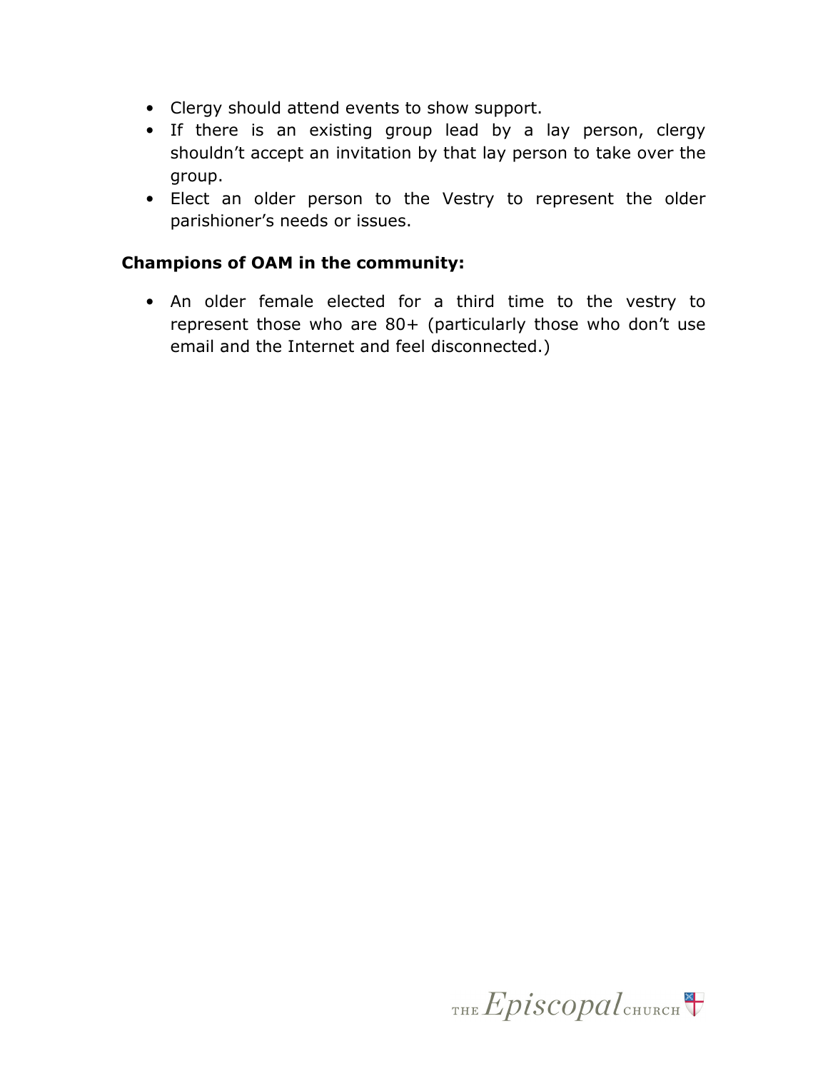- Clergy should attend events to show support.
- If there is an existing group lead by a lay person, clergy shouldn't accept an invitation by that lay person to take over the group.
- Elect an older person to the Vestry to represent the older parishioner's needs or issues.

**Champions of OAM in the community:**

- An older female elected for a third time to the vestry to represent those who are 80+ (particularly those who don't use email and the Internet and feel disconnected.)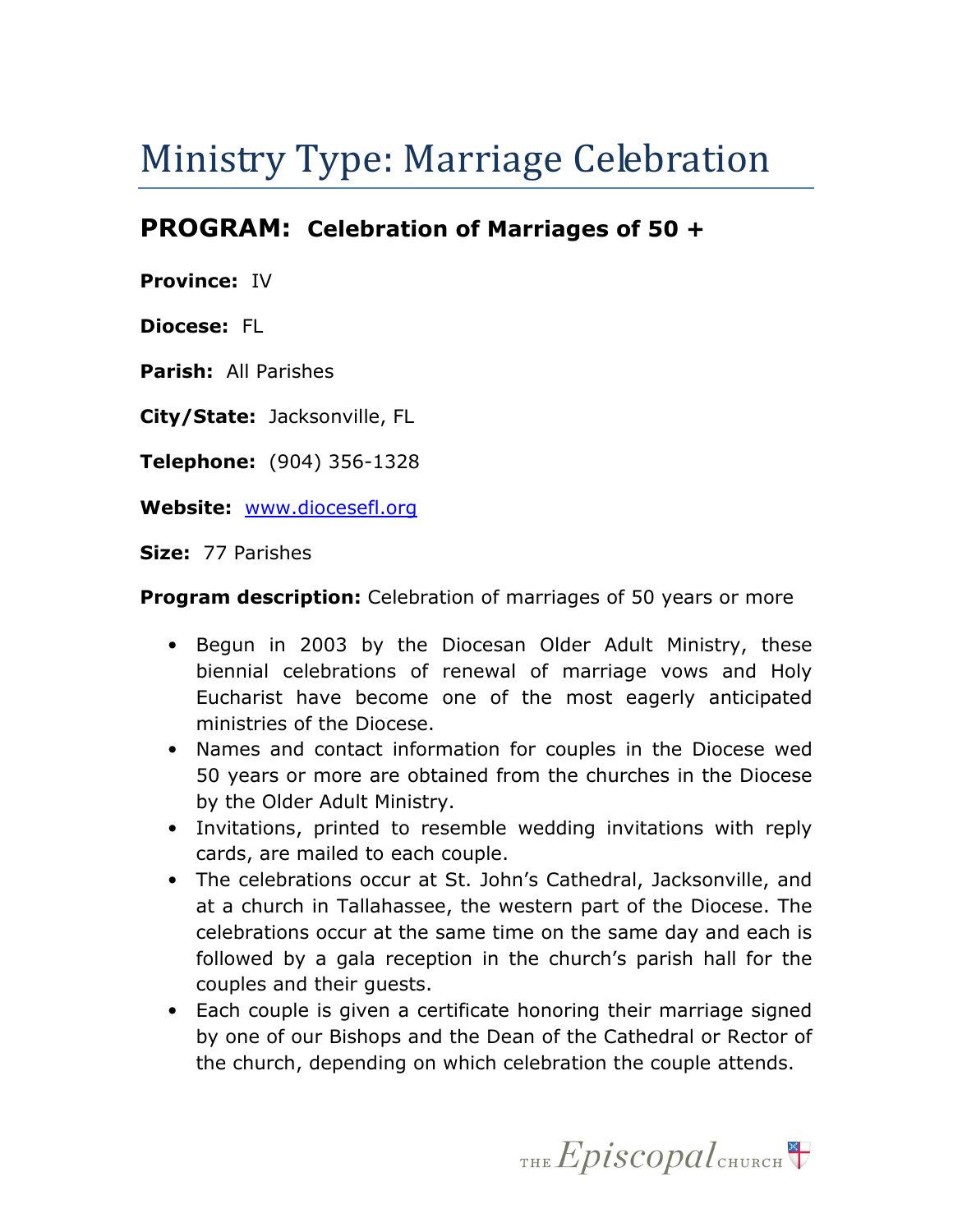# Ministry Type: Marriage Celebration

## PROGRAM: Celebration of Marriages of 50 +

**Province:** IV

**Diocese:** FL

**Parish:** All Parishes

**City/State:** Jacksonville, FL

**Telephone:** (904) 356-1328

**Website:** www.diocesefl.org

**Size:** 77 Parishes

**Program description:** Celebration of marriages of 50 years or more

- Begun in 2003 by the Diocesan Older Adult Ministry, these biennial celebrations of renewal of marriage vows and Holy Eucharist have become one of the most eagerly anticipated ministries of the Diocese.
- Names and contact information for couples in the Diocese wed 50 years or more are obtained from the churches in the Diocese by the Older Adult Ministry.
- Invitations, printed to resemble wedding invitations with reply cards, are mailed to each couple.
- The celebrations occur at St. John's Cathedral, Jacksonville, and at a church in Tallahassee, the western part of the Diocese. The celebrations occur at the same time on the same day and each is followed by a gala reception in the church's parish hall for the couples and their guests.
- Each couple is given a certificate honoring their marriage signed by one of our Bishops and the Dean of the Cathedral or Rector of the church, depending on which celebration the couple attends.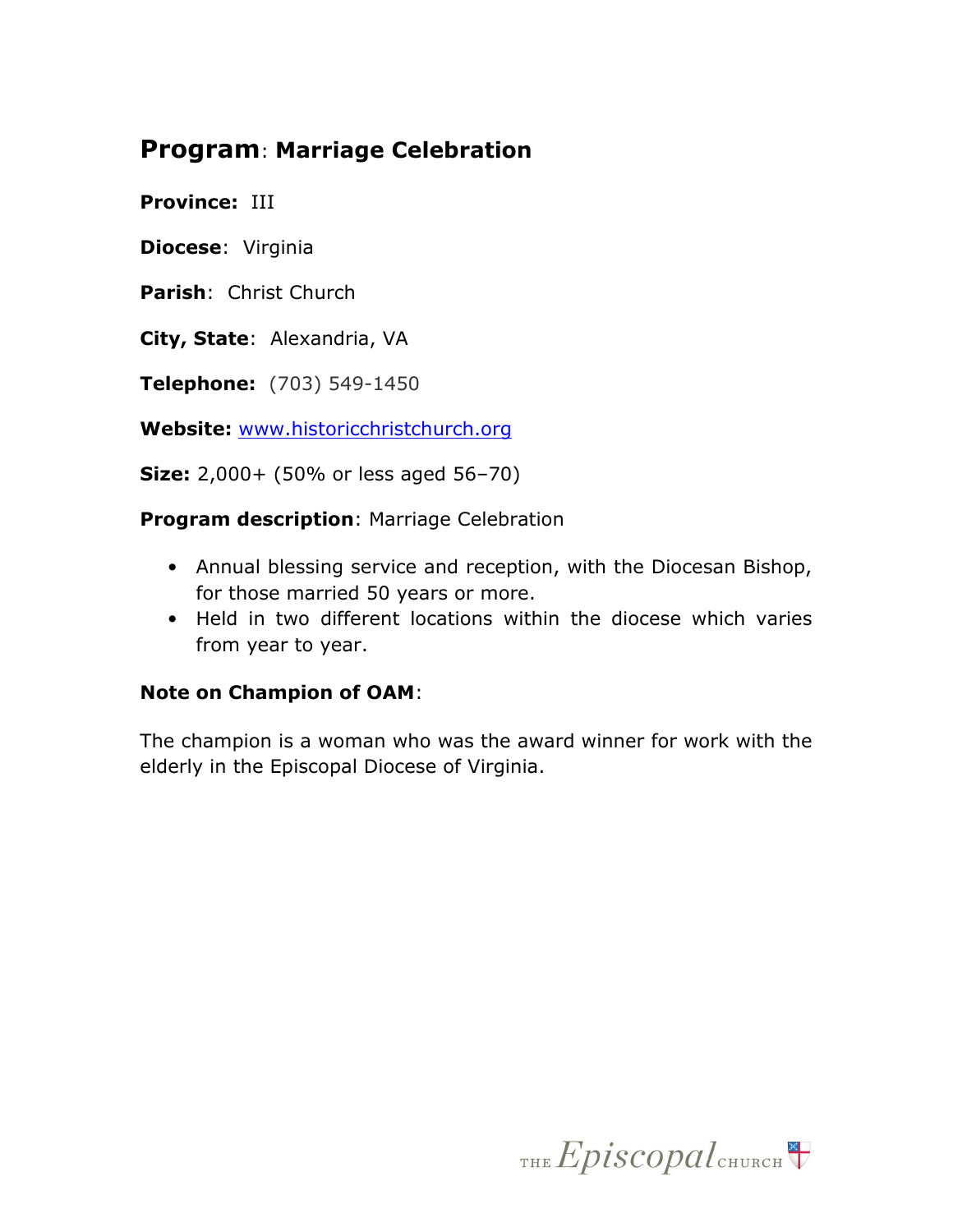## **Program**: **Marriage Celebration**

**Province:** III

**Diocese**: Virginia

**Parish**: Christ Church

**City, State**: Alexandria, VA

**Telephone:** (703) 549-1450

**Website:** www.historicchristchurch.org

**Size:** 2,000+ (50% or less aged 56–70)

**Program description**: Marriage Celebration

- Annual blessing service and reception, with the Diocesan Bishop, for those married 50 years or more.
- Held in two different locations within the diocese which varies from year to year.

**Note on Champion of OAM**:

The champion is a woman who was the award winner for work with the elderly in the Episcopal Diocese of Virginia.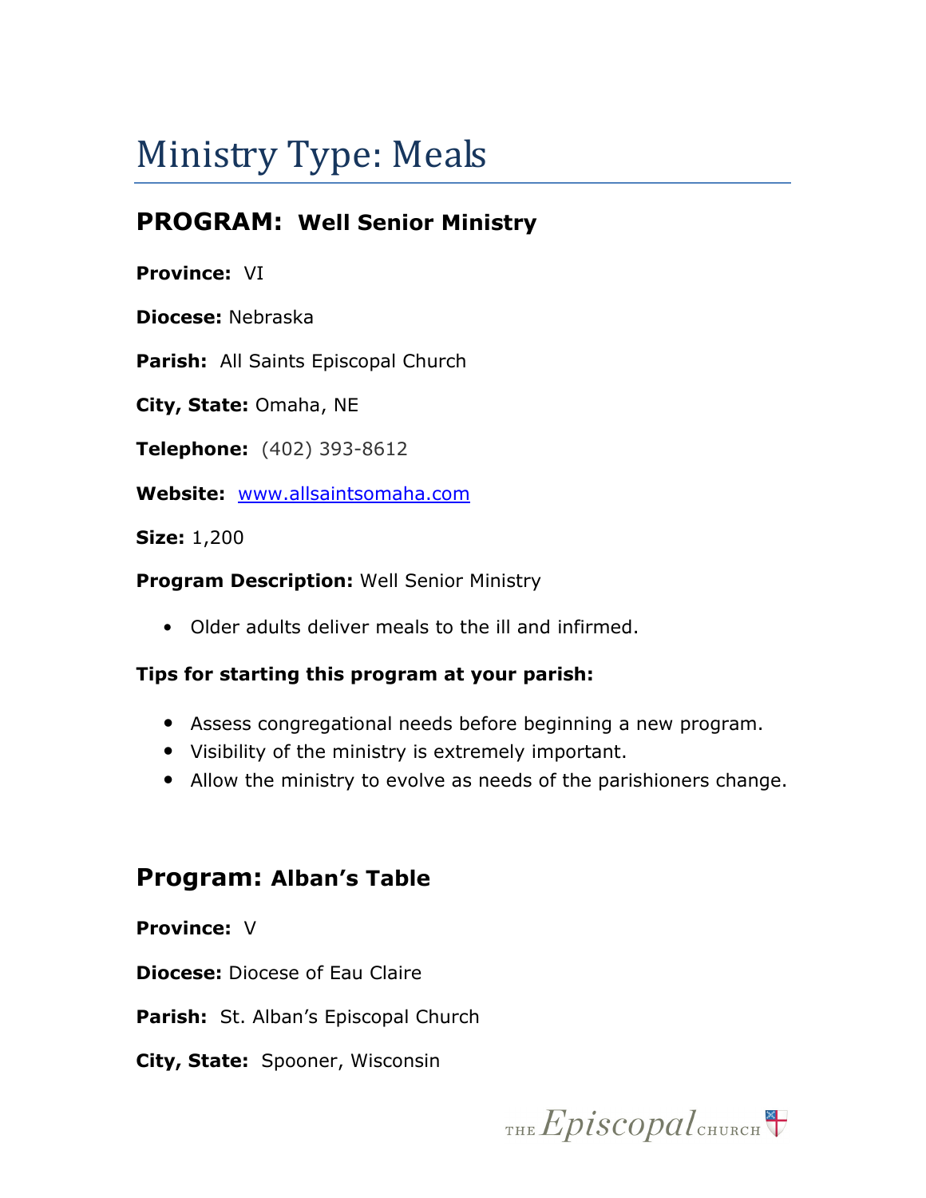# Ministry Type: Meals

## PROGRAM: Well Senior Ministry

**Province:** VI

**Diocese:** Nebraska

**Parish:** All Saints Episcopal Church

**City, State:** Omaha, NE

**Telephone:** (402) 393-8612

**Website:** [www.allsaintsomaha.com](www.allsaintsomaha.com)

**Size:** 1,200

**Program Description:** Well Senior Ministry

- Older adults deliver meals to the ill and infirmed.

**Tips for starting this program at your parish:**

- Assess congregational needs before beginning a new program.
- Visibility of the ministry is extremely important.
- Allow the ministry to evolve as needs of the parishioners change.

## Program: Alban's Table

**Province:** V

**Diocese:** Diocese of Eau Claire

**Parish:** St. Alban's Episcopal Church

**City, State:** Spooner, Wisconsin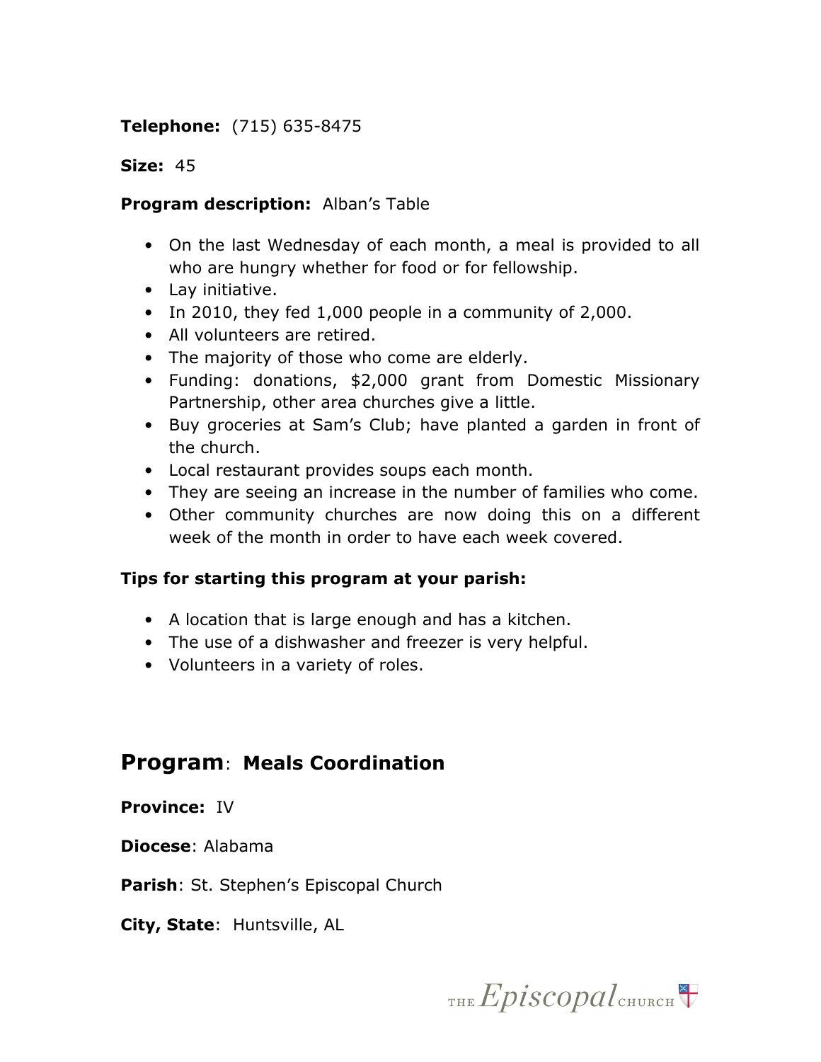**Telephone:** (715) 635-8475

**Size:** 45

**Program description:** Alban's Table

- On the last Wednesday of each month, a meal is provided to all who are hungry whether for food or for fellowship.
- Lay initiative.
- In 2010, they fed 1,000 people in a community of 2,000.
- All volunteers are retired.
- The majority of those who come are elderly.
- Funding: donations, $2,000 grant from Domestic Missionary Partnership, other area churches give a little.
- Buy groceries at Sam's Club; have planted a garden in front of the church.
- Local restaurant provides soups each month.
- They are seeing an increase in the number of families who come.
- Other community churches are now doing this on a different week of the month in order to have each week covered.

**Tips for starting this program at your parish:**

- A location that is large enough and has a kitchen.
- The use of a dishwasher and freezer is very helpful.
- Volunteers in a variety of roles.

## Program: Meals Coordination

**Province:** IV

**Diocese**: Alabama

**Parish**: St. Stephen's Episcopal Church

**City, State**: Huntsville, AL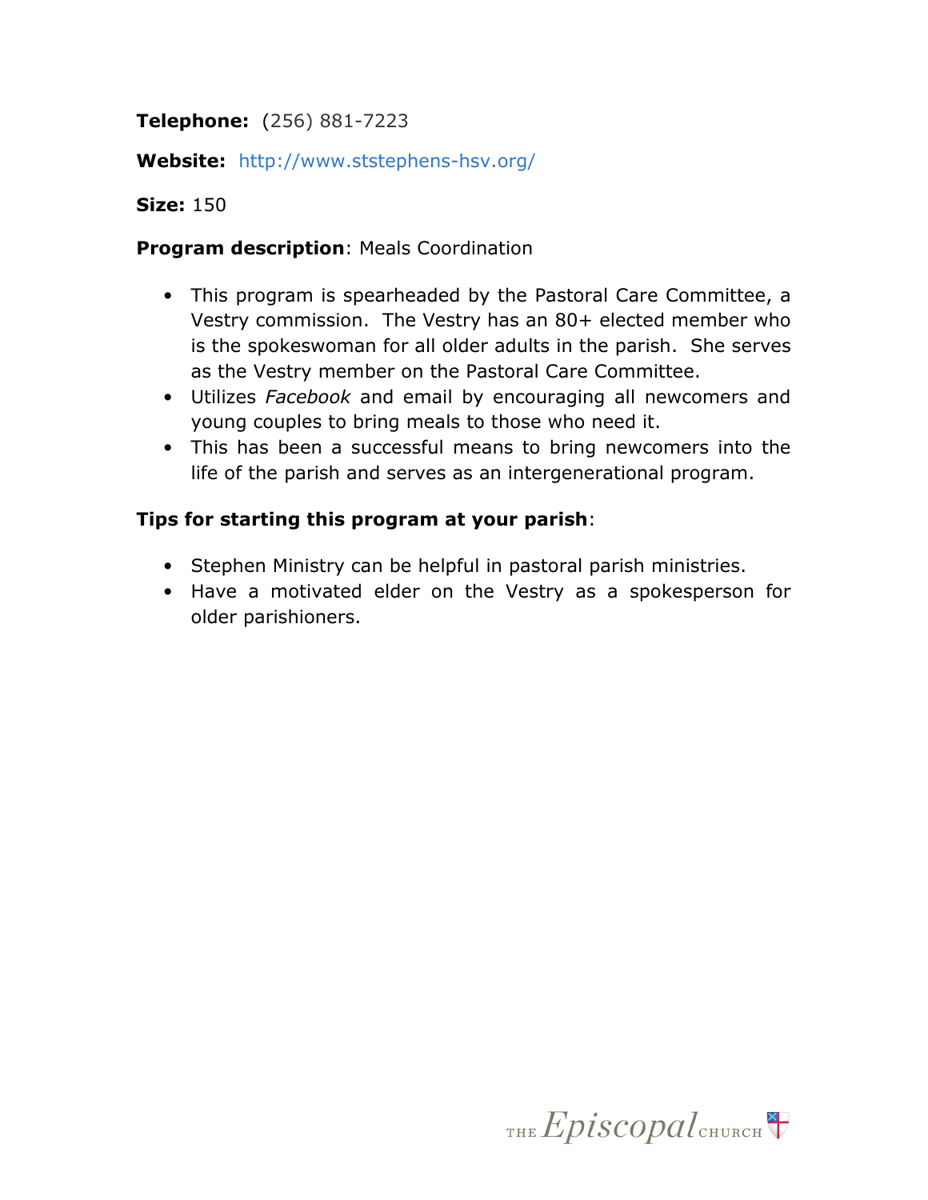**Telephone:** (256) 881-7223

**Website:** http://www.ststephens-hsv.org/

**Size:** 150

**Program description**: Meals Coordination

- This program is spearheaded by the Pastoral Care Committee, a Vestry commission. The Vestry has an 80+ elected member who is the spokeswoman for all older adults in the parish. She serves as the Vestry member on the Pastoral Care Committee.
- Utilizes *Facebook* and email by encouraging all newcomers and young couples to bring meals to those who need it.
- This has been a successful means to bring newcomers into the life of the parish and serves as an intergenerational program.

**Tips for starting this program at your parish**:

- Stephen Ministry can be helpful in pastoral parish ministries.
- Have a motivated elder on the Vestry as a spokesperson for older parishioners.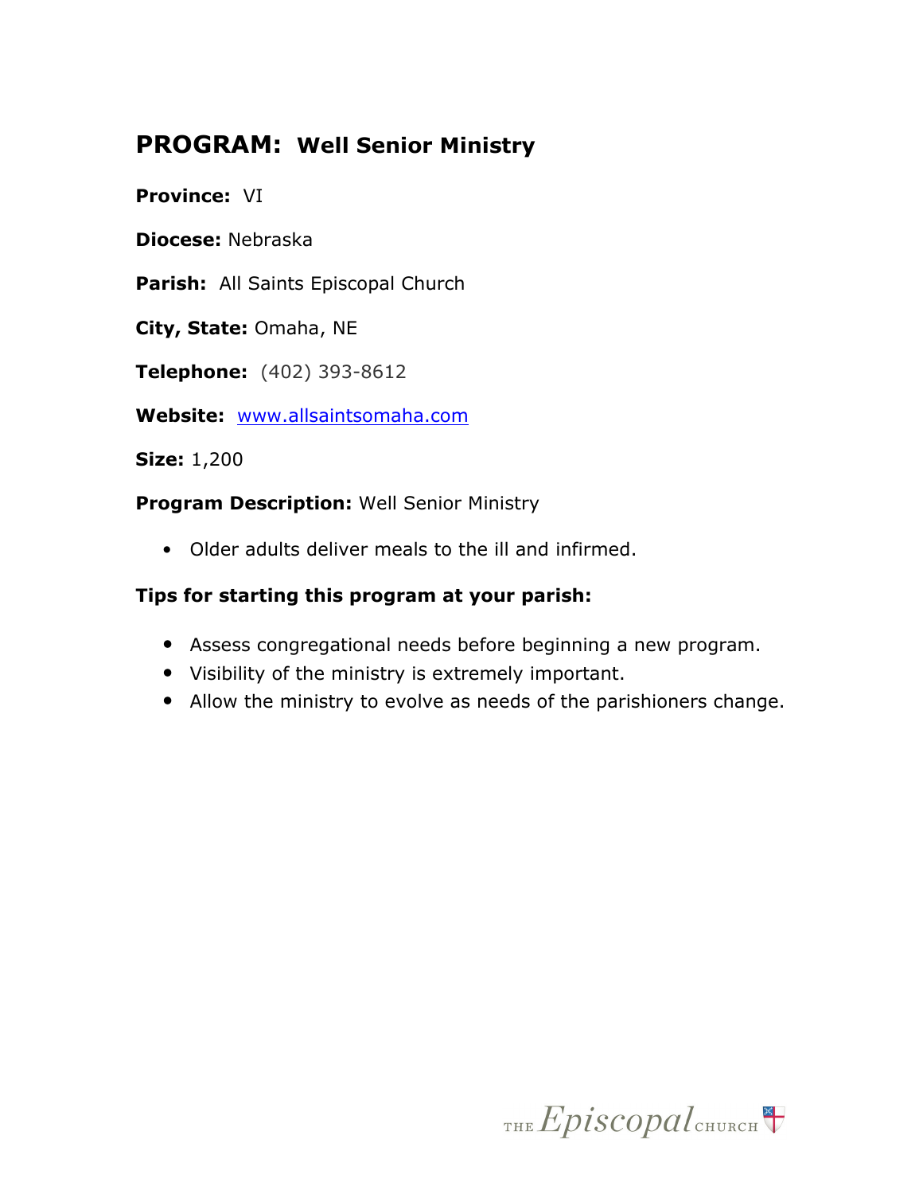## PROGRAM: Well Senior Ministry

**Province:** VI

**Diocese:** Nebraska

**Parish:** All Saints Episcopal Church

**City, State:** Omaha, NE

**Telephone:** (402) 393-8612

**Website:** www.allsaintsomaha.com

**Size:** 1,200

**Program Description:** Well Senior Ministry

- Older adults deliver meals to the ill and infirmed.

**Tips for starting this program at your parish:**

- Assess congregational needs before beginning a new program.
- Visibility of the ministry is extremely important.
- Allow the ministry to evolve as needs of the parishioners change.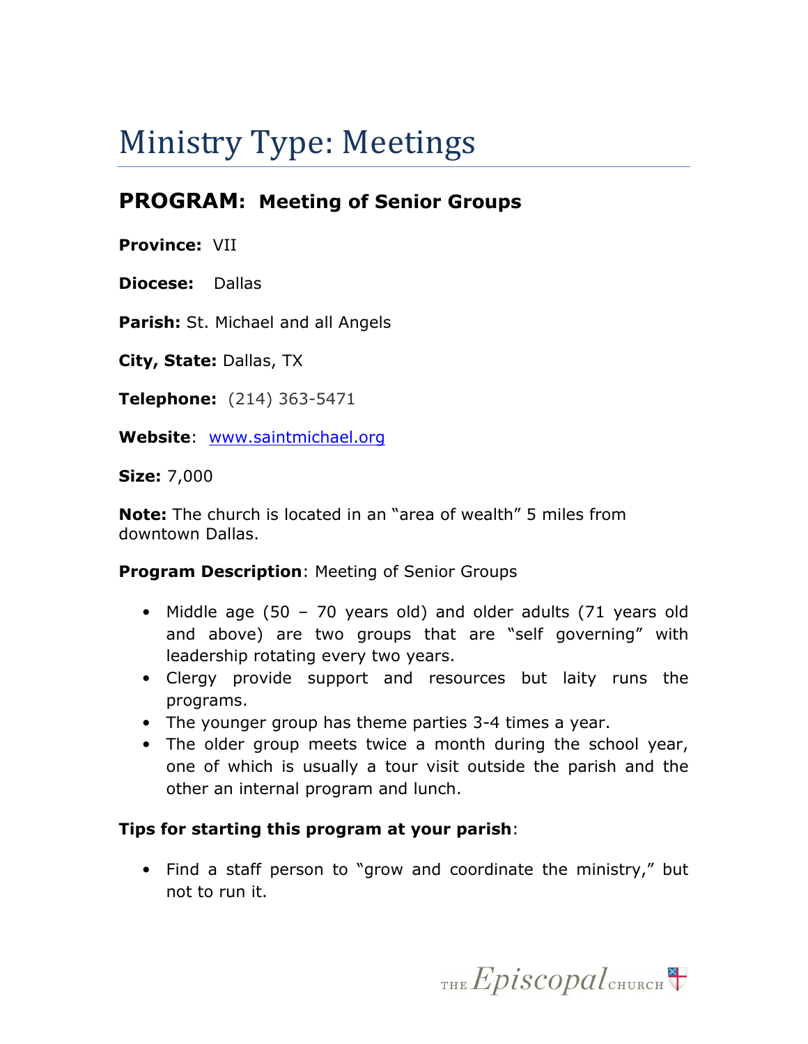# Ministry Type: Meetings

## PROGRAM: Meeting of Senior Groups

**Province:** VII

**Diocese:** Dallas

**Parish:** St. Michael and all Angels

**City, State:** Dallas, TX

**Telephone:** (214) 363-5471

**Website**: www.saintmichael.org

**Size:** 7,000

**Note:** The church is located in an "area of wealth" 5 miles from downtown Dallas.

**Program Description**: Meeting of Senior Groups

- Middle age (50 – 70 years old) and older adults (71 years old and above) are two groups that are "self governing" with leadership rotating every two years.
- Clergy provide support and resources but laity runs the programs.
- The younger group has theme parties 3-4 times a year.
- The older group meets twice a month during the school year, one of which is usually a tour visit outside the parish and the other an internal program and lunch.

**Tips for starting this program at your parish**:

- Find a staff person to "grow and coordinate the ministry," but not to run it.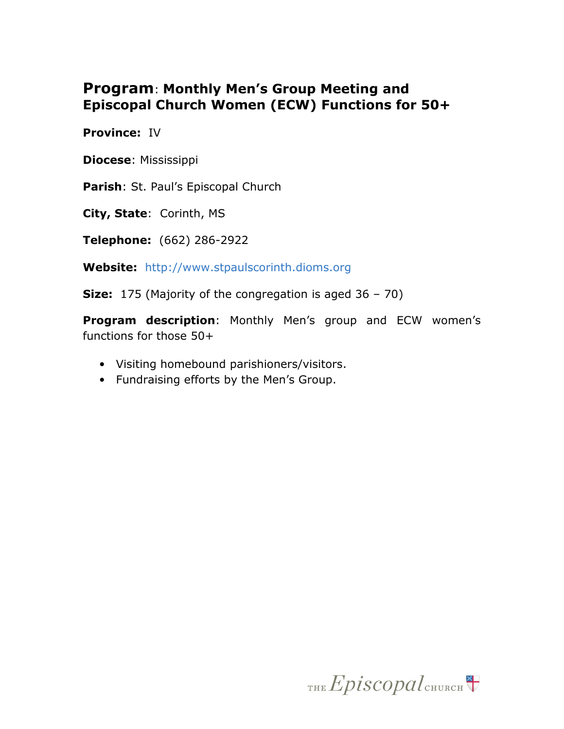## **Program**: Monthly Men's Group Meeting and Episcopal Church Women (ECW) Functions for 50+

**Province:** IV

**Diocese**: Mississippi

**Parish**: St. Paul's Episcopal Church

**City, State**: Corinth, MS

**Telephone:** (662) 286-2922

**Website:** http://www.stpaulscorinth.dioms.org

**Size:** 175 (Majority of the congregation is aged 36 – 70)

**Program description**: Monthly Men's group and ECW women's functions for those 50+

- Visiting homebound parishioners/visitors.
- Fundraising efforts by the Men's Group.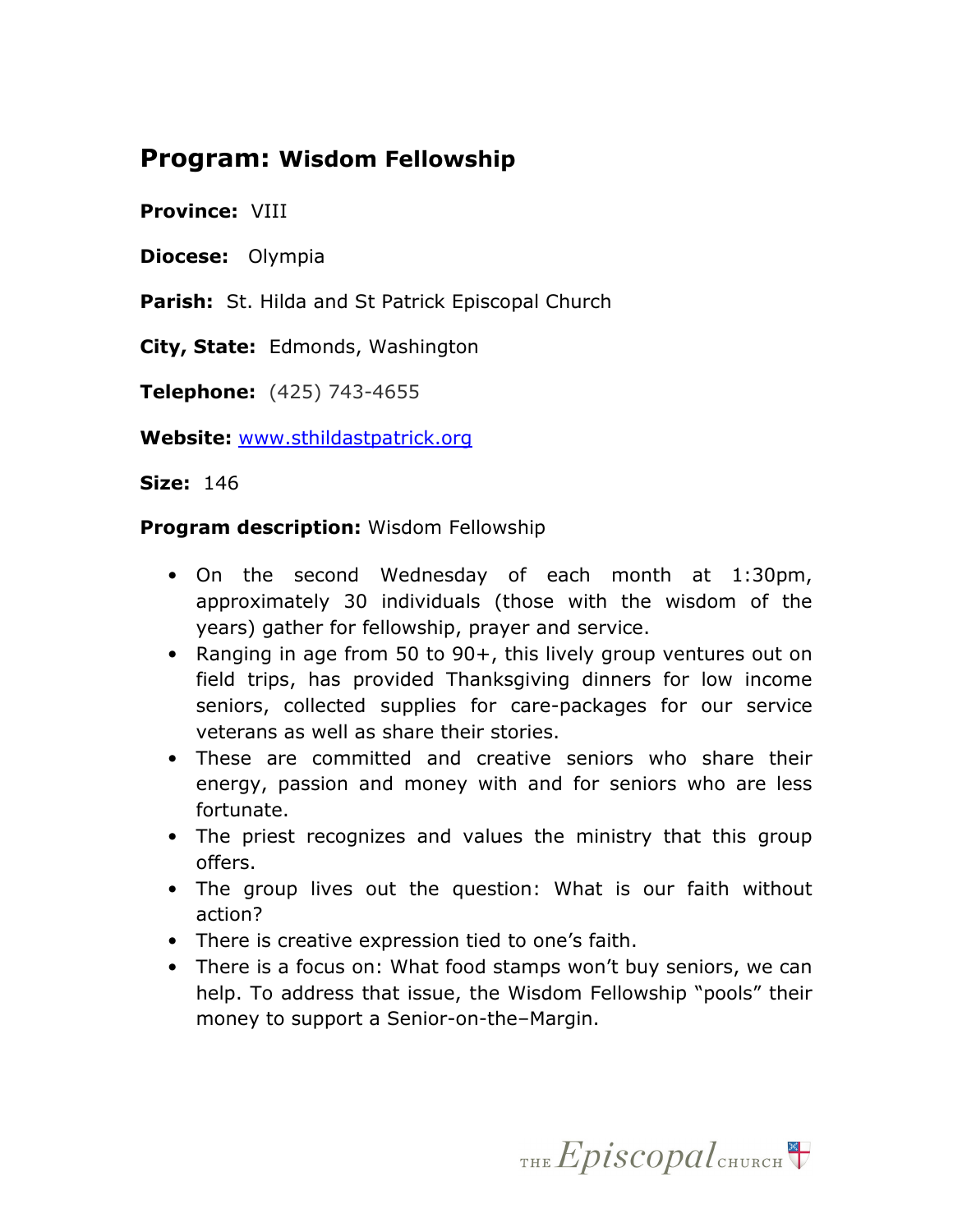## **Program:** Wisdom Fellowship

**Province:** VIII

**Diocese:** Olympia

**Parish:** St. Hilda and St Patrick Episcopal Church

**City, State:** Edmonds, Washington

**Telephone:** (425) 743-4655

**Website:** [www.sthildastpatrick.org](http://www.sthildastpatrick.org)

**Size:** 146

**Program description:** Wisdom Fellowship

- On the second Wednesday of each month at 1:30pm, approximately 30 individuals (those with the wisdom of the years) gather for fellowship, prayer and service.
- Ranging in age from 50 to 90+, this lively group ventures out on field trips, has provided Thanksgiving dinners for low income seniors, collected supplies for care-packages for our service veterans as well as share their stories.
- These are committed and creative seniors who share their energy, passion and money with and for seniors who are less fortunate.
- The priest recognizes and values the ministry that this group offers.
- The group lives out the question: What is our faith without action?
- There is creative expression tied to one's faith.
- There is a focus on: What food stamps won't buy seniors, we can help. To address that issue, the Wisdom Fellowship "pools" their money to support a Senior-on-the–Margin.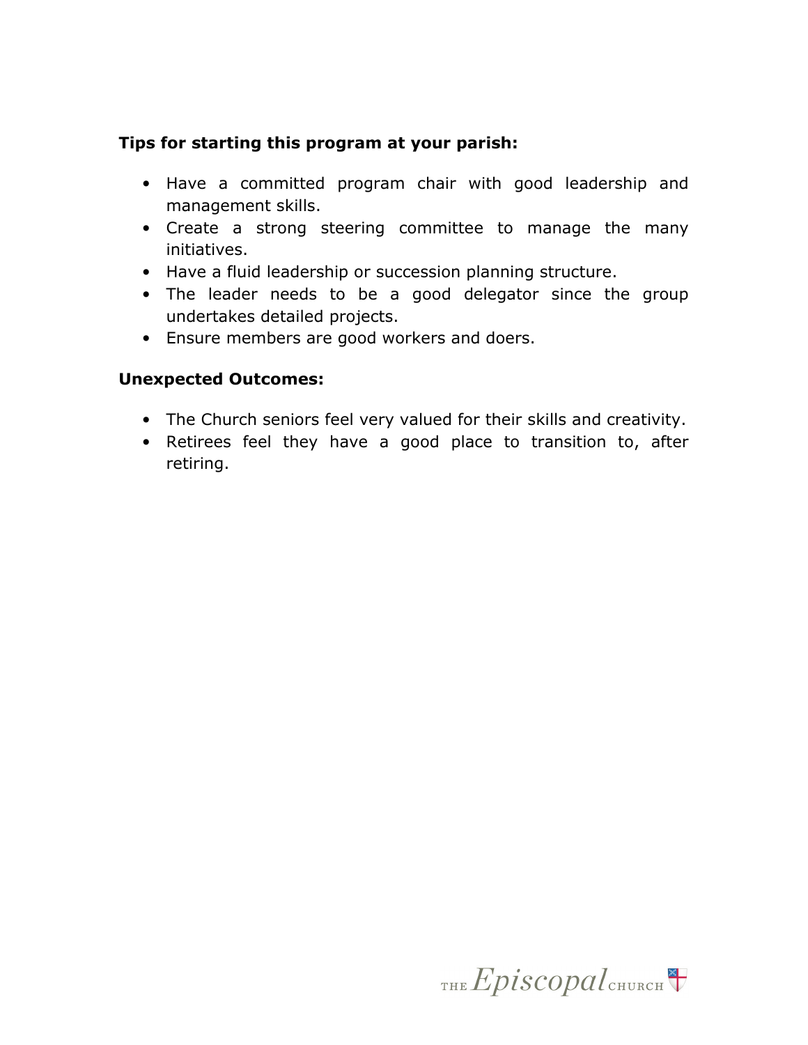**Tips for starting this program at your parish:**

- Have a committed program chair with good leadership and management skills.
- Create a strong steering committee to manage the many initiatives.
- Have a fluid leadership or succession planning structure.
- The leader needs to be a good delegator since the group undertakes detailed projects.
- Ensure members are good workers and doers.

**Unexpected Outcomes:**

- The Church seniors feel very valued for their skills and creativity.
- Retirees feel they have a good place to transition to, after retiring.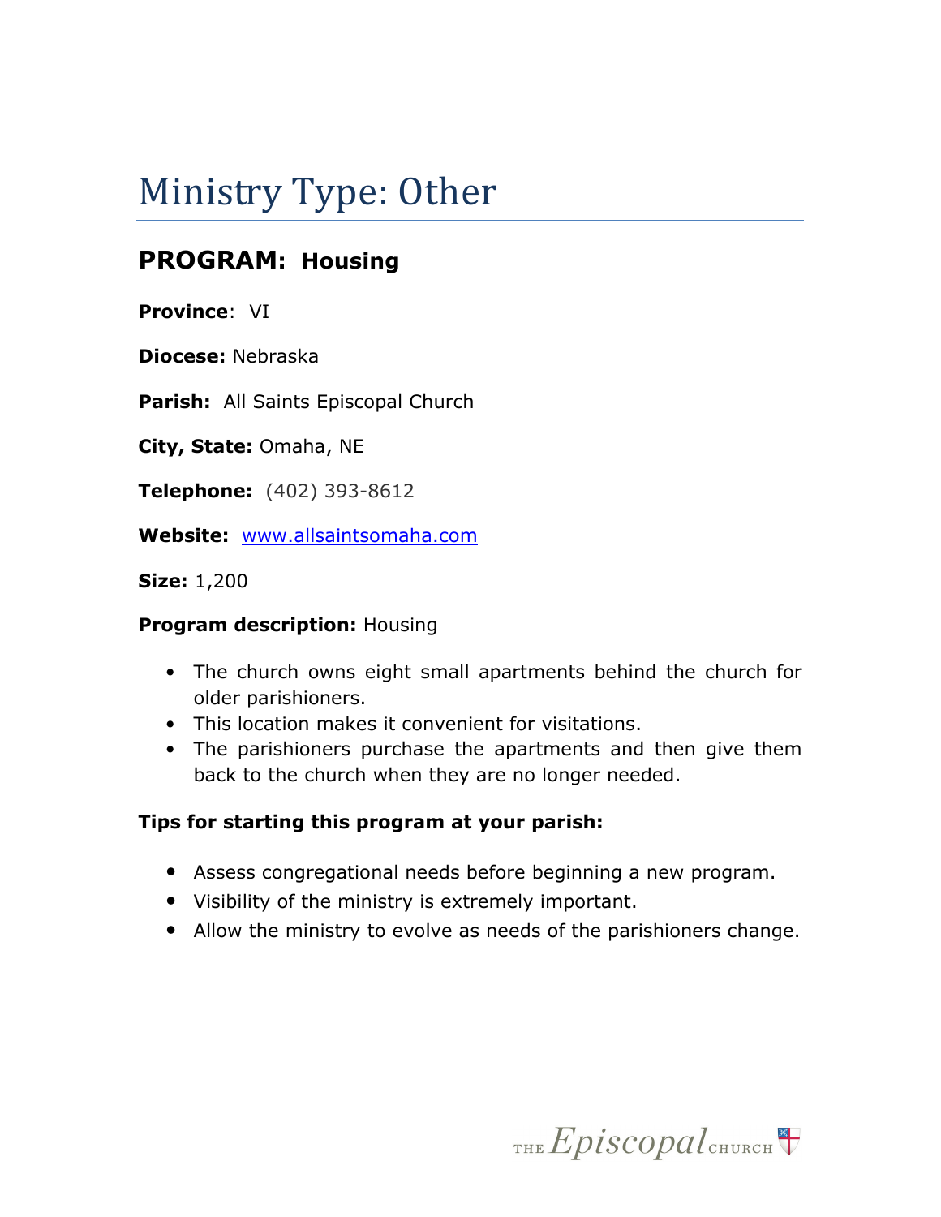# Ministry Type: Other

## PROGRAM: Housing

**Province**: VI

**Diocese:** Nebraska

**Parish:** All Saints Episcopal Church

**City, State:** Omaha, NE

**Telephone:** (402) 393-8612

**Website:** www.allsaintsomaha.com

**Size:** 1,200

**Program description:** Housing

- The church owns eight small apartments behind the church for older parishioners.
- This location makes it convenient for visitations.
- The parishioners purchase the apartments and then give them back to the church when they are no longer needed.

**Tips for starting this program at your parish:**

- Assess congregational needs before beginning a new program.
- Visibility of the ministry is extremely important.
- Allow the ministry to evolve as needs of the parishioners change.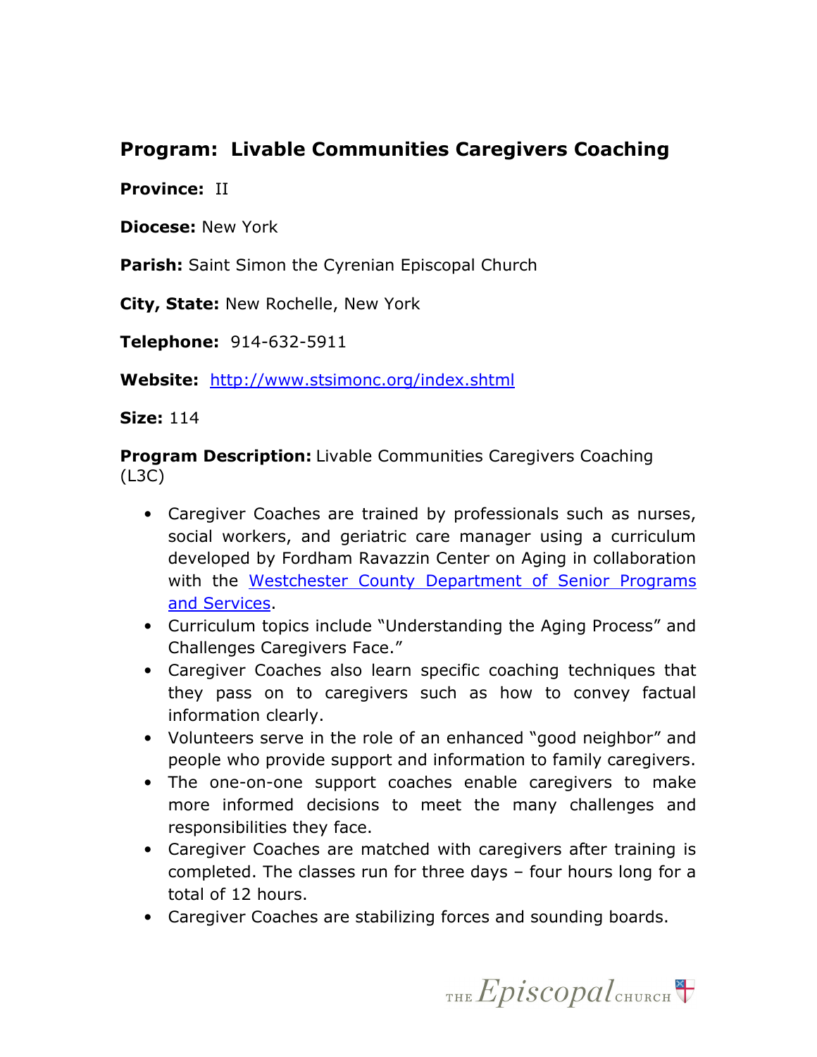## Program: Livable Communities Caregivers Coaching

**Province:** II

**Diocese:** New York

**Parish:** Saint Simon the Cyrenian Episcopal Church

**City, State:** New Rochelle, New York

**Telephone:** 914-632-5911

**Website:** [http://www.stsimonc.org/index.shtml](http://www.stsimonc.org/index.shtml)

**Size:** 114

**Program Description:** Livable Communities Caregivers Coaching (L3C)

- Caregiver Coaches are trained by professionals such as nurses, social workers, and geriatric care manager using a curriculum developed by Fordham Ravazzin Center on Aging in collaboration with the Westchester County Department of Senior Programs and Services.
- Curriculum topics include "Understanding the Aging Process" and Challenges Caregivers Face."
- Caregiver Coaches also learn specific coaching techniques that they pass on to caregivers such as how to convey factual information clearly.
- Volunteers serve in the role of an enhanced "good neighbor" and people who provide support and information to family caregivers.
- The one-on-one support coaches enable caregivers to make more informed decisions to meet the many challenges and responsibilities they face.
- Caregiver Coaches are matched with caregivers after training is completed. The classes run for three days – four hours long for a total of 12 hours.
- Caregiver Coaches are stabilizing forces and sounding boards.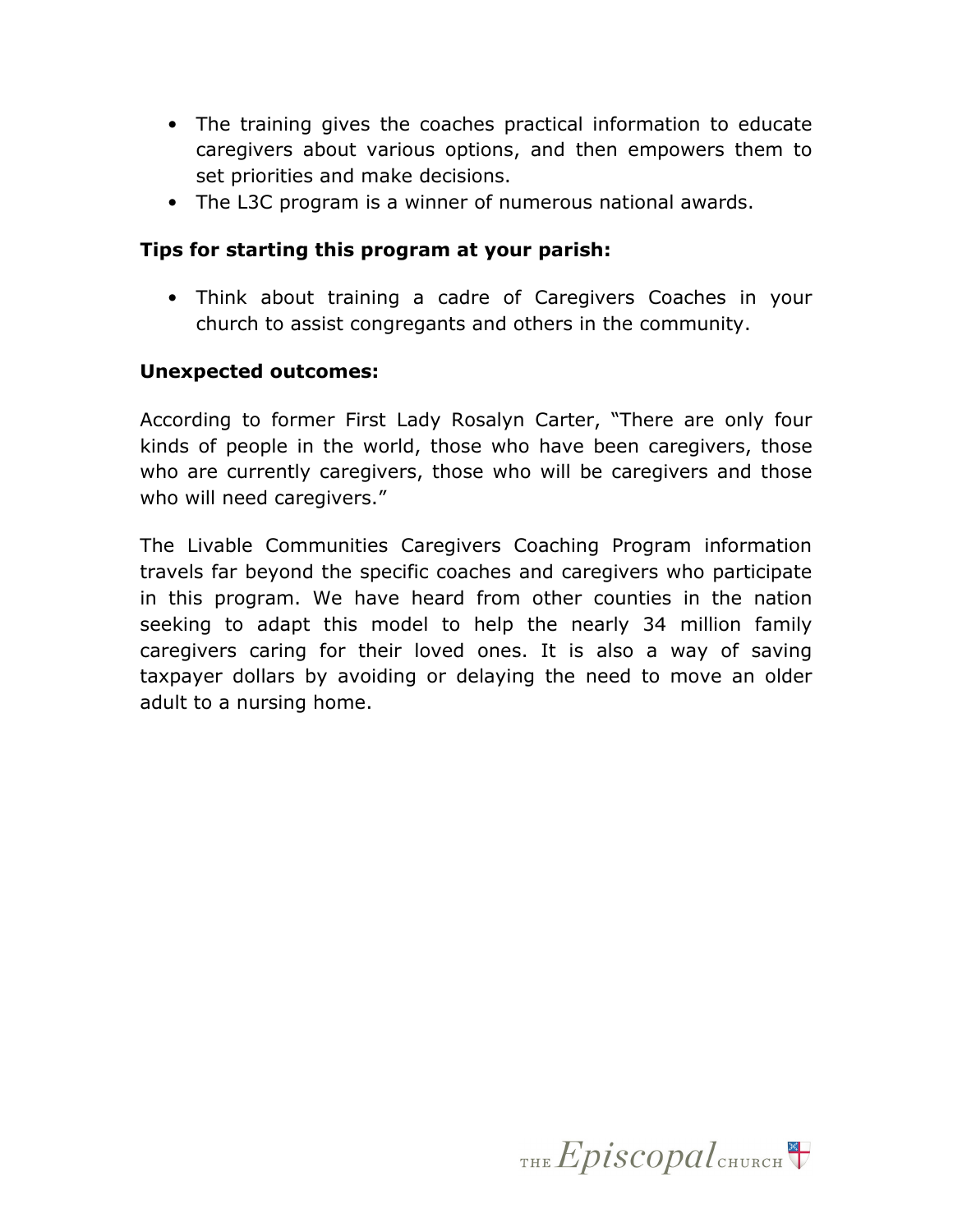- The training gives the coaches practical information to educate caregivers about various options, and then empowers them to set priorities and make decisions.
- The L3C program is a winner of numerous national awards.

**Tips for starting this program at your parish:**

- Think about training a cadre of Caregivers Coaches in your church to assist congregants and others in the community.

**Unexpected outcomes:**

According to former First Lady Rosalyn Carter, "There are only four kinds of people in the world, those who have been caregivers, those who are currently caregivers, those who will be caregivers and those who will need caregivers."

The Livable Communities Caregivers Coaching Program information travels far beyond the specific coaches and caregivers who participate in this program. We have heard from other counties in the nation seeking to adapt this model to help the nearly 34 million family caregivers caring for their loved ones. It is also a way of saving taxpayer dollars by avoiding or delaying the need to move an older adult to a nursing home.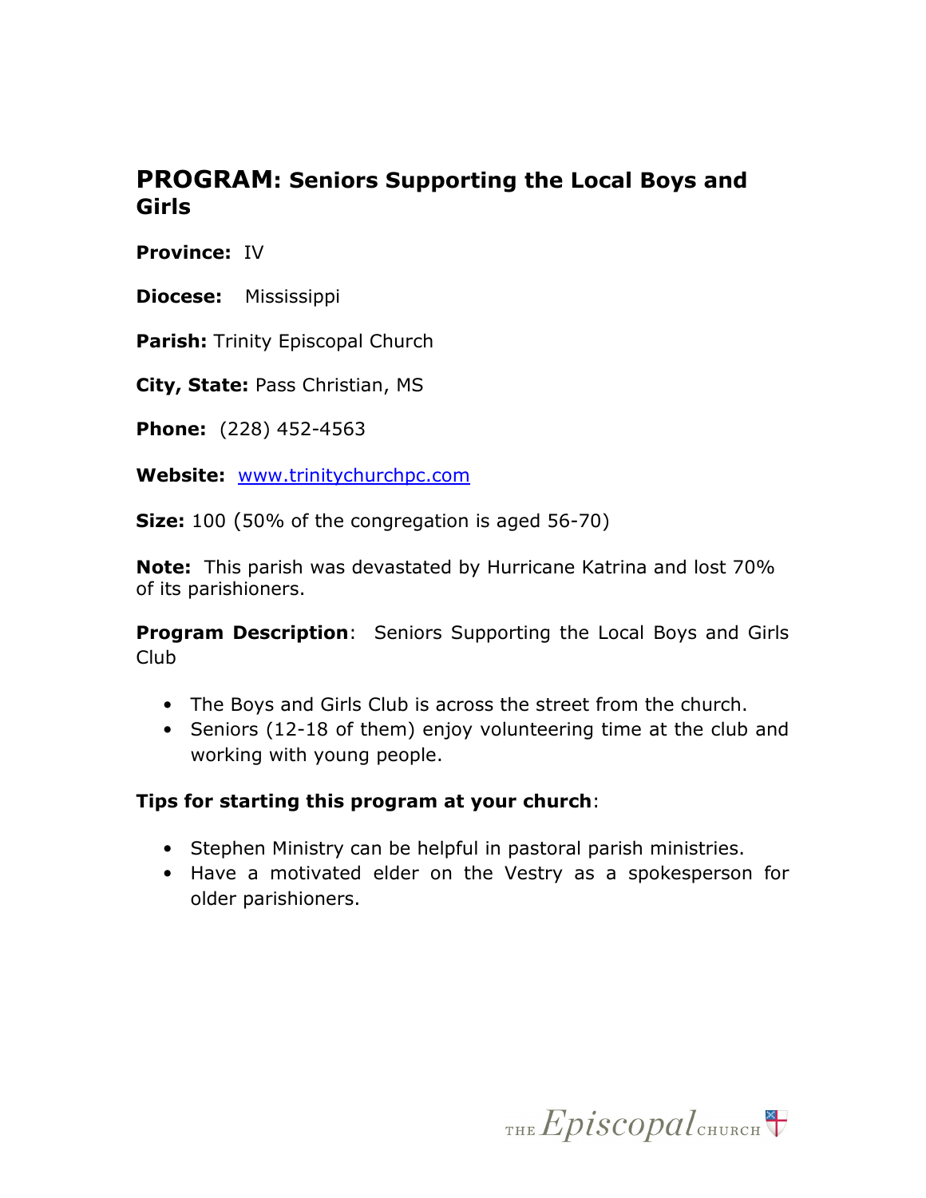## PROGRAM: Seniors Supporting the Local Boys and Girls

**Province:** IV

**Diocese:** Mississippi

**Parish:** Trinity Episcopal Church

**City, State:** Pass Christian, MS

**Phone:** (228) 452-4563

**Website:** www.trinitychurchpc.com

**Size:** 100 (50% of the congregation is aged 56-70)

**Note:** This parish was devastated by Hurricane Katrina and lost 70% of its parishioners.

**Program Description**: Seniors Supporting the Local Boys and Girls Club

- The Boys and Girls Club is across the street from the church.
- Seniors (12-18 of them) enjoy volunteering time at the club and working with young people.

**Tips for starting this program at your church**:

- Stephen Ministry can be helpful in pastoral parish ministries.
- Have a motivated elder on the Vestry as a spokesperson for older parishioners.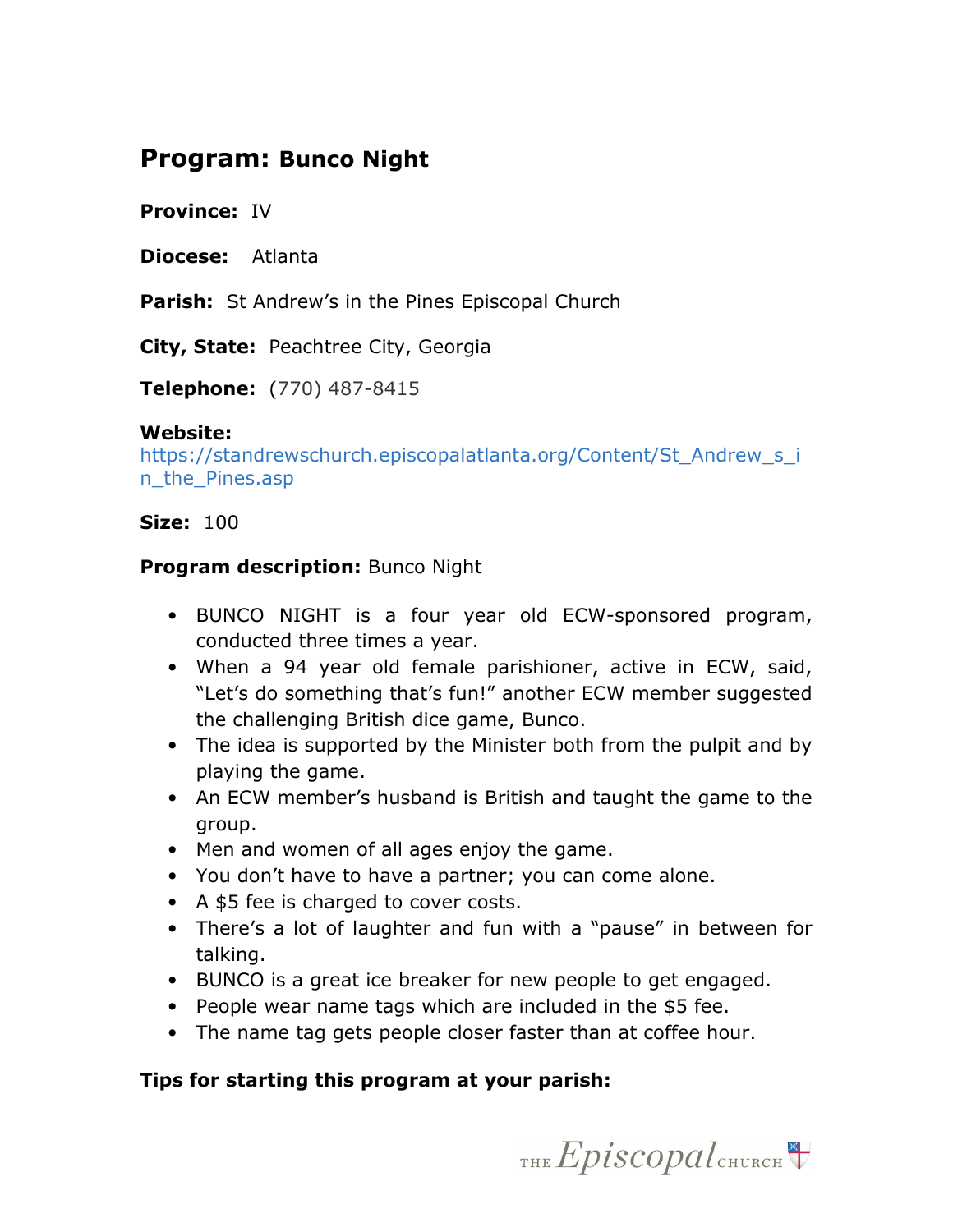## Program: Bunco Night

**Province:** IV

**Diocese:** Atlanta

**Parish:** St Andrew's in the Pines Episcopal Church

**City, State:** Peachtree City, Georgia

**Telephone:** (770) 487-8415

**Website:**
https://standrewschurch.episcopalatlanta.org/Content/St_Andrew_s_in_the_Pines.asp

**Size:** 100

**Program description:** Bunco Night

- BUNCO NIGHT is a four year old ECW-sponsored program, conducted three times a year.
- When a 94 year old female parishioner, active in ECW, said, "Let's do something that's fun!" another ECW member suggested the challenging British dice game, Bunco.
- The idea is supported by the Minister both from the pulpit and by playing the game.
- An ECW member's husband is British and taught the game to the group.
- Men and women of all ages enjoy the game.
- You don't have to have a partner; you can come alone.
- A $5 fee is charged to cover costs.
- There's a lot of laughter and fun with a "pause" in between for talking.
- BUNCO is a great ice breaker for new people to get engaged.
- People wear name tags which are included in the $5 fee.
- The name tag gets people closer faster than at coffee hour.

**Tips for starting this program at your parish:**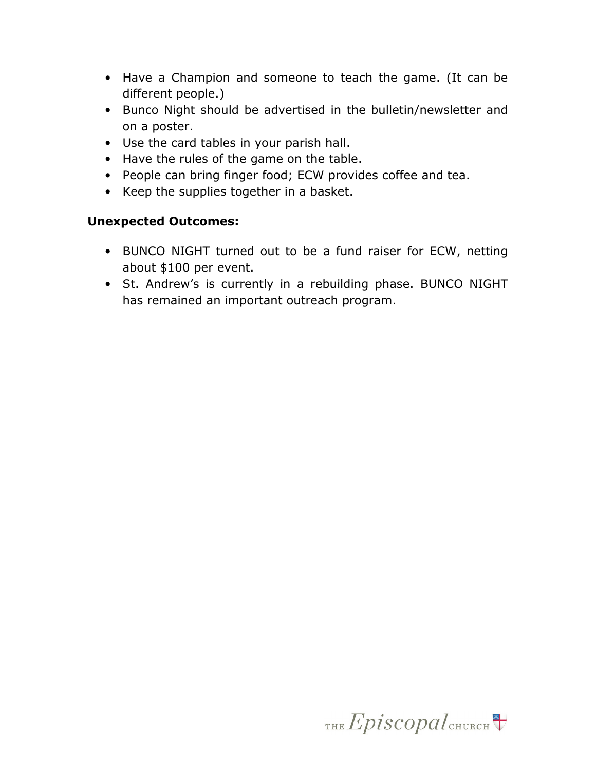- Have a Champion and someone to teach the game. (It can be different people.)
- Bunco Night should be advertised in the bulletin/newsletter and on a poster.
- Use the card tables in your parish hall.
- Have the rules of the game on the table.
- People can bring finger food; ECW provides coffee and tea.
- Keep the supplies together in a basket.

**Unexpected Outcomes:**

- BUNCO NIGHT turned out to be a fund raiser for ECW, netting about $100 per event.
- St. Andrew's is currently in a rebuilding phase. BUNCO NIGHT has remained an important outreach program.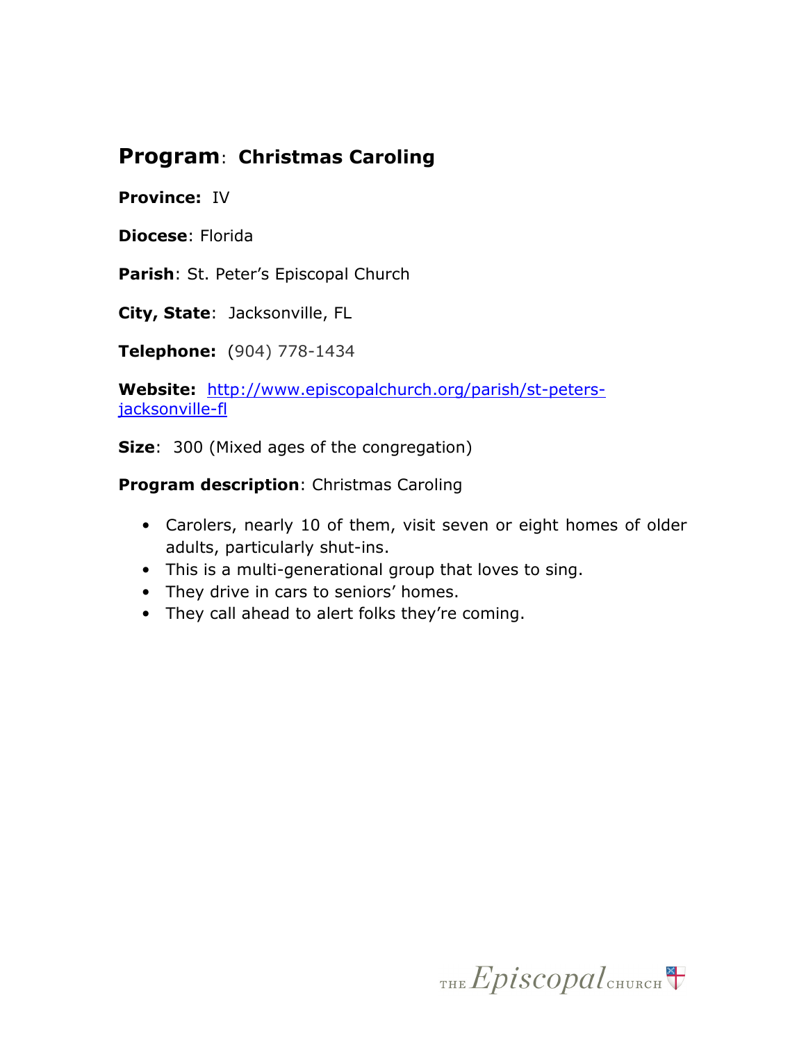## **Program**: **Christmas Caroling**

**Province:** IV

**Diocese**: Florida

**Parish**: St. Peter's Episcopal Church

**City, State**: Jacksonville, FL

**Telephone:** (904) 778-1434

**Website:** [http://www.episcopalchurch.org/parish/st-peters-jacksonville-fl](http://www.episcopalchurch.org/parish/st-peters-jacksonville-fl)

**Size**: 300 (Mixed ages of the congregation)

**Program description**: Christmas Caroling

- Carolers, nearly 10 of them, visit seven or eight homes of older adults, particularly shut-ins.
- This is a multi-generational group that loves to sing.
- They drive in cars to seniors' homes.
- They call ahead to alert folks they're coming.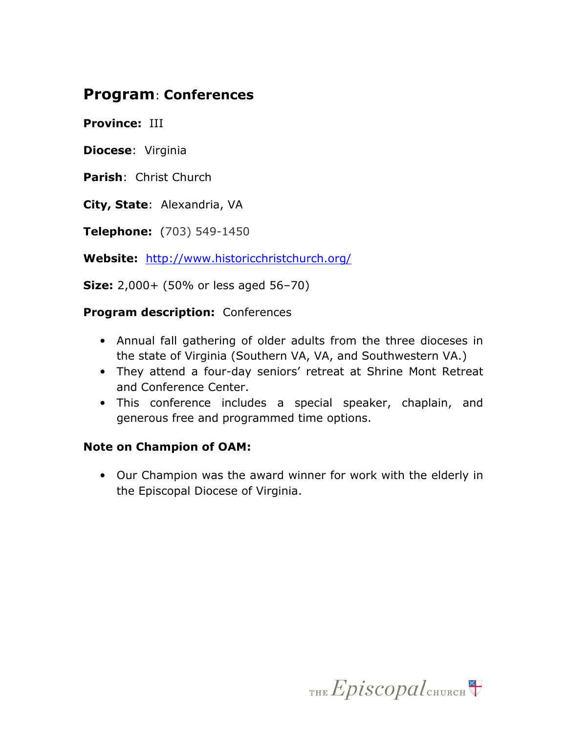## **Program**: Conferences

**Province:** III

**Diocese**: Virginia

**Parish**: Christ Church

**City, State**: Alexandria, VA

**Telephone:** (703) 549-1450

**Website:** http://www.historicchristchurch.org/

**Size:** 2,000+ (50% or less aged 56–70)

**Program description:** Conferences

- Annual fall gathering of older adults from the three dioceses in the state of Virginia (Southern VA, VA, and Southwestern VA.)
- They attend a four-day seniors' retreat at Shrine Mont Retreat and Conference Center.
- This conference includes a special speaker, chaplain, and generous free and programmed time options.

**Note on Champion of OAM:**

- Our Champion was the award winner for work with the elderly in the Episcopal Diocese of Virginia.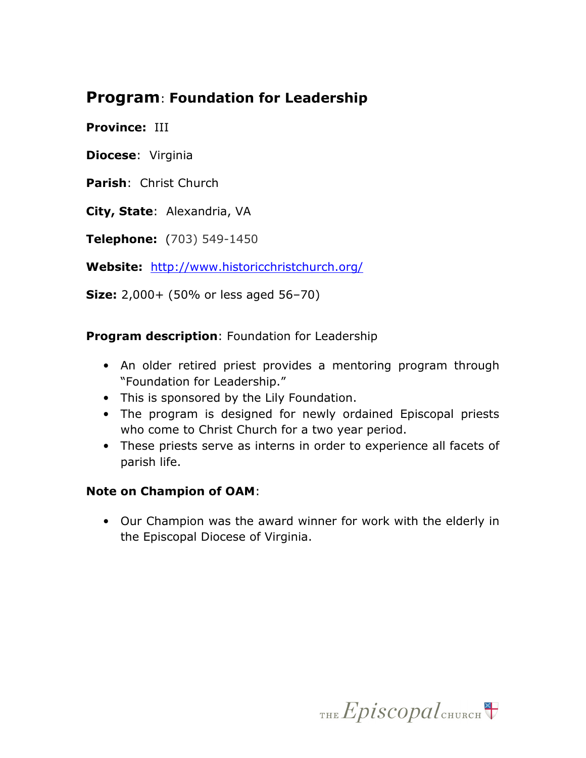## **Program**: Foundation for Leadership

**Province:** III

**Diocese**: Virginia

**Parish**: Christ Church

**City, State**: Alexandria, VA

**Telephone:** (703) 549-1450

**Website:** http://www.historicchristchurch.org/

**Size:** 2,000+ (50% or less aged 56–70)

**Program description**: Foundation for Leadership

- An older retired priest provides a mentoring program through "Foundation for Leadership."
- This is sponsored by the Lily Foundation.
- The program is designed for newly ordained Episcopal priests who come to Christ Church for a two year period.
- These priests serve as interns in order to experience all facets of parish life.

**Note on Champion of OAM**:

- Our Champion was the award winner for work with the elderly in the Episcopal Diocese of Virginia.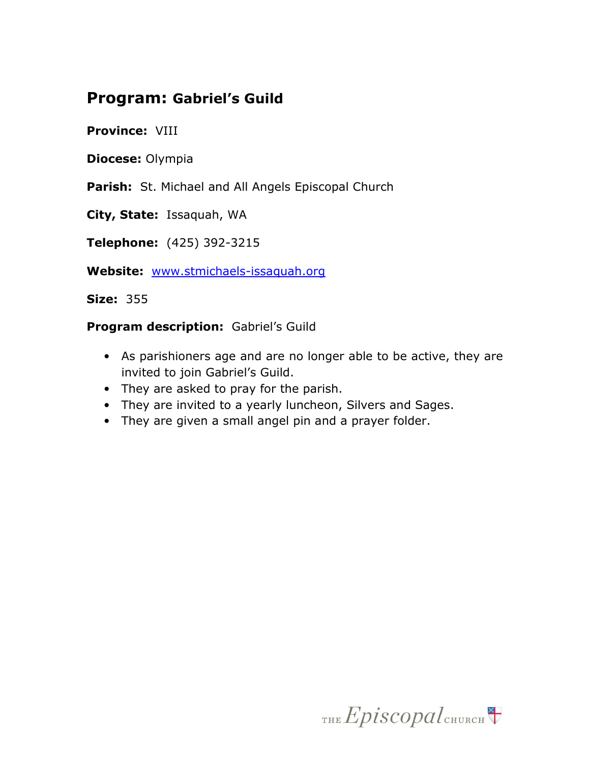## Program: Gabriel's Guild

**Province:** VIII

**Diocese:** Olympia

**Parish:** St. Michael and All Angels Episcopal Church

**City, State:** Issaquah, WA

**Telephone:** (425) 392-3215

**Website:** www.stmichaels-issaquah.org

**Size:** 355

**Program description:** Gabriel's Guild

- As parishioners age and are no longer able to be active, they are invited to join Gabriel's Guild.
- They are asked to pray for the parish.
- They are invited to a yearly luncheon, Silvers and Sages.
- They are given a small angel pin and a prayer folder.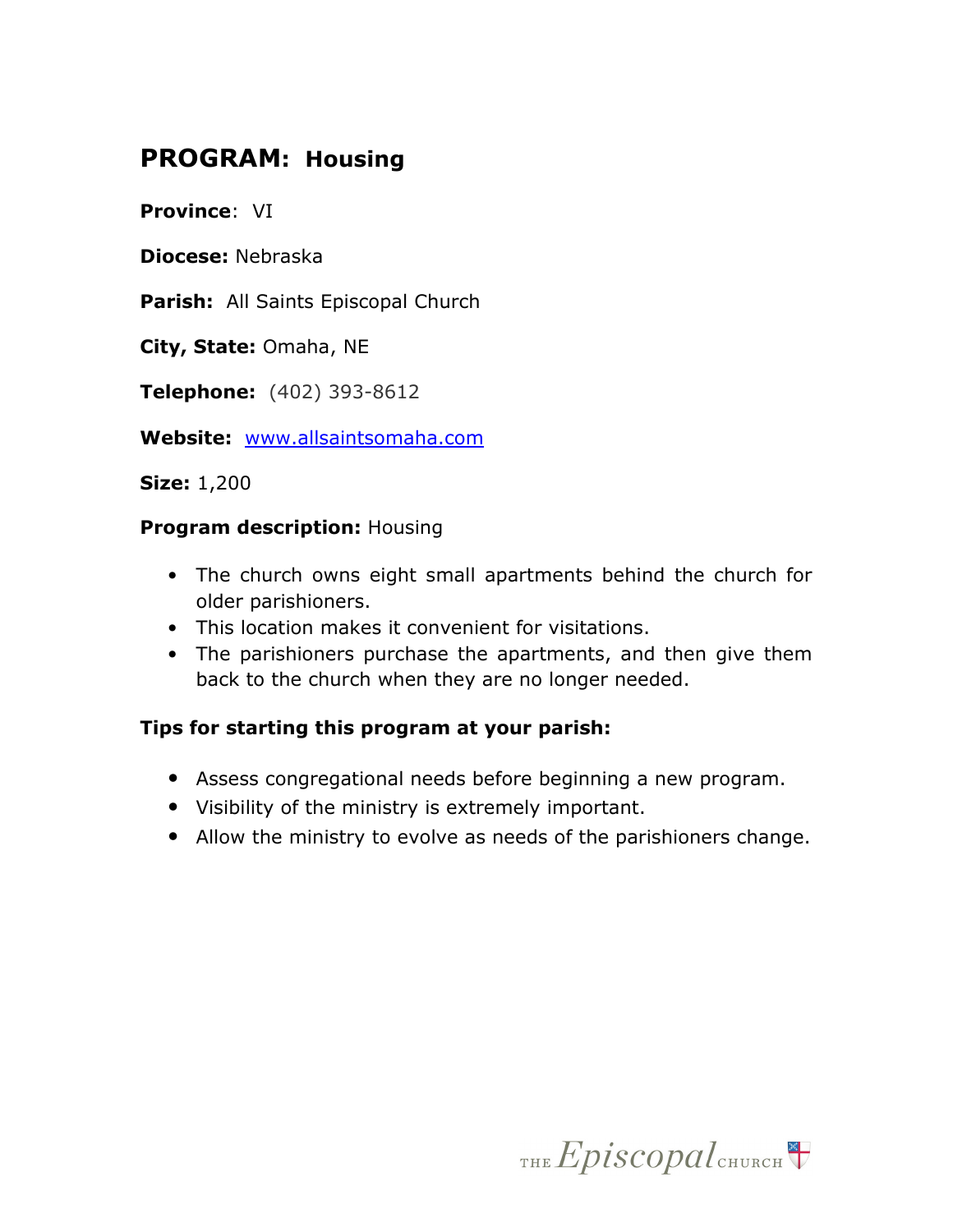## PROGRAM: Housing

**Province**: VI

**Diocese:** Nebraska

**Parish:** All Saints Episcopal Church

**City, State:** Omaha, NE

**Telephone:** (402) 393-8612

**Website:** www.allsaintsomaha.com

**Size:** 1,200

**Program description:** Housing

- The church owns eight small apartments behind the church for older parishioners.
- This location makes it convenient for visitations.
- The parishioners purchase the apartments, and then give them back to the church when they are no longer needed.

**Tips for starting this program at your parish:**

- Assess congregational needs before beginning a new program.
- Visibility of the ministry is extremely important.
- Allow the ministry to evolve as needs of the parishioners change.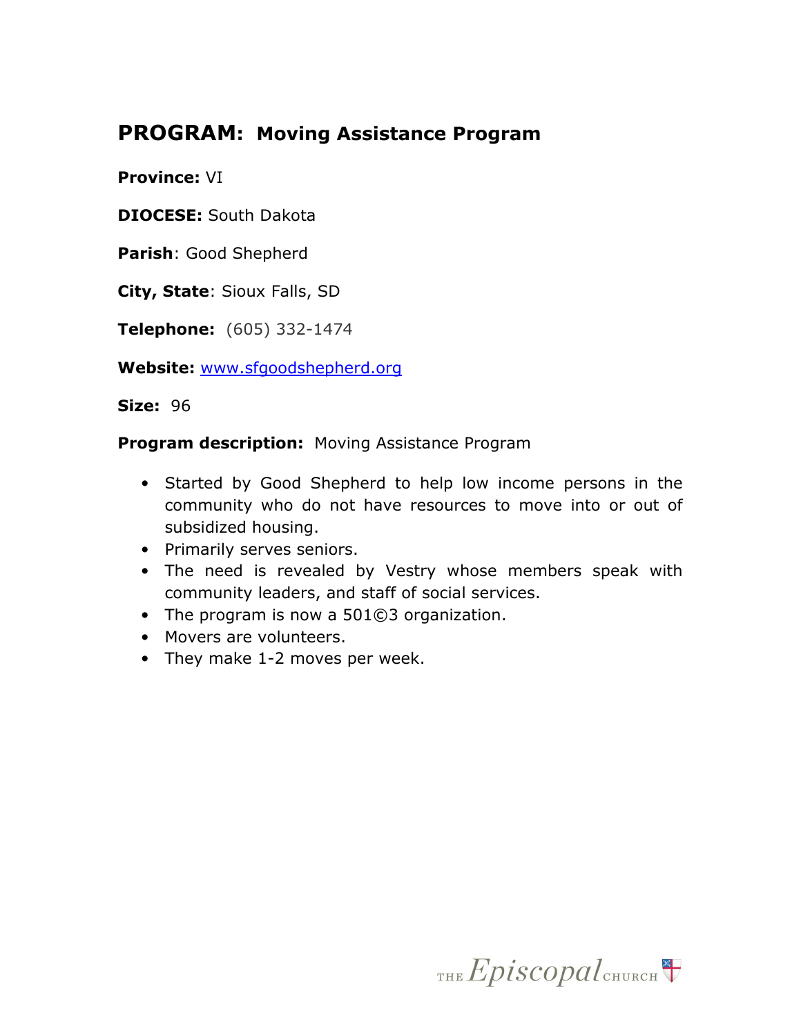## **PROGRAM:** Moving Assistance Program

**Province:** VI

**DIOCESE:** South Dakota

**Parish**: Good Shepherd

**City, State**: Sioux Falls, SD

**Telephone:** (605) 332-1474

**Website:** www.sfgoodshepherd.org

**Size:** 96

**Program description:** Moving Assistance Program

- Started by Good Shepherd to help low income persons in the community who do not have resources to move into or out of subsidized housing.
- Primarily serves seniors.
- The need is revealed by Vestry whose members speak with community leaders, and staff of social services.
- The program is now a 501©3 organization.
- Movers are volunteers.
- They make 1-2 moves per week.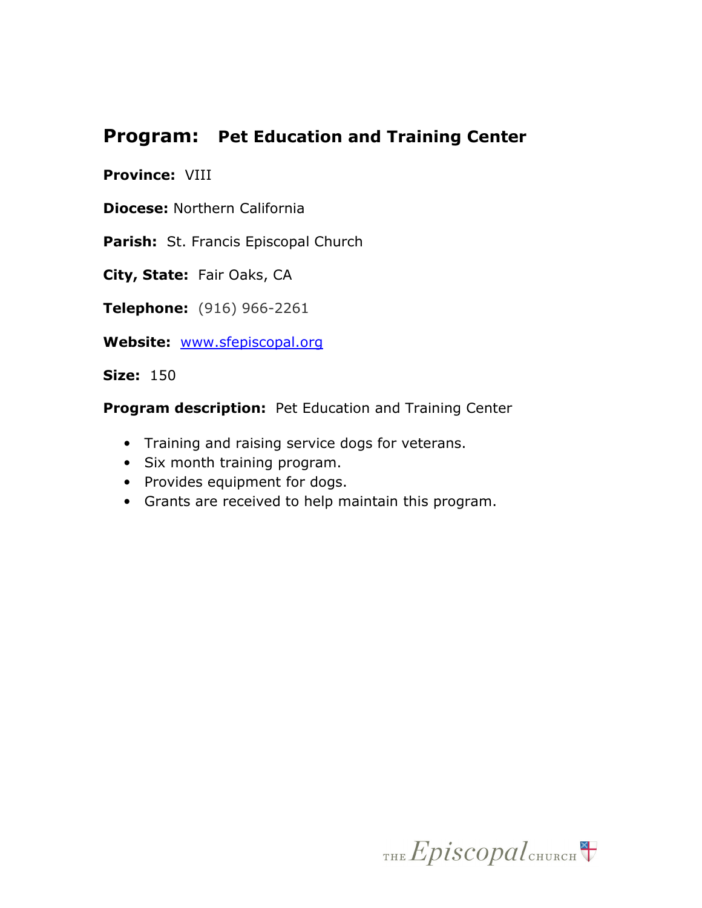## **Program:** Pet Education and Training Center

**Province:** VIII

**Diocese:** Northern California

**Parish:** St. Francis Episcopal Church

**City, State:** Fair Oaks, CA

**Telephone:** (916) 966-2261

**Website:** www.sfepiscopal.org

**Size:** 150

**Program description:** Pet Education and Training Center

- Training and raising service dogs for veterans.
- Six month training program.
- Provides equipment for dogs.
- Grants are received to help maintain this program.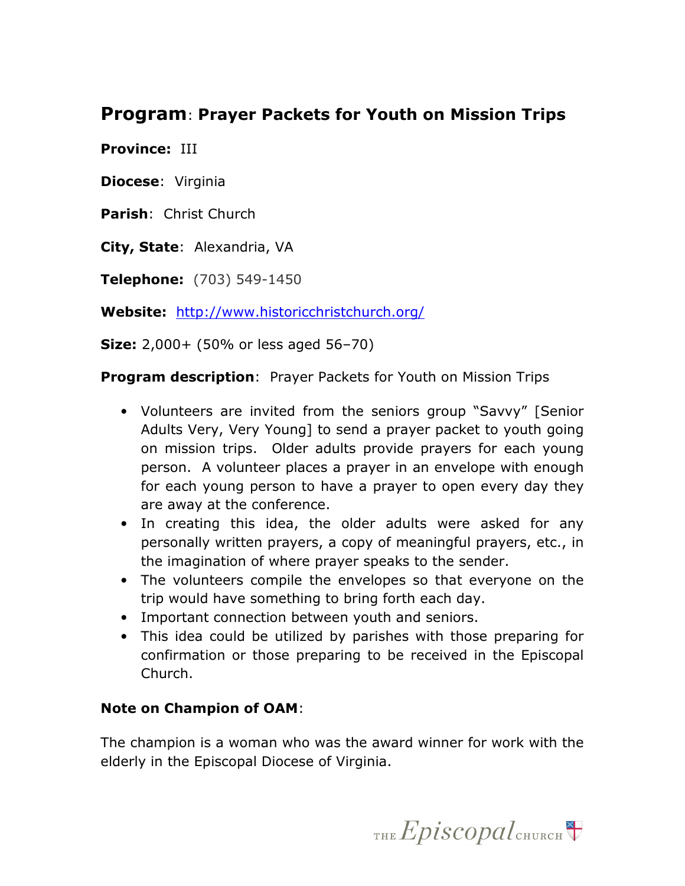## **Program**: Prayer Packets for Youth on Mission Trips

**Province:** III

**Diocese**: Virginia

**Parish**: Christ Church

**City, State**: Alexandria, VA

**Telephone:** (703) 549-1450

**Website:** http://www.historicchristchurch.org/

**Size:** 2,000+ (50% or less aged 56–70)

**Program description**: Prayer Packets for Youth on Mission Trips

- Volunteers are invited from the seniors group "Savvy" [Senior Adults Very, Very Young] to send a prayer packet to youth going on mission trips. Older adults provide prayers for each young person. A volunteer places a prayer in an envelope with enough for each young person to have a prayer to open every day they are away at the conference.
- In creating this idea, the older adults were asked for any personally written prayers, a copy of meaningful prayers, etc., in the imagination of where prayer speaks to the sender.
- The volunteers compile the envelopes so that everyone on the trip would have something to bring forth each day.
- Important connection between youth and seniors.
- This idea could be utilized by parishes with those preparing for confirmation or those preparing to be received in the Episcopal Church.

**Note on Champion of OAM**:

The champion is a woman who was the award winner for work with the elderly in the Episcopal Diocese of Virginia.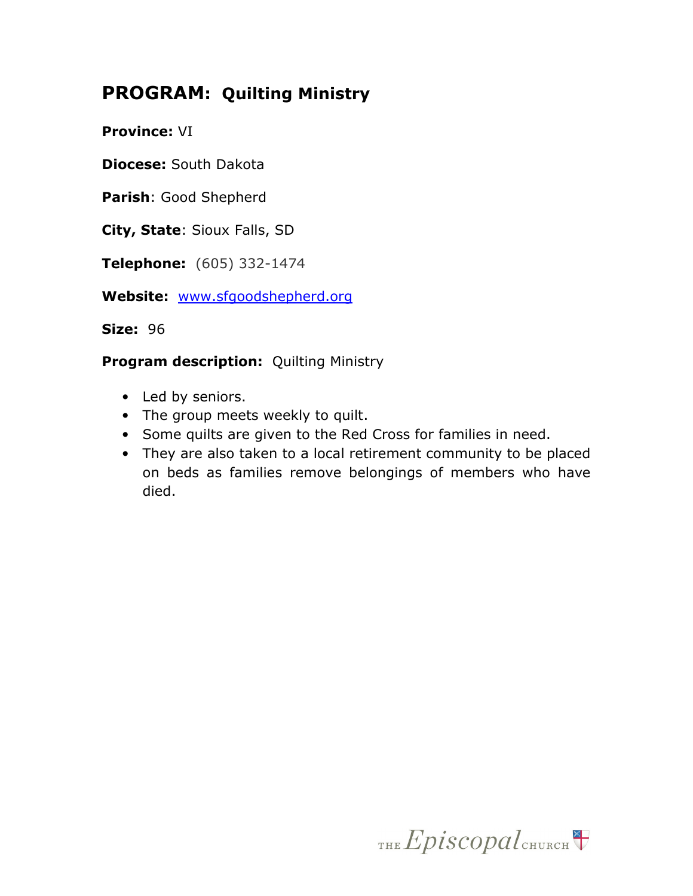## **PROGRAM: Quilting Ministry**

**Province:** VI

**Diocese:** South Dakota

**Parish**: Good Shepherd

**City, State**: Sioux Falls, SD

**Telephone:** (605) 332-1474

**Website:** www.sfgoodshepherd.org

**Size:** 96

**Program description:** Quilting Ministry

- Led by seniors.
- The group meets weekly to quilt.
- Some quilts are given to the Red Cross for families in need.
- They are also taken to a local retirement community to be placed on beds as families remove belongings of members who have died.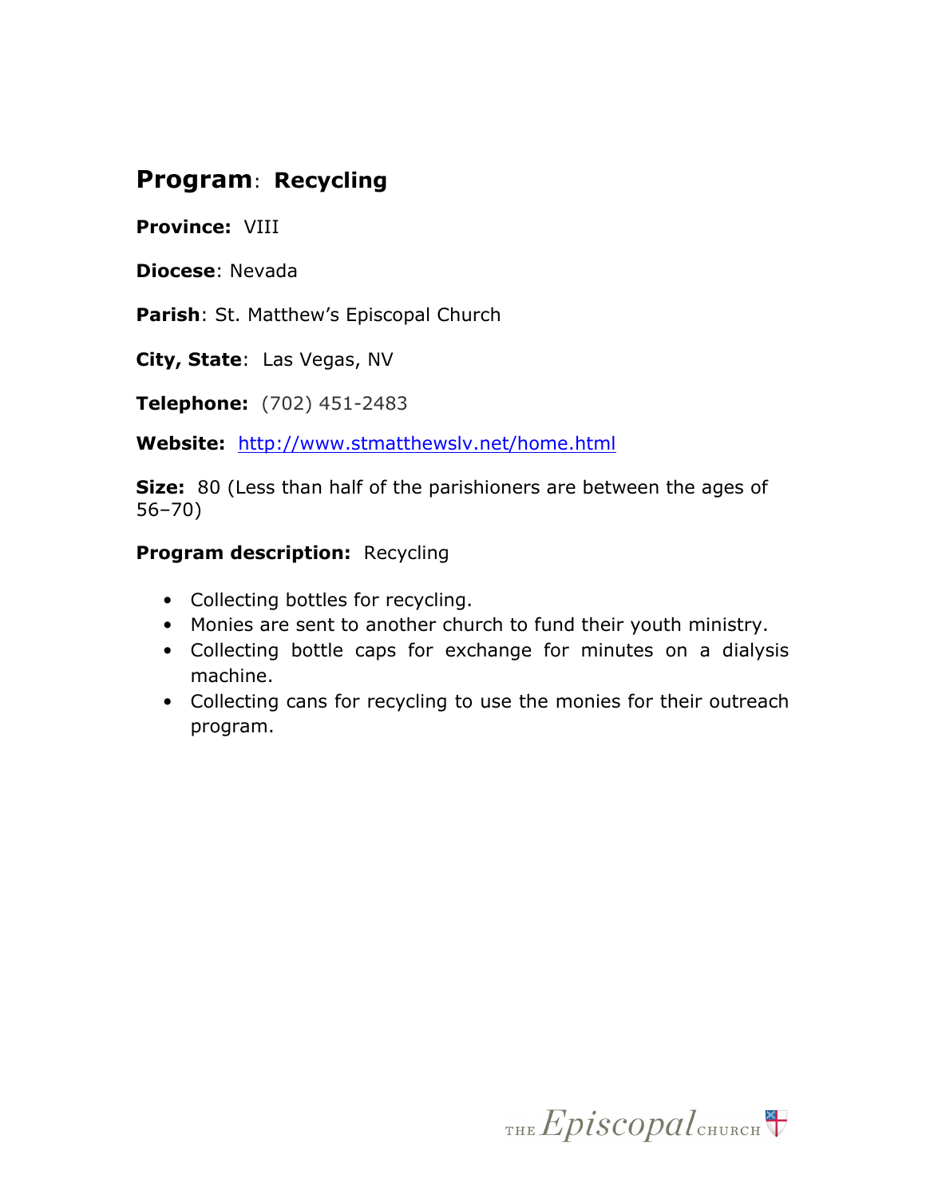## **Program**: **Recycling**

**Province:** VIII

**Diocese**: Nevada

**Parish**: St. Matthew's Episcopal Church

**City, State**: Las Vegas, NV

**Telephone:** (702) 451-2483

**Website:** http://www.stmatthewslv.net/home.html

**Size:** 80 (Less than half of the parishioners are between the ages of 56–70)

**Program description:** Recycling

- Collecting bottles for recycling.
- Monies are sent to another church to fund their youth ministry.
- Collecting bottle caps for exchange for minutes on a dialysis machine.
- Collecting cans for recycling to use the monies for their outreach program.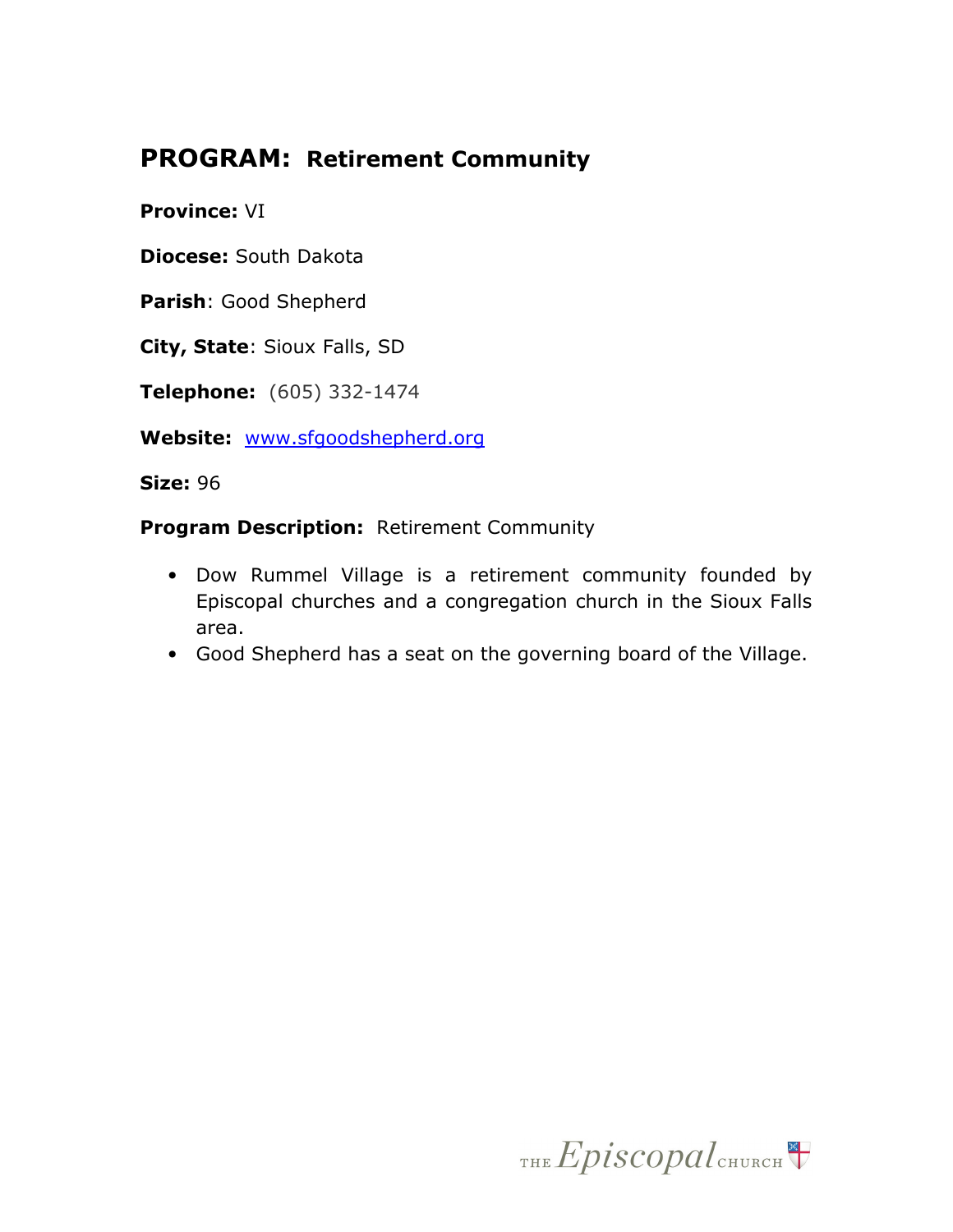## PROGRAM: Retirement Community

**Province:** VI

**Diocese:** South Dakota

**Parish**: Good Shepherd

**City, State**: Sioux Falls, SD

**Telephone:** (605) 332-1474

**Website:** [www.sfgoodshepherd.org](http://www.sfgoodshepherd.org)

**Size:** 96

**Program Description:** Retirement Community

- Dow Rummel Village is a retirement community founded by Episcopal churches and a congregation church in the Sioux Falls area.
- Good Shepherd has a seat on the governing board of the Village.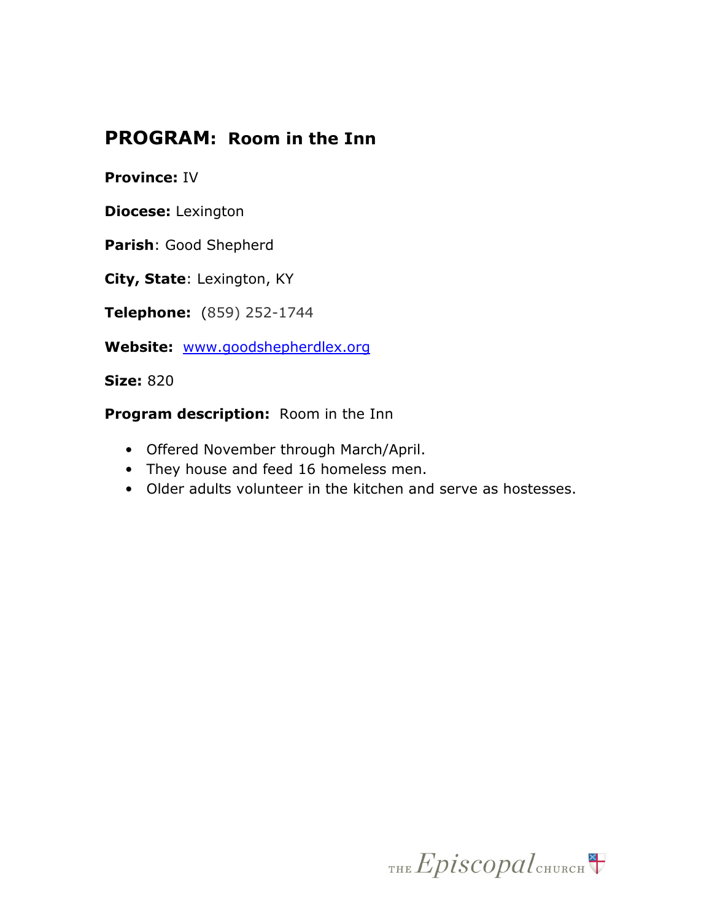## **PROGRAM: Room in the Inn**

**Province:** IV

**Diocese:** Lexington

**Parish**: Good Shepherd

**City, State**: Lexington, KY

**Telephone:** (859) 252-1744

**Website:** [www.goodshepherdlex.org](http://www.goodshepherdlex.org)

**Size:** 820

**Program description:** Room in the Inn

- Offered November through March/April.
- They house and feed 16 homeless men.
- Older adults volunteer in the kitchen and serve as hostesses.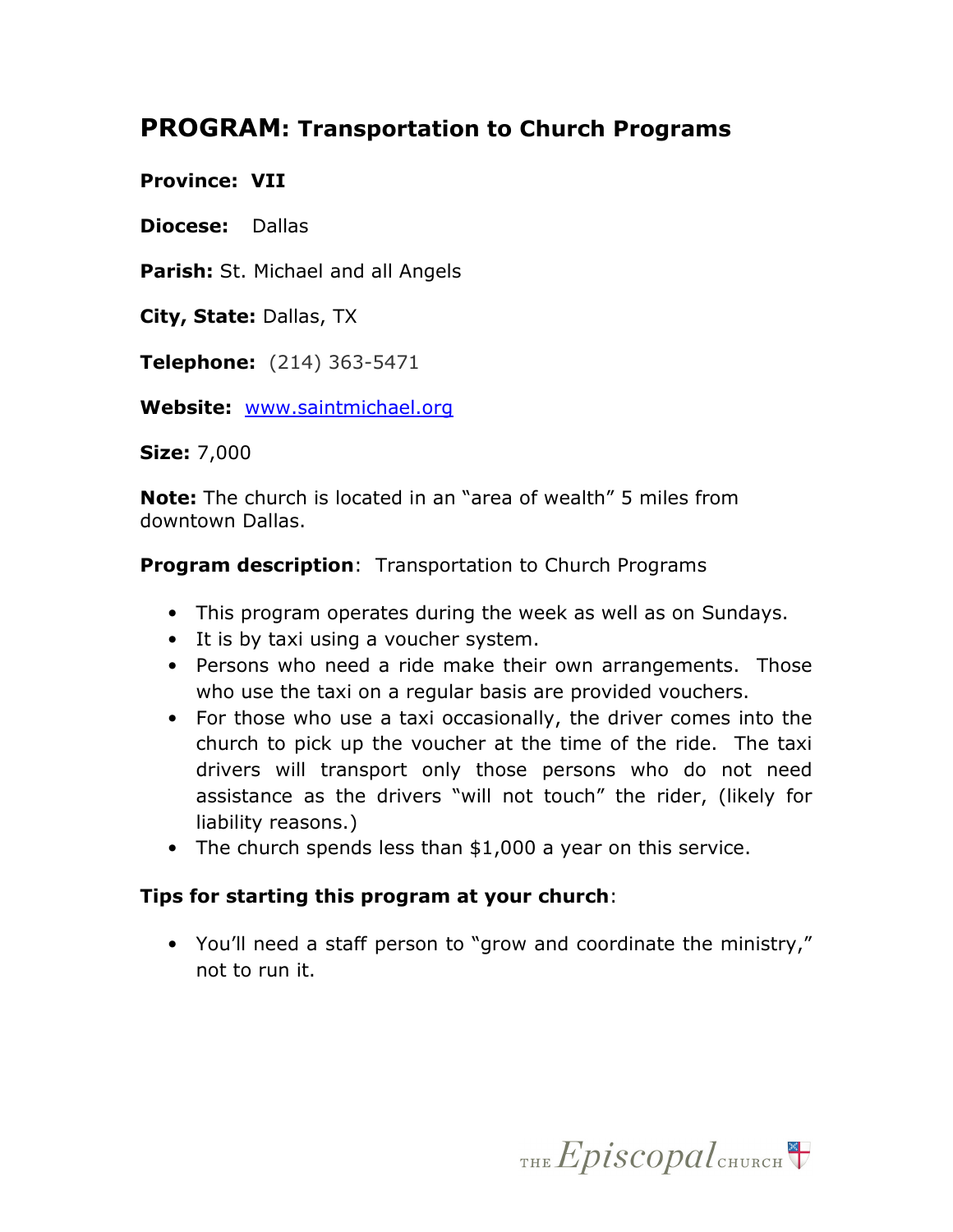## **PROGRAM: Transportation to Church Programs**

**Province: VII**

**Diocese:** Dallas

**Parish:** St. Michael and all Angels

**City, State:** Dallas, TX

**Telephone:** (214) 363-5471

**Website:** www.saintmichael.org

**Size:** 7,000

**Note:** The church is located in an "area of wealth" 5 miles from downtown Dallas.

**Program description**: Transportation to Church Programs

- This program operates during the week as well as on Sundays.
- It is by taxi using a voucher system.
- Persons who need a ride make their own arrangements. Those who use the taxi on a regular basis are provided vouchers.
- For those who use a taxi occasionally, the driver comes into the church to pick up the voucher at the time of the ride. The taxi drivers will transport only those persons who do not need assistance as the drivers "will not touch" the rider, (likely for liability reasons.)
- The church spends less than $1,000 a year on this service.

**Tips for starting this program at your church**:

- You'll need a staff person to "grow and coordinate the ministry," not to run it.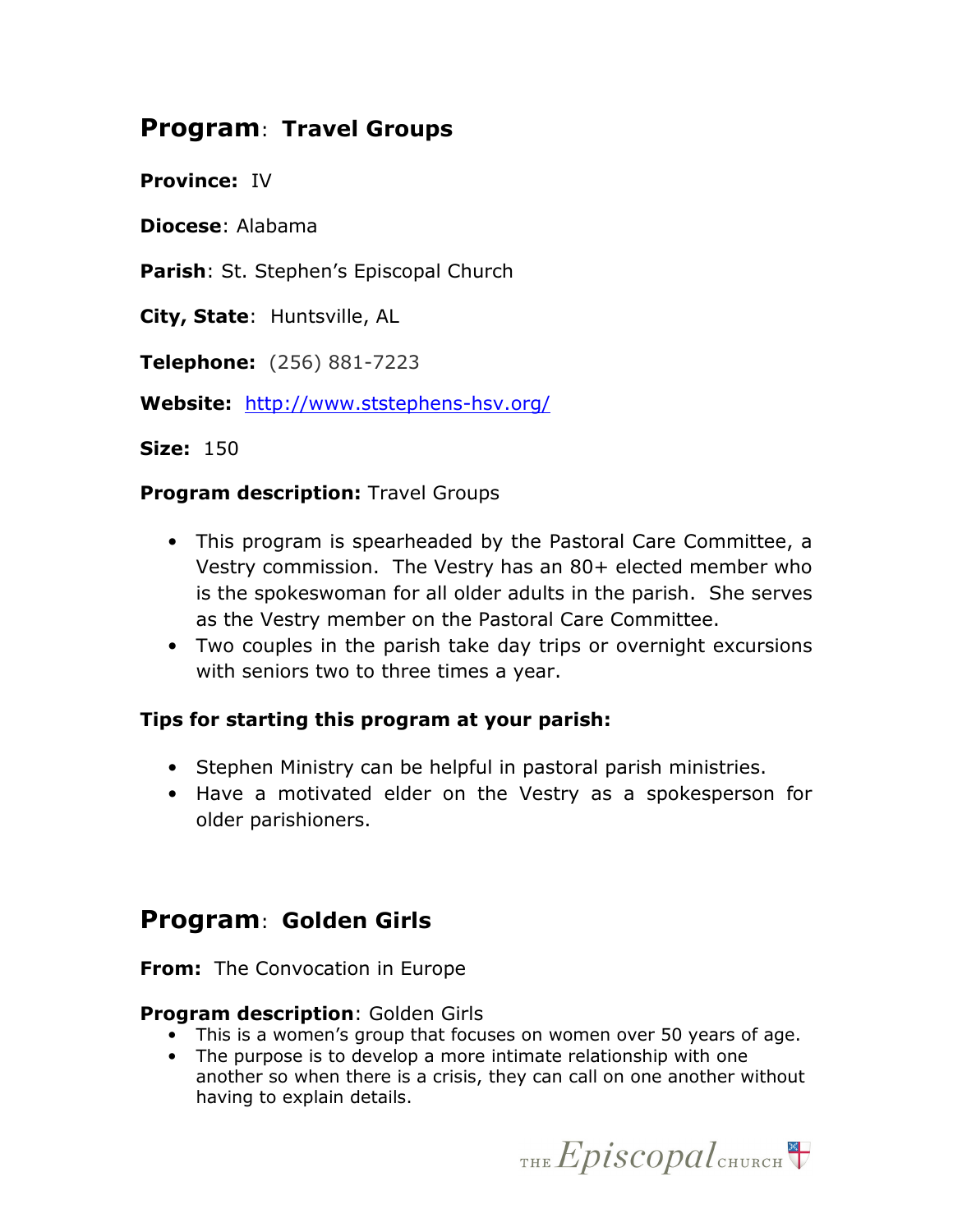## **Program**: Travel Groups

**Province:** IV

**Diocese**: Alabama

**Parish**: St. Stephen's Episcopal Church

**City, State**: Huntsville, AL

**Telephone:** (256) 881-7223

**Website:** http://www.ststephens-hsv.org/

**Size:** 150

**Program description:** Travel Groups

- This program is spearheaded by the Pastoral Care Committee, a Vestry commission. The Vestry has an 80+ elected member who is the spokeswoman for all older adults in the parish. She serves as the Vestry member on the Pastoral Care Committee.
- Two couples in the parish take day trips or overnight excursions with seniors two to three times a year.

**Tips for starting this program at your parish:**

- Stephen Ministry can be helpful in pastoral parish ministries.
- Have a motivated elder on the Vestry as a spokesperson for older parishioners.

## **Program**: Golden Girls

**From:** The Convocation in Europe

**Program description**: Golden Girls

- This is a women's group that focuses on women over 50 years of age.
- The purpose is to develop a more intimate relationship with one another so when there is a crisis, they can call on one another without having to explain details.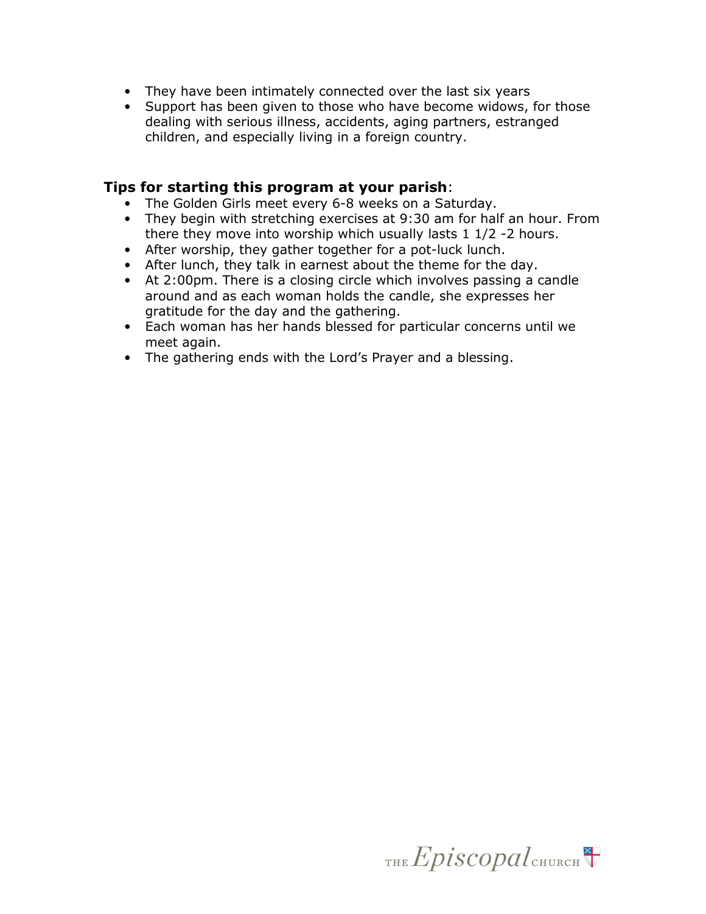- They have been intimately connected over the last six years
- Support has been given to those who have become widows, for those dealing with serious illness, accidents, aging partners, estranged children, and especially living in a foreign country.

**Tips for starting this program at your parish**:

- The Golden Girls meet every 6-8 weeks on a Saturday.
- They begin with stretching exercises at 9:30 am for half an hour. From there they move into worship which usually lasts 1 1/2 -2 hours.
- After worship, they gather together for a pot-luck lunch.
- After lunch, they talk in earnest about the theme for the day.
- At 2:00pm. There is a closing circle which involves passing a candle around and as each woman holds the candle, she expresses her gratitude for the day and the gathering.
- Each woman has her hands blessed for particular concerns until we meet again.
- The gathering ends with the Lord's Prayer and a blessing.